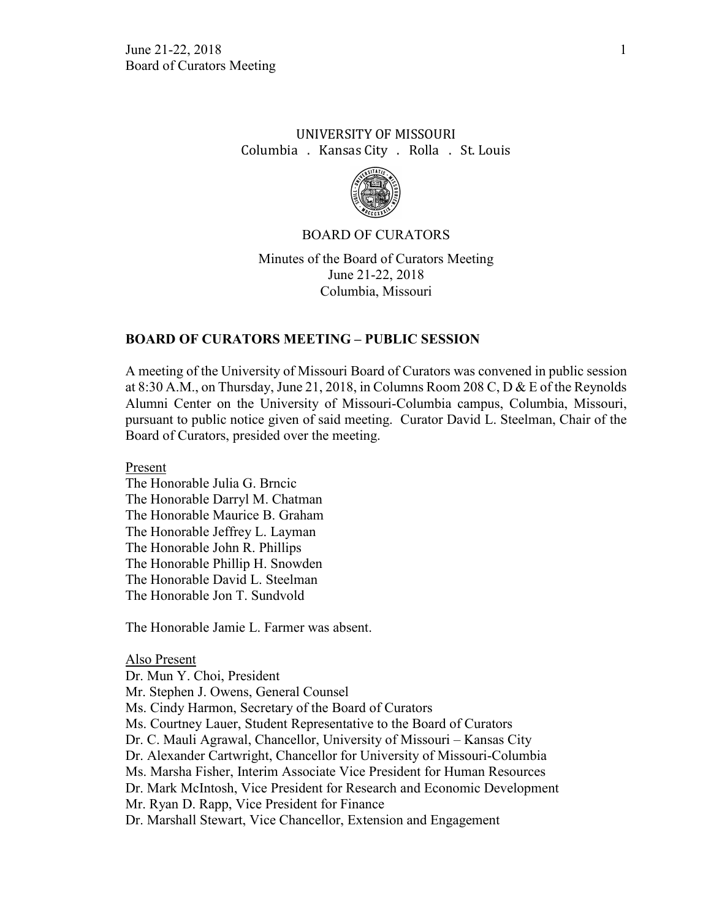UNIVERSITY OF MISSOURI
Columbia . Kansas City . Rolla . St. Louis

BOARD OF CURATORS

Minutes of the Board of Curators Meeting
June 21-22, 2018
Columbia, Missouri

## BOARD OF CURATORS MEETING – PUBLIC SESSION

A meeting of the University of Missouri Board of Curators was convened in public session at 8:30 A.M., on Thursday, June 21, 2018, in Columns Room 208 C, D & E of the Reynolds Alumni Center on the University of Missouri-Columbia campus, Columbia, Missouri, pursuant to public notice given of said meeting. Curator David L. Steelman, Chair of the Board of Curators, presided over the meeting.

Present
The Honorable Julia G. Brncic
The Honorable Darryl M. Chatman
The Honorable Maurice B. Graham
The Honorable Jeffrey L. Layman
The Honorable John R. Phillips
The Honorable Phillip H. Snowden
The Honorable David L. Steelman
The Honorable Jon T. Sundvold

The Honorable Jamie L. Farmer was absent.

Also Present
Dr. Mun Y. Choi, President
Mr. Stephen J. Owens, General Counsel
Ms. Cindy Harmon, Secretary of the Board of Curators
Ms. Courtney Lauer, Student Representative to the Board of Curators
Dr. C. Mauli Agrawal, Chancellor, University of Missouri – Kansas City
Dr. Alexander Cartwright, Chancellor for University of Missouri-Columbia
Ms. Marsha Fisher, Interim Associate Vice President for Human Resources
Dr. Mark McIntosh, Vice President for Research and Economic Development
Mr. Ryan D. Rapp, Vice President for Finance
Dr. Marshall Stewart, Vice Chancellor, Extension and Engagement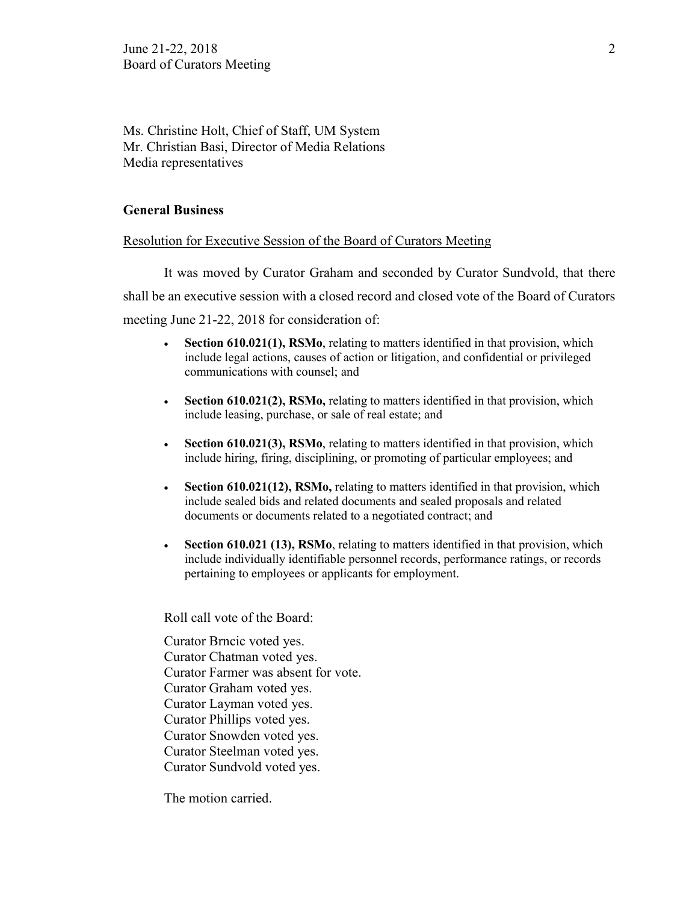Ms. Christine Holt, Chief of Staff, UM System
Mr. Christian Basi, Director of Media Relations
Media representatives

## General Business

Resolution for Executive Session of the Board of Curators Meeting

It was moved by Curator Graham and seconded by Curator Sundvold, that there shall be an executive session with a closed record and closed vote of the Board of Curators meeting June 21-22, 2018 for consideration of:

- **Section 610.021(1), RSMo**, relating to matters identified in that provision, which include legal actions, causes of action or litigation, and confidential or privileged communications with counsel; and
- **Section 610.021(2), RSMo,** relating to matters identified in that provision, which include leasing, purchase, or sale of real estate; and
- **Section 610.021(3), RSMo**, relating to matters identified in that provision, which include hiring, firing, disciplining, or promoting of particular employees; and
- **Section 610.021(12), RSMo,** relating to matters identified in that provision, which include sealed bids and related documents and sealed proposals and related documents or documents related to a negotiated contract; and
- **Section 610.021 (13), RSMo**, relating to matters identified in that provision, which include individually identifiable personnel records, performance ratings, or records pertaining to employees or applicants for employment.

Roll call vote of the Board:

Curator Brncic voted yes.
Curator Chatman voted yes.
Curator Farmer was absent for vote.
Curator Graham voted yes.
Curator Layman voted yes.
Curator Phillips voted yes.
Curator Snowden voted yes.
Curator Steelman voted yes.
Curator Sundvold voted yes.

The motion carried.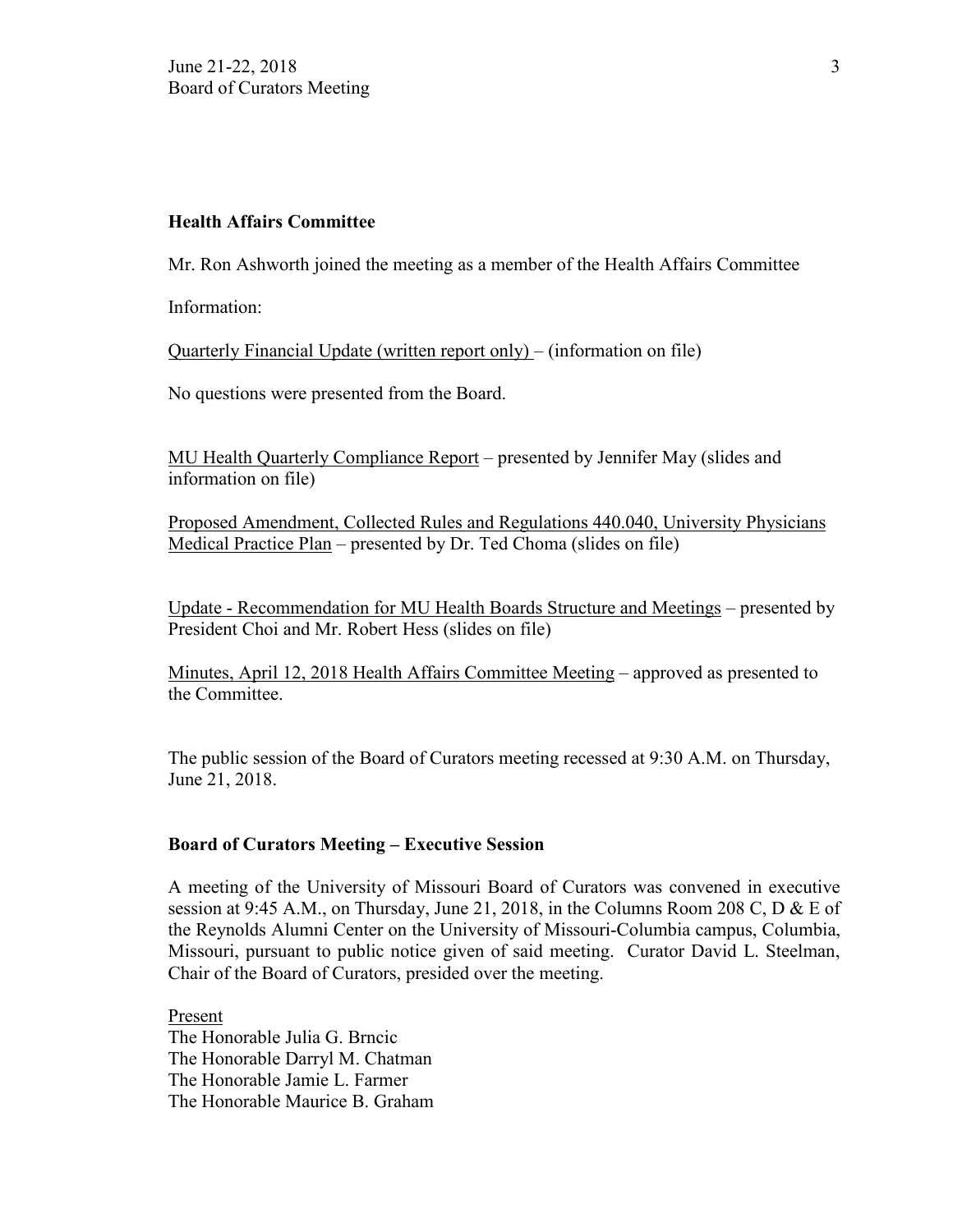**Health Affairs Committee**

Mr. Ron Ashworth joined the meeting as a member of the Health Affairs Committee

Information:

Quarterly Financial Update (written report only) – (information on file)

No questions were presented from the Board.

MU Health Quarterly Compliance Report – presented by Jennifer May (slides and information on file)

Proposed Amendment, Collected Rules and Regulations 440.040, University Physicians Medical Practice Plan – presented by Dr. Ted Choma (slides on file)

Update - Recommendation for MU Health Boards Structure and Meetings – presented by President Choi and Mr. Robert Hess (slides on file)

Minutes, April 12, 2018 Health Affairs Committee Meeting – approved as presented to the Committee.

The public session of the Board of Curators meeting recessed at 9:30 A.M. on Thursday, June 21, 2018.

**Board of Curators Meeting – Executive Session**

A meeting of the University of Missouri Board of Curators was convened in executive session at 9:45 A.M., on Thursday, June 21, 2018, in the Columns Room 208 C, D & E of the Reynolds Alumni Center on the University of Missouri-Columbia campus, Columbia, Missouri, pursuant to public notice given of said meeting. Curator David L. Steelman, Chair of the Board of Curators, presided over the meeting.

Present
The Honorable Julia G. Brncic
The Honorable Darryl M. Chatman
The Honorable Jamie L. Farmer
The Honorable Maurice B. Graham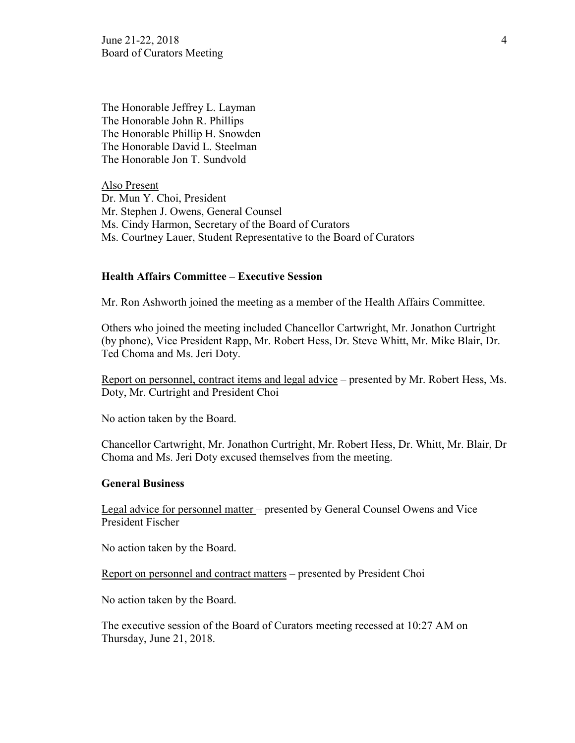The Honorable Jeffrey L. Layman
The Honorable John R. Phillips
The Honorable Phillip H. Snowden
The Honorable David L. Steelman
The Honorable Jon T. Sundvold

Also Present
Dr. Mun Y. Choi, President
Mr. Stephen J. Owens, General Counsel
Ms. Cindy Harmon, Secretary of the Board of Curators
Ms. Courtney Lauer, Student Representative to the Board of Curators

**Health Affairs Committee – Executive Session**

Mr. Ron Ashworth joined the meeting as a member of the Health Affairs Committee.

Others who joined the meeting included Chancellor Cartwright, Mr. Jonathon Curtright (by phone), Vice President Rapp, Mr. Robert Hess, Dr. Steve Whitt, Mr. Mike Blair, Dr. Ted Choma and Ms. Jeri Doty.

Report on personnel, contract items and legal advice – presented by Mr. Robert Hess, Ms. Doty, Mr. Curtright and President Choi

No action taken by the Board.

Chancellor Cartwright, Mr. Jonathon Curtright, Mr. Robert Hess, Dr. Whitt, Mr. Blair, Dr Choma and Ms. Jeri Doty excused themselves from the meeting.

**General Business**

Legal advice for personnel matter – presented by General Counsel Owens and Vice President Fischer

No action taken by the Board.

Report on personnel and contract matters – presented by President Choi

No action taken by the Board.

The executive session of the Board of Curators meeting recessed at 10:27 AM on Thursday, June 21, 2018.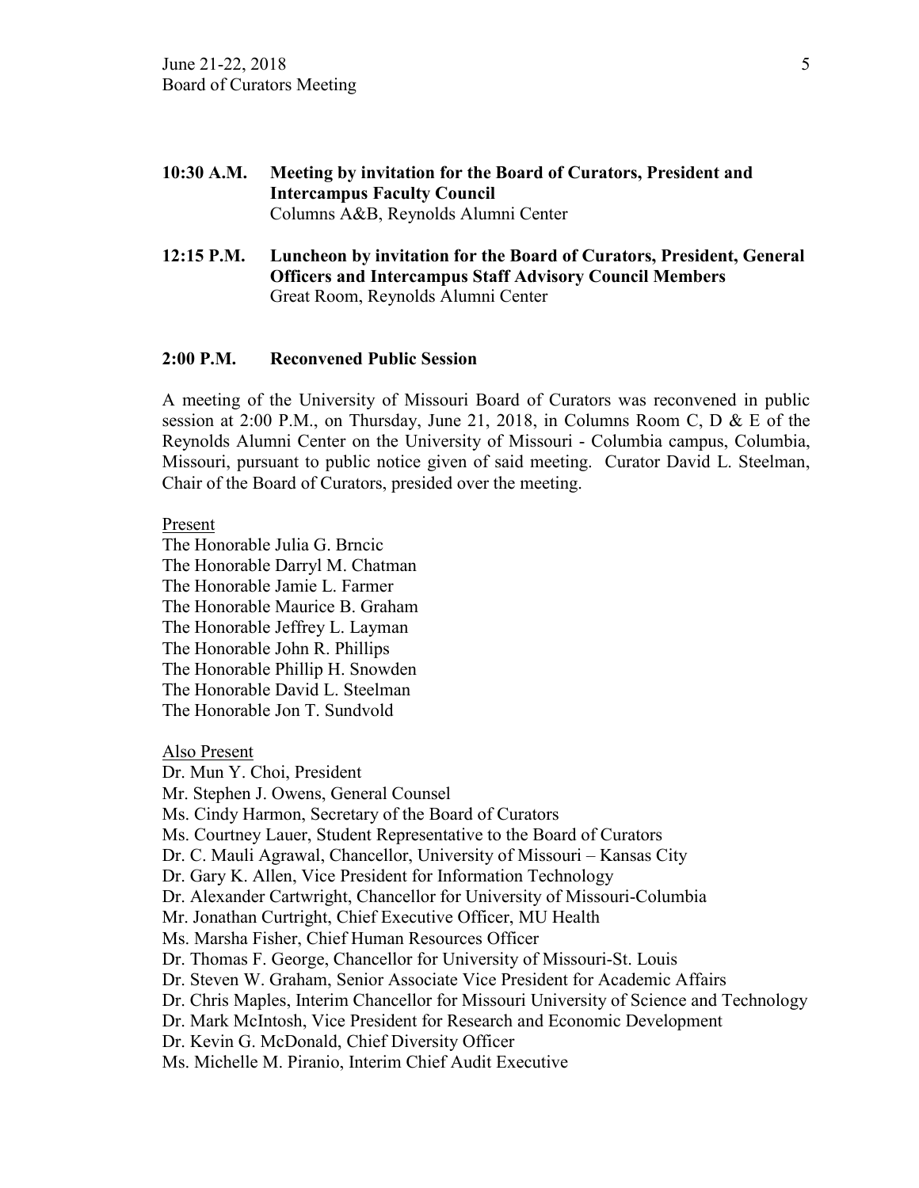**10:30 A.M. Meeting by invitation for the Board of Curators, President and Intercampus Faculty Council**
Columns A&B, Reynolds Alumni Center

**12:15 P.M. Luncheon by invitation for the Board of Curators, President, General Officers and Intercampus Staff Advisory Council Members**
Great Room, Reynolds Alumni Center

**2:00 P.M. Reconvened Public Session**

A meeting of the University of Missouri Board of Curators was reconvened in public session at 2:00 P.M., on Thursday, June 21, 2018, in Columns Room C, D & E of the Reynolds Alumni Center on the University of Missouri - Columbia campus, Columbia, Missouri, pursuant to public notice given of said meeting. Curator David L. Steelman, Chair of the Board of Curators, presided over the meeting.

Present
The Honorable Julia G. Brncic
The Honorable Darryl M. Chatman
The Honorable Jamie L. Farmer
The Honorable Maurice B. Graham
The Honorable Jeffrey L. Layman
The Honorable John R. Phillips
The Honorable Phillip H. Snowden
The Honorable David L. Steelman
The Honorable Jon T. Sundvold

Also Present
Dr. Mun Y. Choi, President
Mr. Stephen J. Owens, General Counsel
Ms. Cindy Harmon, Secretary of the Board of Curators
Ms. Courtney Lauer, Student Representative to the Board of Curators
Dr. C. Mauli Agrawal, Chancellor, University of Missouri – Kansas City
Dr. Gary K. Allen, Vice President for Information Technology
Dr. Alexander Cartwright, Chancellor for University of Missouri-Columbia
Mr. Jonathan Curtright, Chief Executive Officer, MU Health
Ms. Marsha Fisher, Chief Human Resources Officer
Dr. Thomas F. George, Chancellor for University of Missouri-St. Louis
Dr. Steven W. Graham, Senior Associate Vice President for Academic Affairs
Dr. Chris Maples, Interim Chancellor for Missouri University of Science and Technology
Dr. Mark McIntosh, Vice President for Research and Economic Development
Dr. Kevin G. McDonald, Chief Diversity Officer
Ms. Michelle M. Piranio, Interim Chief Audit Executive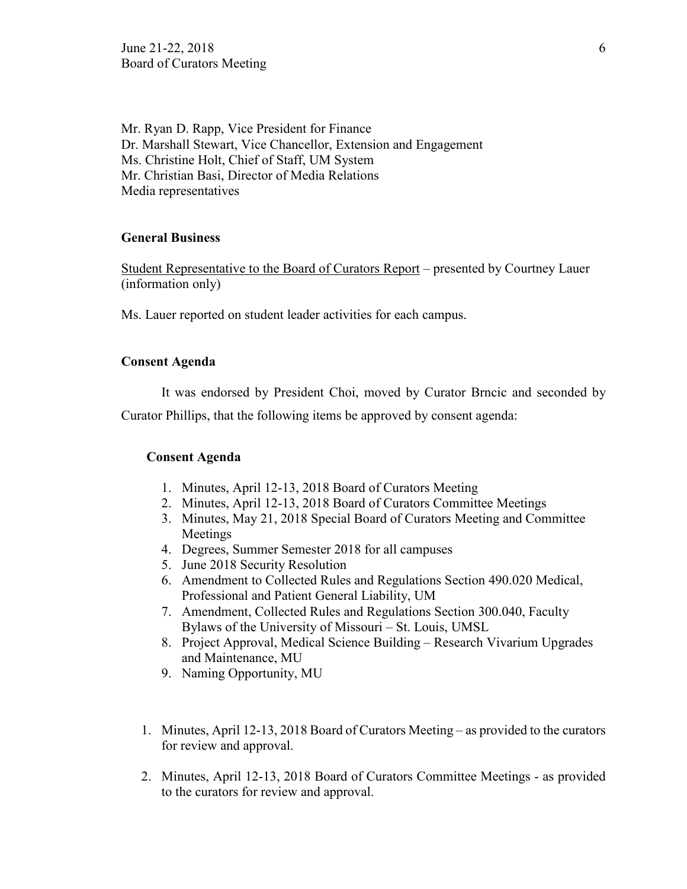Mr. Ryan D. Rapp, Vice President for Finance
Dr. Marshall Stewart, Vice Chancellor, Extension and Engagement
Ms. Christine Holt, Chief of Staff, UM System
Mr. Christian Basi, Director of Media Relations
Media representatives

**General Business**

Student Representative to the Board of Curators Report – presented by Courtney Lauer (information only)

Ms. Lauer reported on student leader activities for each campus.

**Consent Agenda**

It was endorsed by President Choi, moved by Curator Brncic and seconded by Curator Phillips, that the following items be approved by consent agenda:

**Consent Agenda**

1. Minutes, April 12-13, 2018 Board of Curators Meeting
2. Minutes, April 12-13, 2018 Board of Curators Committee Meetings
3. Minutes, May 21, 2018 Special Board of Curators Meeting and Committee Meetings
4. Degrees, Summer Semester 2018 for all campuses
5. June 2018 Security Resolution
6. Amendment to Collected Rules and Regulations Section 490.020 Medical, Professional and Patient General Liability, UM
7. Amendment, Collected Rules and Regulations Section 300.040, Faculty Bylaws of the University of Missouri – St. Louis, UMSL
8. Project Approval, Medical Science Building – Research Vivarium Upgrades and Maintenance, MU
9. Naming Opportunity, MU

1. Minutes, April 12-13, 2018 Board of Curators Meeting – as provided to the curators for review and approval.

2. Minutes, April 12-13, 2018 Board of Curators Committee Meetings - as provided to the curators for review and approval.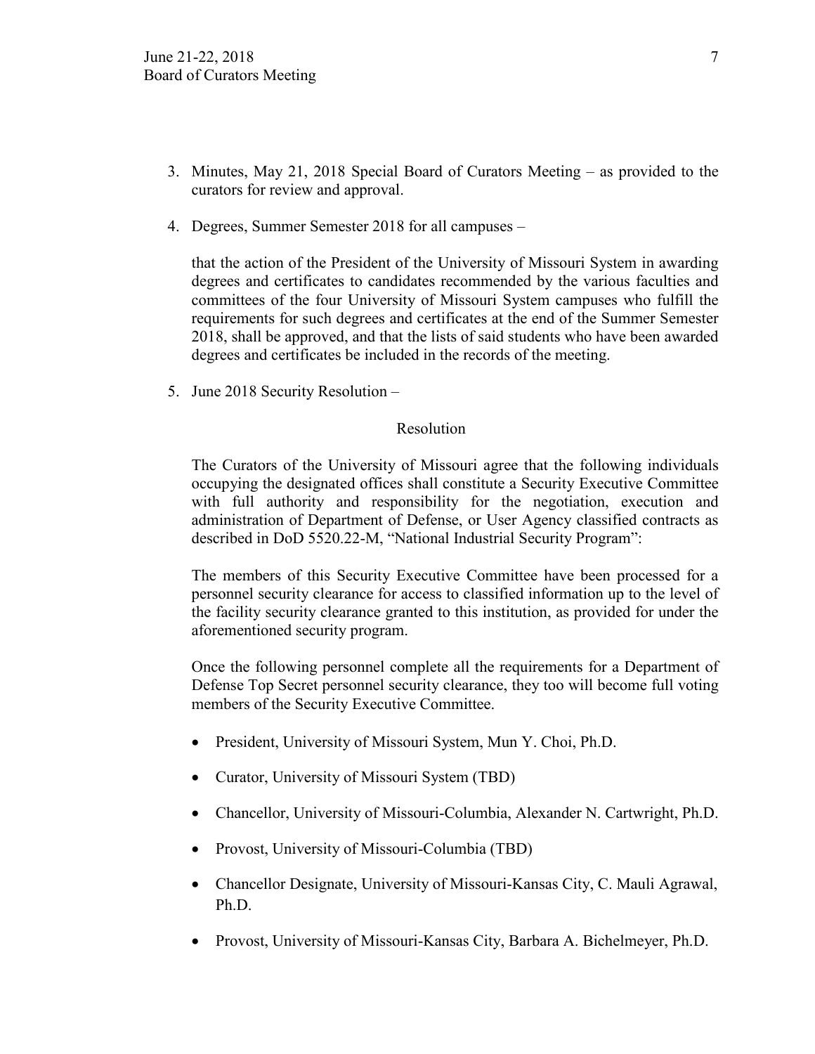3. Minutes, May 21, 2018 Special Board of Curators Meeting – as provided to the curators for review and approval.

4. Degrees, Summer Semester 2018 for all campuses –

   that the action of the President of the University of Missouri System in awarding degrees and certificates to candidates recommended by the various faculties and committees of the four University of Missouri System campuses who fulfill the requirements for such degrees and certificates at the end of the Summer Semester 2018, shall be approved, and that the lists of said students who have been awarded degrees and certificates be included in the records of the meeting.

5. June 2018 Security Resolution –

   Resolution

   The Curators of the University of Missouri agree that the following individuals occupying the designated offices shall constitute a Security Executive Committee with full authority and responsibility for the negotiation, execution and administration of Department of Defense, or User Agency classified contracts as described in DoD 5520.22-M, "National Industrial Security Program":

   The members of this Security Executive Committee have been processed for a personnel security clearance for access to classified information up to the level of the facility security clearance granted to this institution, as provided for under the aforementioned security program.

   Once the following personnel complete all the requirements for a Department of Defense Top Secret personnel security clearance, they too will become full voting members of the Security Executive Committee.

   - President, University of Missouri System, Mun Y. Choi, Ph.D.
   - Curator, University of Missouri System (TBD)
   - Chancellor, University of Missouri-Columbia, Alexander N. Cartwright, Ph.D.
   - Provost, University of Missouri-Columbia (TBD)
   - Chancellor Designate, University of Missouri-Kansas City, C. Mauli Agrawal, Ph.D.
   - Provost, University of Missouri-Kansas City, Barbara A. Bichelmeyer, Ph.D.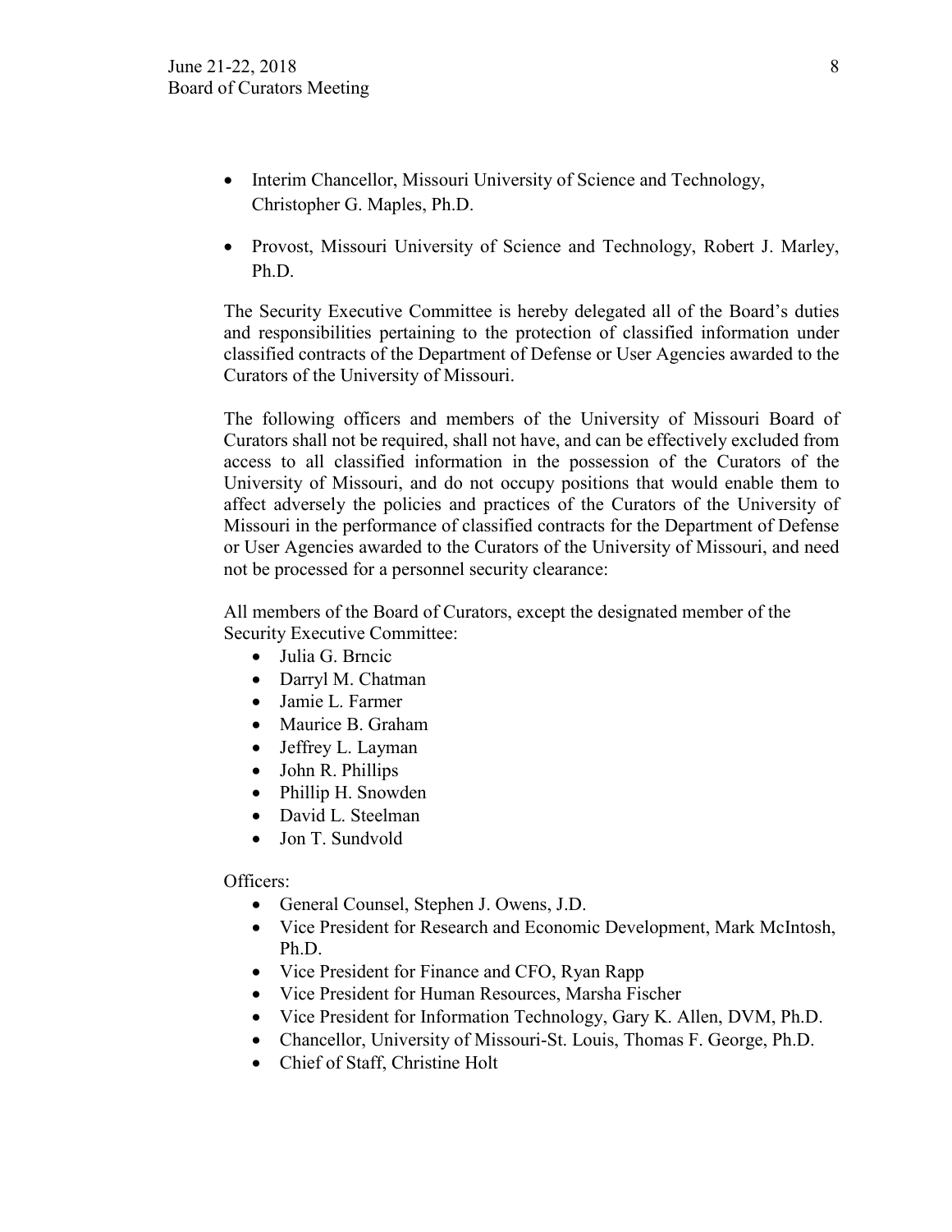- Interim Chancellor, Missouri University of Science and Technology, Christopher G. Maples, Ph.D.
- Provost, Missouri University of Science and Technology, Robert J. Marley, Ph.D.

The Security Executive Committee is hereby delegated all of the Board's duties and responsibilities pertaining to the protection of classified information under classified contracts of the Department of Defense or User Agencies awarded to the Curators of the University of Missouri.

The following officers and members of the University of Missouri Board of Curators shall not be required, shall not have, and can be effectively excluded from access to all classified information in the possession of the Curators of the University of Missouri, and do not occupy positions that would enable them to affect adversely the policies and practices of the Curators of the University of Missouri in the performance of classified contracts for the Department of Defense or User Agencies awarded to the Curators of the University of Missouri, and need not be processed for a personnel security clearance:

All members of the Board of Curators, except the designated member of the Security Executive Committee:

- Julia G. Brncic
- Darryl M. Chatman
- Jamie L. Farmer
- Maurice B. Graham
- Jeffrey L. Layman
- John R. Phillips
- Phillip H. Snowden
- David L. Steelman
- Jon T. Sundvold

Officers:

- General Counsel, Stephen J. Owens, J.D.
- Vice President for Research and Economic Development, Mark McIntosh, Ph.D.
- Vice President for Finance and CFO, Ryan Rapp
- Vice President for Human Resources, Marsha Fischer
- Vice President for Information Technology, Gary K. Allen, DVM, Ph.D.
- Chancellor, University of Missouri-St. Louis, Thomas F. George, Ph.D.
- Chief of Staff, Christine Holt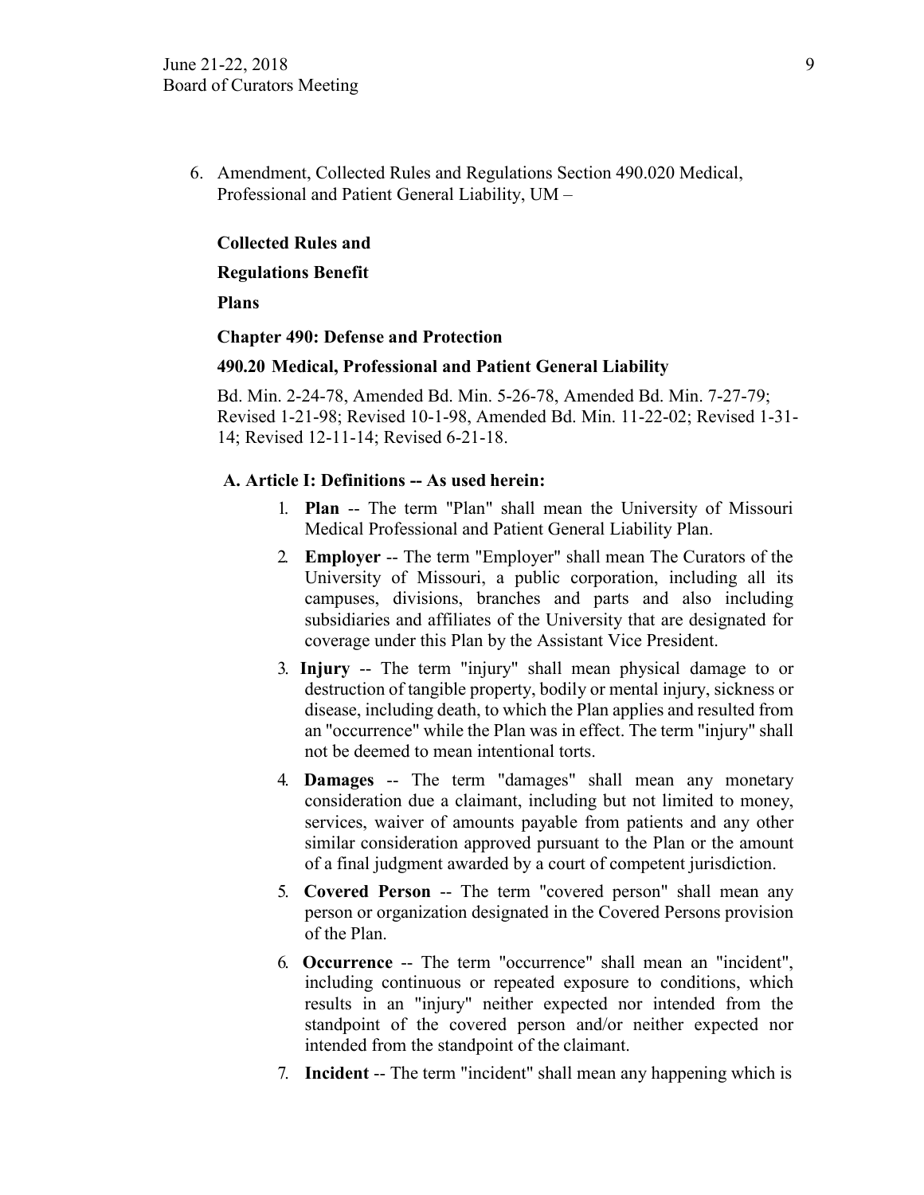6. Amendment, Collected Rules and Regulations Section 490.020 Medical, Professional and Patient General Liability, UM –

**Collected Rules and**

**Regulations Benefit**

**Plans**

**Chapter 490: Defense and Protection**

**490.20 Medical, Professional and Patient General Liability**

Bd. Min. 2-24-78, Amended Bd. Min. 5-26-78, Amended Bd. Min. 7-27-79; Revised 1-21-98; Revised 10-1-98, Amended Bd. Min. 11-22-02; Revised 1-31-14; Revised 12-11-14; Revised 6-21-18.

**A. Article I: Definitions -- As used herein:**

1. **Plan** -- The term "Plan" shall mean the University of Missouri Medical Professional and Patient General Liability Plan.
2. **Employer** -- The term "Employer" shall mean The Curators of the University of Missouri, a public corporation, including all its campuses, divisions, branches and parts and also including subsidiaries and affiliates of the University that are designated for coverage under this Plan by the Assistant Vice President.
3. **Injury** -- The term "injury" shall mean physical damage to or destruction of tangible property, bodily or mental injury, sickness or disease, including death, to which the Plan applies and resulted from an "occurrence" while the Plan was in effect. The term "injury" shall not be deemed to mean intentional torts.
4. **Damages** -- The term "damages" shall mean any monetary consideration due a claimant, including but not limited to money, services, waiver of amounts payable from patients and any other similar consideration approved pursuant to the Plan or the amount of a final judgment awarded by a court of competent jurisdiction.
5. **Covered Person** -- The term "covered person" shall mean any person or organization designated in the Covered Persons provision of the Plan.
6. **Occurrence** -- The term "occurrence" shall mean an "incident", including continuous or repeated exposure to conditions, which results in an "injury" neither expected nor intended from the standpoint of the covered person and/or neither expected nor intended from the standpoint of the claimant.
7. **Incident** -- The term "incident" shall mean any happening which is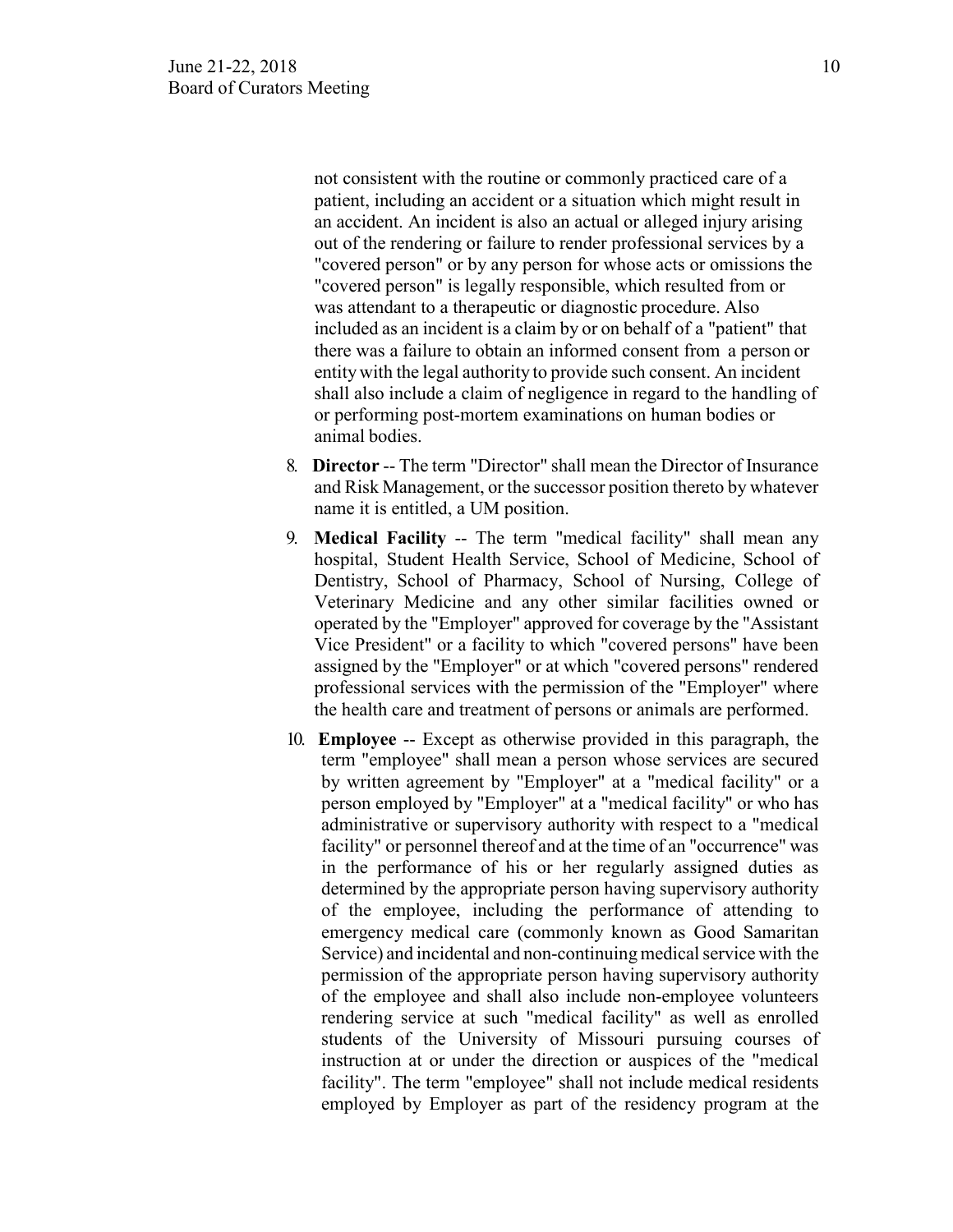not consistent with the routine or commonly practiced care of a patient, including an accident or a situation which might result in an accident. An incident is also an actual or alleged injury arising out of the rendering or failure to render professional services by a "covered person" or by any person for whose acts or omissions the "covered person" is legally responsible, which resulted from or was attendant to a therapeutic or diagnostic procedure. Also included as an incident is a claim by or on behalf of a "patient" that there was a failure to obtain an informed consent from a person or entity with the legal authority to provide such consent. An incident shall also include a claim of negligence in regard to the handling of or performing post-mortem examinations on human bodies or animal bodies.

8. **Director** -- The term "Director" shall mean the Director of Insurance and Risk Management, or the successor position thereto by whatever name it is entitled, a UM position.

9. **Medical Facility** -- The term "medical facility" shall mean any hospital, Student Health Service, School of Medicine, School of Dentistry, School of Pharmacy, School of Nursing, College of Veterinary Medicine and any other similar facilities owned or operated by the "Employer" approved for coverage by the "Assistant Vice President" or a facility to which "covered persons" have been assigned by the "Employer" or at which "covered persons" rendered professional services with the permission of the "Employer" where the health care and treatment of persons or animals are performed.

10. **Employee** -- Except as otherwise provided in this paragraph, the term "employee" shall mean a person whose services are secured by written agreement by "Employer" at a "medical facility" or a person employed by "Employer" at a "medical facility" or who has administrative or supervisory authority with respect to a "medical facility" or personnel thereof and at the time of an "occurrence" was in the performance of his or her regularly assigned duties as determined by the appropriate person having supervisory authority of the employee, including the performance of attending to emergency medical care (commonly known as Good Samaritan Service) and incidental and non-continuing medical service with the permission of the appropriate person having supervisory authority of the employee and shall also include non-employee volunteers rendering service at such "medical facility" as well as enrolled students of the University of Missouri pursuing courses of instruction at or under the direction or auspices of the "medical facility". The term "employee" shall not include medical residents employed by Employer as part of the residency program at the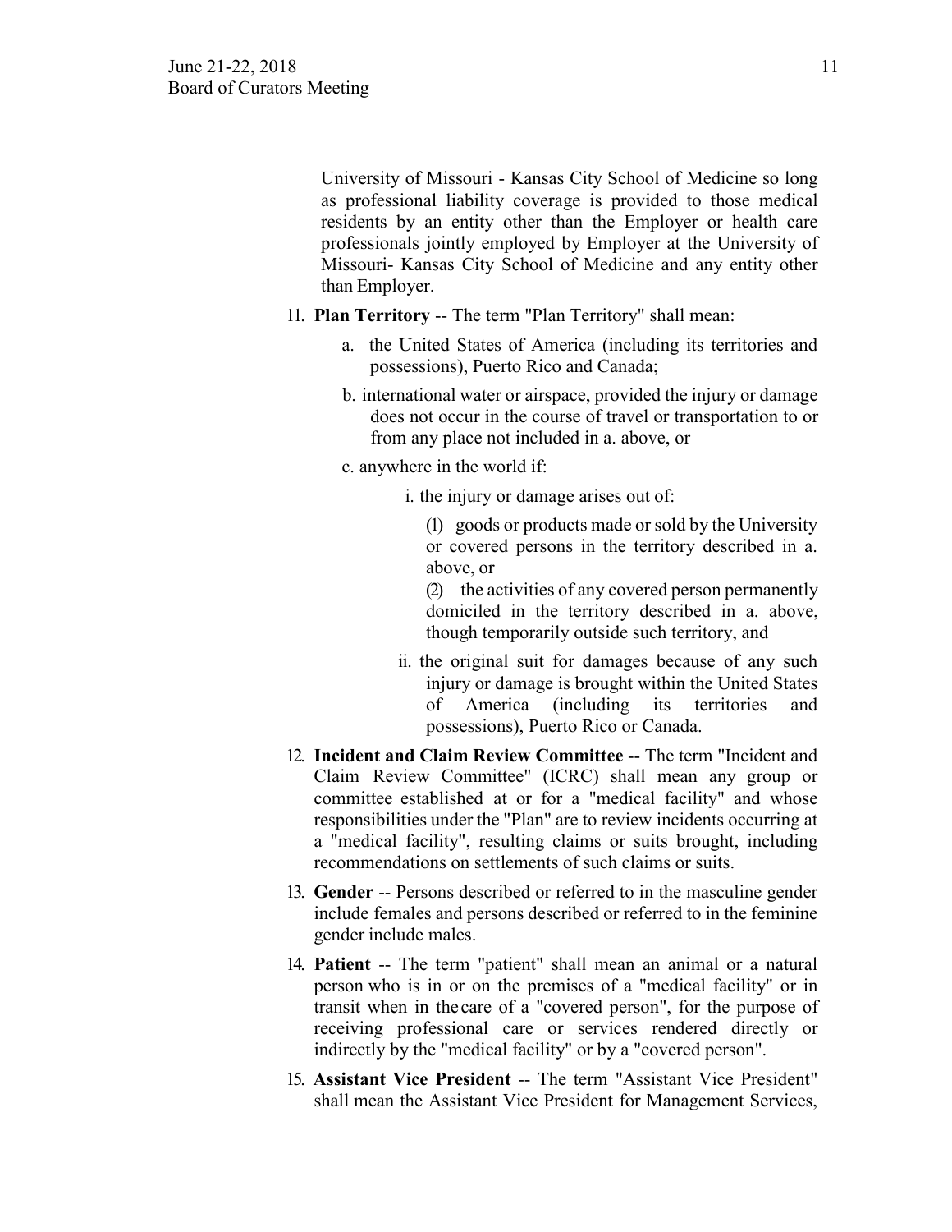University of Missouri - Kansas City School of Medicine so long as professional liability coverage is provided to those medical residents by an entity other than the Employer or health care professionals jointly employed by Employer at the University of Missouri- Kansas City School of Medicine and any entity other than Employer.

11. **Plan Territory** -- The term "Plan Territory" shall mean:

    a. the United States of America (including its territories and possessions), Puerto Rico and Canada;

    b. international water or airspace, provided the injury or damage does not occur in the course of travel or transportation to or from any place not included in a. above, or

    c. anywhere in the world if:

        i. the injury or damage arises out of:

            (1) goods or products made or sold by the University or covered persons in the territory described in a. above, or

            (2) the activities of any covered person permanently domiciled in the territory described in a. above, though temporarily outside such territory, and

        ii. the original suit for damages because of any such injury or damage is brought within the United States of America (including its territories and possessions), Puerto Rico or Canada.

12. **Incident and Claim Review Committee** -- The term "Incident and Claim Review Committee" (ICRC) shall mean any group or committee established at or for a "medical facility" and whose responsibilities under the "Plan" are to review incidents occurring at a "medical facility", resulting claims or suits brought, including recommendations on settlements of such claims or suits.

13. **Gender** -- Persons described or referred to in the masculine gender include females and persons described or referred to in the feminine gender include males.

14. **Patient** -- The term "patient" shall mean an animal or a natural person who is in or on the premises of a "medical facility" or in transit when in the care of a "covered person", for the purpose of receiving professional care or services rendered directly or indirectly by the "medical facility" or by a "covered person".

15. **Assistant Vice President** -- The term "Assistant Vice President" shall mean the Assistant Vice President for Management Services,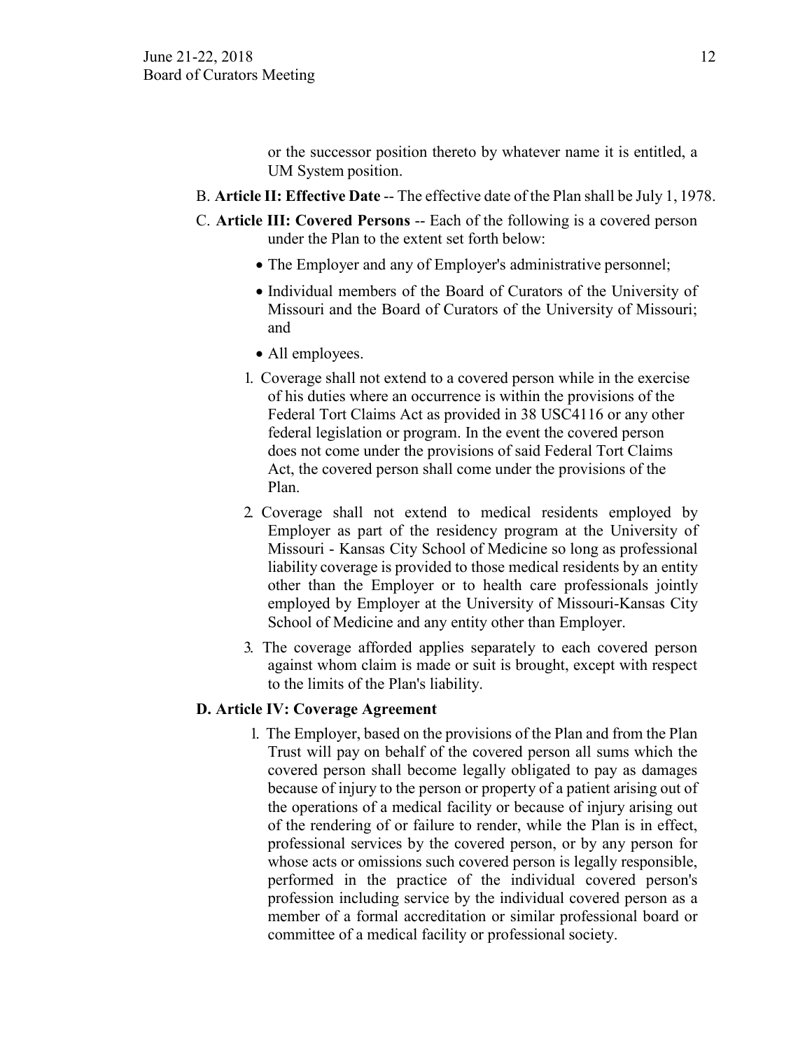or the successor position thereto by whatever name it is entitled, a UM System position.

B. **Article II: Effective Date** -- The effective date of the Plan shall be July 1, 1978.

C. **Article III: Covered Persons** -- Each of the following is a covered person under the Plan to the extent set forth below:

- The Employer and any of Employer's administrative personnel;
- Individual members of the Board of Curators of the University of Missouri and the Board of Curators of the University of Missouri; and
- All employees.

1. Coverage shall not extend to a covered person while in the exercise of his duties where an occurrence is within the provisions of the Federal Tort Claims Act as provided in 38 USC4116 or any other federal legislation or program. In the event the covered person does not come under the provisions of said Federal Tort Claims Act, the covered person shall come under the provisions of the Plan.
2. Coverage shall not extend to medical residents employed by Employer as part of the residency program at the University of Missouri - Kansas City School of Medicine so long as professional liability coverage is provided to those medical residents by an entity other than the Employer or to health care professionals jointly employed by Employer at the University of Missouri-Kansas City School of Medicine and any entity other than Employer.
3. The coverage afforded applies separately to each covered person against whom claim is made or suit is brought, except with respect to the limits of the Plan's liability.

**D. Article IV: Coverage Agreement**

1. The Employer, based on the provisions of the Plan and from the Plan Trust will pay on behalf of the covered person all sums which the covered person shall become legally obligated to pay as damages because of injury to the person or property of a patient arising out of the operations of a medical facility or because of injury arising out of the rendering of or failure to render, while the Plan is in effect, professional services by the covered person, or by any person for whose acts or omissions such covered person is legally responsible, performed in the practice of the individual covered person's profession including service by the individual covered person as a member of a formal accreditation or similar professional board or committee of a medical facility or professional society.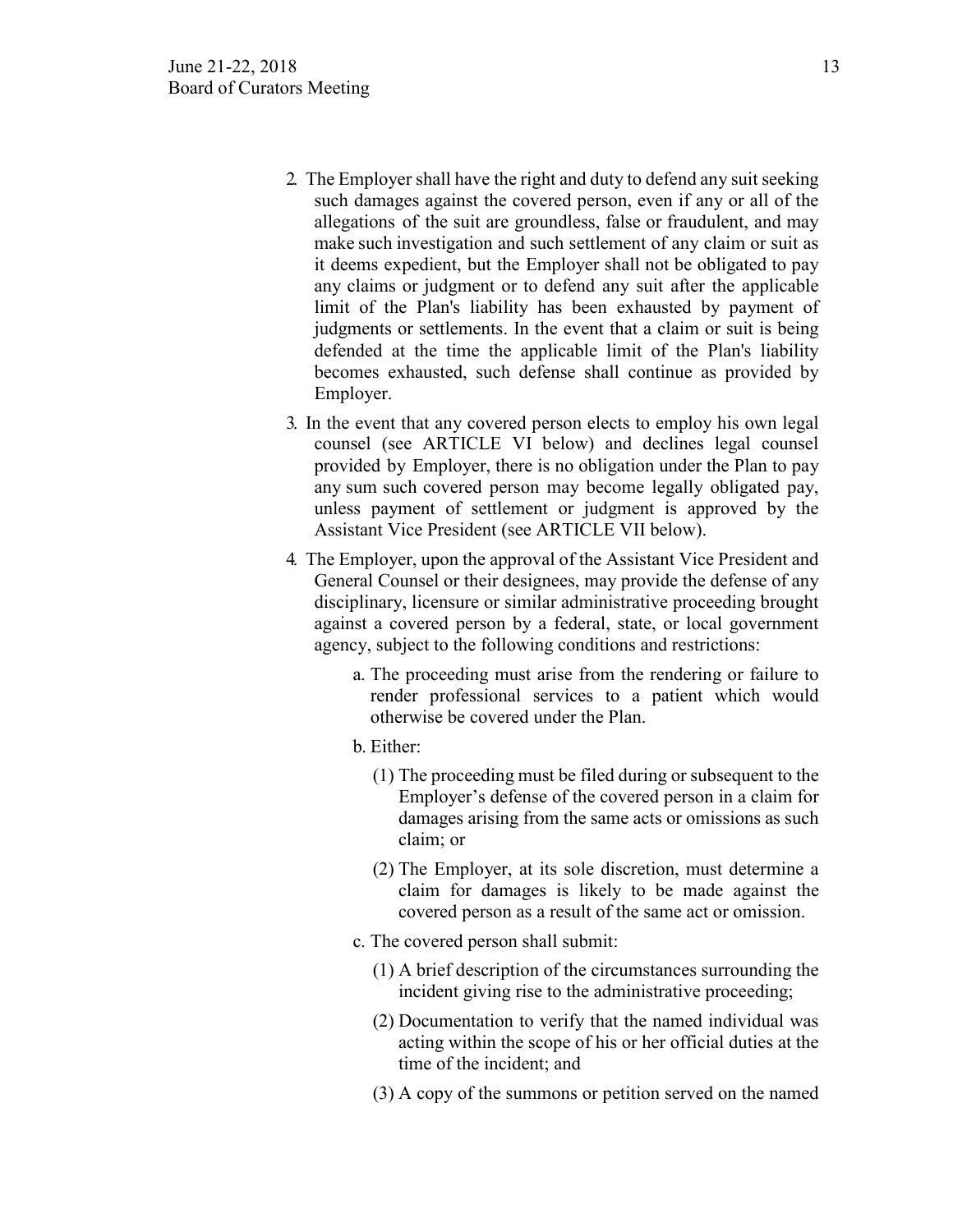2. The Employer shall have the right and duty to defend any suit seeking such damages against the covered person, even if any or all of the allegations of the suit are groundless, false or fraudulent, and may make such investigation and such settlement of any claim or suit as it deems expedient, but the Employer shall not be obligated to pay any claims or judgment or to defend any suit after the applicable limit of the Plan's liability has been exhausted by payment of judgments or settlements. In the event that a claim or suit is being defended at the time the applicable limit of the Plan's liability becomes exhausted, such defense shall continue as provided by Employer.

3. In the event that any covered person elects to employ his own legal counsel (see ARTICLE VI below) and declines legal counsel provided by Employer, there is no obligation under the Plan to pay any sum such covered person may become legally obligated pay, unless payment of settlement or judgment is approved by the Assistant Vice President (see ARTICLE VII below).

4. The Employer, upon the approval of the Assistant Vice President and General Counsel or their designees, may provide the defense of any disciplinary, licensure or similar administrative proceeding brought against a covered person by a federal, state, or local government agency, subject to the following conditions and restrictions:

   a. The proceeding must arise from the rendering or failure to render professional services to a patient which would otherwise be covered under the Plan.

   b. Either:

      (1) The proceeding must be filed during or subsequent to the Employer's defense of the covered person in a claim for damages arising from the same acts or omissions as such claim; or

      (2) The Employer, at its sole discretion, must determine a claim for damages is likely to be made against the covered person as a result of the same act or omission.

   c. The covered person shall submit:

      (1) A brief description of the circumstances surrounding the incident giving rise to the administrative proceeding;

      (2) Documentation to verify that the named individual was acting within the scope of his or her official duties at the time of the incident; and

      (3) A copy of the summons or petition served on the named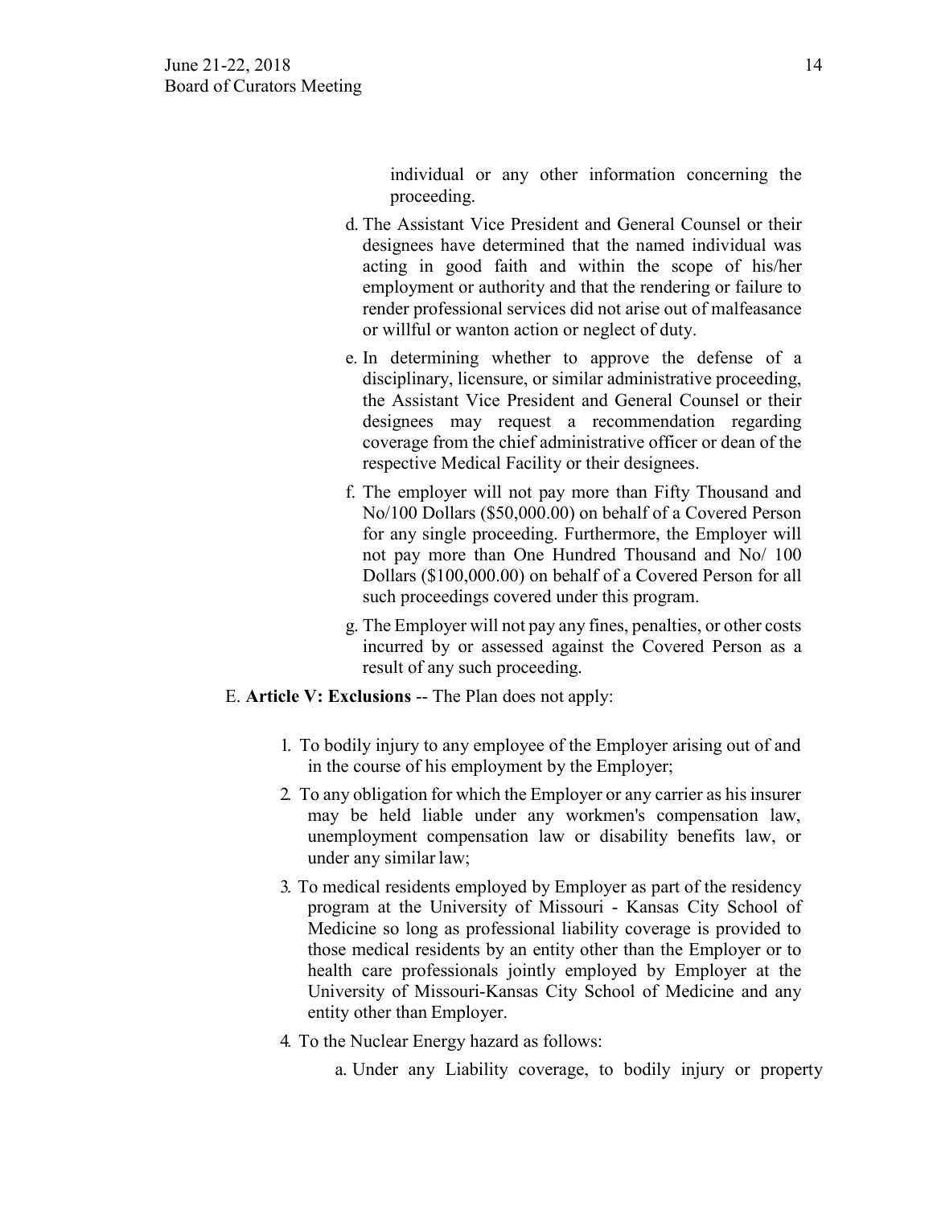individual or any other information concerning the proceeding.

d. The Assistant Vice President and General Counsel or their designees have determined that the named individual was acting in good faith and within the scope of his/her employment or authority and that the rendering or failure to render professional services did not arise out of malfeasance or willful or wanton action or neglect of duty.

e. In determining whether to approve the defense of a disciplinary, licensure, or similar administrative proceeding, the Assistant Vice President and General Counsel or their designees may request a recommendation regarding coverage from the chief administrative officer or dean of the respective Medical Facility or their designees.

f. The employer will not pay more than Fifty Thousand and No/100 Dollars ($50,000.00) on behalf of a Covered Person for any single proceeding. Furthermore, the Employer will not pay more than One Hundred Thousand and No/ 100 Dollars ($100,000.00) on behalf of a Covered Person for all such proceedings covered under this program.

g. The Employer will not pay any fines, penalties, or other costs incurred by or assessed against the Covered Person as a result of any such proceeding.

E. **Article V: Exclusions** -- The Plan does not apply:

1. To bodily injury to any employee of the Employer arising out of and in the course of his employment by the Employer;
2. To any obligation for which the Employer or any carrier as his insurer may be held liable under any workmen's compensation law, unemployment compensation law or disability benefits law, or under any similar law;
3. To medical residents employed by Employer as part of the residency program at the University of Missouri - Kansas City School of Medicine so long as professional liability coverage is provided to those medical residents by an entity other than the Employer or to health care professionals jointly employed by Employer at the University of Missouri-Kansas City School of Medicine and any entity other than Employer.
4. To the Nuclear Energy hazard as follows:

   a. Under any Liability coverage, to bodily injury or property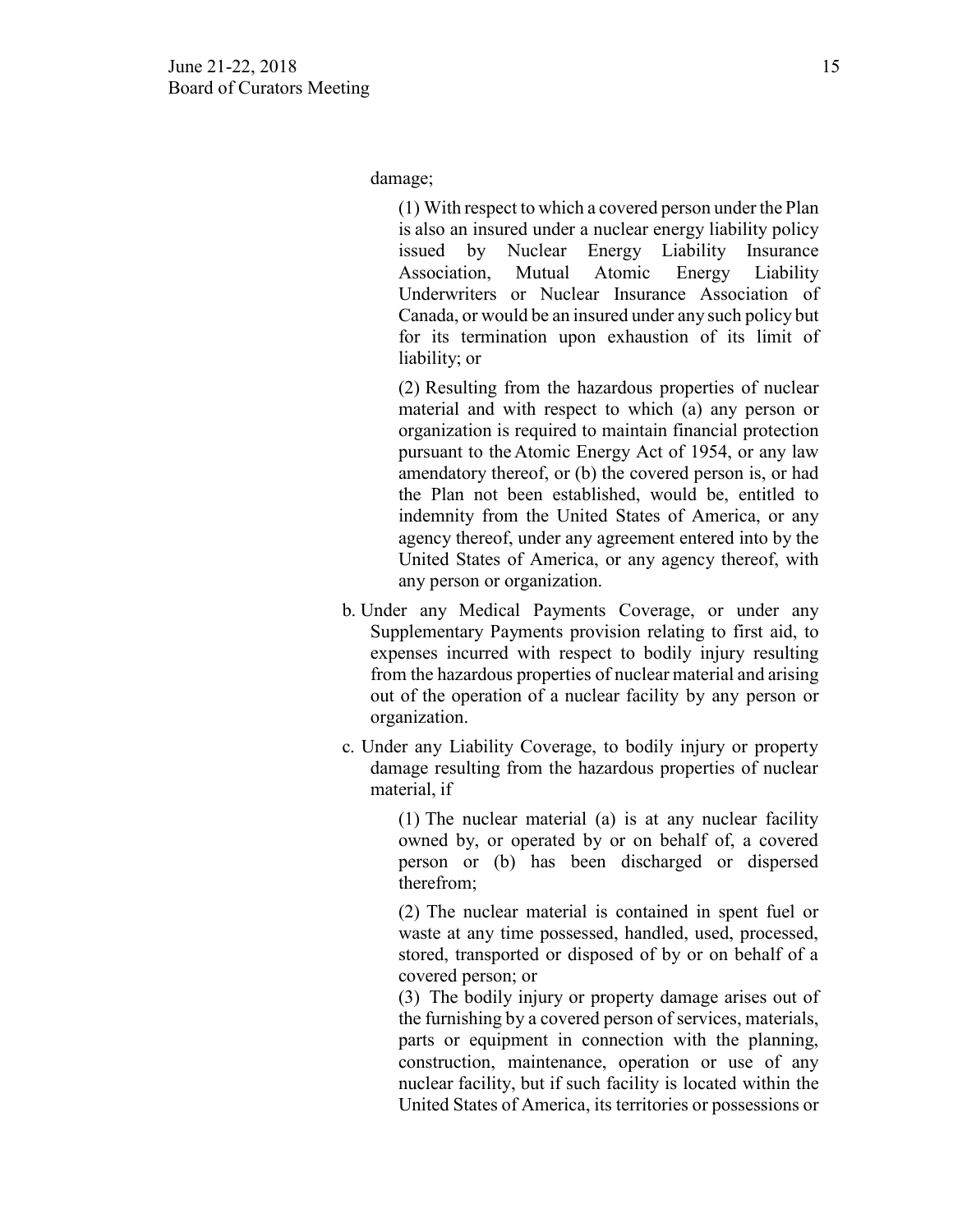damage;

(1) With respect to which a covered person under the Plan is also an insured under a nuclear energy liability policy issued by Nuclear Energy Liability Insurance Association, Mutual Atomic Energy Liability Underwriters or Nuclear Insurance Association of Canada, or would be an insured under any such policy but for its termination upon exhaustion of its limit of liability; or

(2) Resulting from the hazardous properties of nuclear material and with respect to which (a) any person or organization is required to maintain financial protection pursuant to the Atomic Energy Act of 1954, or any law amendatory thereof, or (b) the covered person is, or had the Plan not been established, would be, entitled to indemnity from the United States of America, or any agency thereof, under any agreement entered into by the United States of America, or any agency thereof, with any person or organization.

b. Under any Medical Payments Coverage, or under any Supplementary Payments provision relating to first aid, to expenses incurred with respect to bodily injury resulting from the hazardous properties of nuclear material and arising out of the operation of a nuclear facility by any person or organization.

c. Under any Liability Coverage, to bodily injury or property damage resulting from the hazardous properties of nuclear material, if

(1) The nuclear material (a) is at any nuclear facility owned by, or operated by or on behalf of, a covered person or (b) has been discharged or dispersed therefrom;

(2) The nuclear material is contained in spent fuel or waste at any time possessed, handled, used, processed, stored, transported or disposed of by or on behalf of a covered person; or

(3) The bodily injury or property damage arises out of the furnishing by a covered person of services, materials, parts or equipment in connection with the planning, construction, maintenance, operation or use of any nuclear facility, but if such facility is located within the United States of America, its territories or possessions or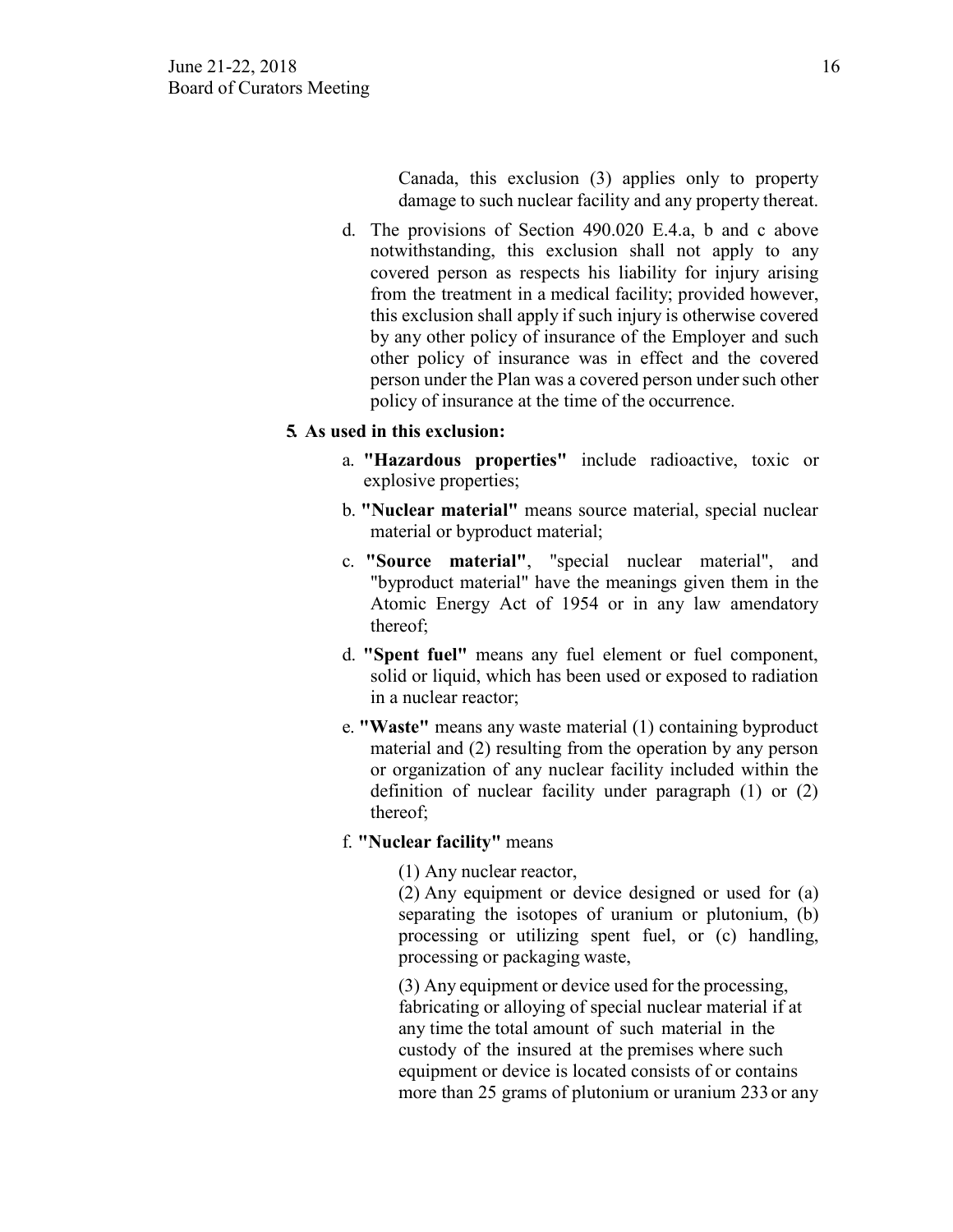Canada, this exclusion (3) applies only to property damage to such nuclear facility and any property thereat.

d. The provisions of Section 490.020 E.4.a, b and c above notwithstanding, this exclusion shall not apply to any covered person as respects his liability for injury arising from the treatment in a medical facility; provided however, this exclusion shall apply if such injury is otherwise covered by any other policy of insurance of the Employer and such other policy of insurance was in effect and the covered person under the Plan was a covered person under such other policy of insurance at the time of the occurrence.

**5. As used in this exclusion:**

a. **"Hazardous properties"** include radioactive, toxic or explosive properties;

b. **"Nuclear material"** means source material, special nuclear material or byproduct material;

c. **"Source material"**, "special nuclear material", and "byproduct material" have the meanings given them in the Atomic Energy Act of 1954 or in any law amendatory thereof;

d. **"Spent fuel"** means any fuel element or fuel component, solid or liquid, which has been used or exposed to radiation in a nuclear reactor;

e. **"Waste"** means any waste material (1) containing byproduct material and (2) resulting from the operation by any person or organization of any nuclear facility included within the definition of nuclear facility under paragraph (1) or (2) thereof;

f. **"Nuclear facility"** means

(1) Any nuclear reactor,

(2) Any equipment or device designed or used for (a) separating the isotopes of uranium or plutonium, (b) processing or utilizing spent fuel, or (c) handling, processing or packaging waste,

(3) Any equipment or device used for the processing, fabricating or alloying of special nuclear material if at any time the total amount of such material in the custody of the insured at the premises where such equipment or device is located consists of or contains more than 25 grams of plutonium or uranium 233 or any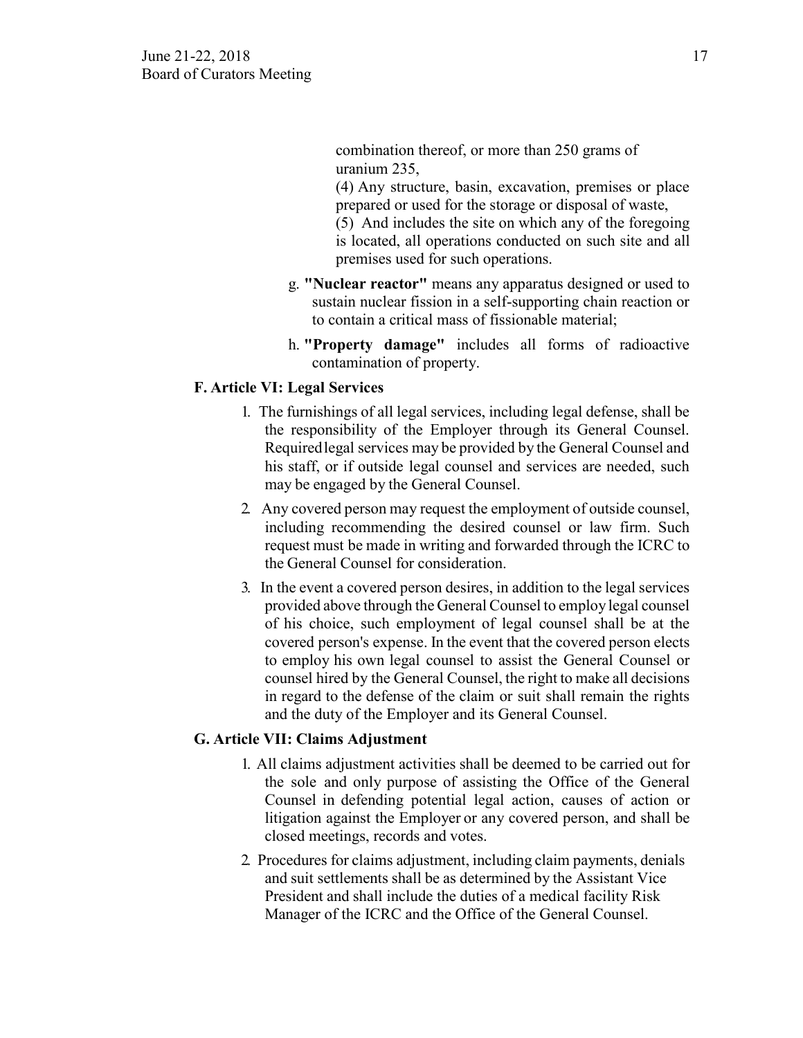combination thereof, or more than 250 grams of uranium 235,

(4) Any structure, basin, excavation, premises or place prepared or used for the storage or disposal of waste,

(5) And includes the site on which any of the foregoing is located, all operations conducted on such site and all premises used for such operations.

g. **"Nuclear reactor"** means any apparatus designed or used to sustain nuclear fission in a self-supporting chain reaction or to contain a critical mass of fissionable material;

h. **"Property damage"** includes all forms of radioactive contamination of property.

### F. Article VI: Legal Services

1. The furnishings of all legal services, including legal defense, shall be the responsibility of the Employer through its General Counsel. Required legal services may be provided by the General Counsel and his staff, or if outside legal counsel and services are needed, such may be engaged by the General Counsel.
2. Any covered person may request the employment of outside counsel, including recommending the desired counsel or law firm. Such request must be made in writing and forwarded through the ICRC to the General Counsel for consideration.
3. In the event a covered person desires, in addition to the legal services provided above through the General Counsel to employ legal counsel of his choice, such employment of legal counsel shall be at the covered person's expense. In the event that the covered person elects to employ his own legal counsel to assist the General Counsel or counsel hired by the General Counsel, the right to make all decisions in regard to the defense of the claim or suit shall remain the rights and the duty of the Employer and its General Counsel.

### G. Article VII: Claims Adjustment

1. All claims adjustment activities shall be deemed to be carried out for the sole and only purpose of assisting the Office of the General Counsel in defending potential legal action, causes of action or litigation against the Employer or any covered person, and shall be closed meetings, records and votes.
2. Procedures for claims adjustment, including claim payments, denials and suit settlements shall be as determined by the Assistant Vice President and shall include the duties of a medical facility Risk Manager of the ICRC and the Office of the General Counsel.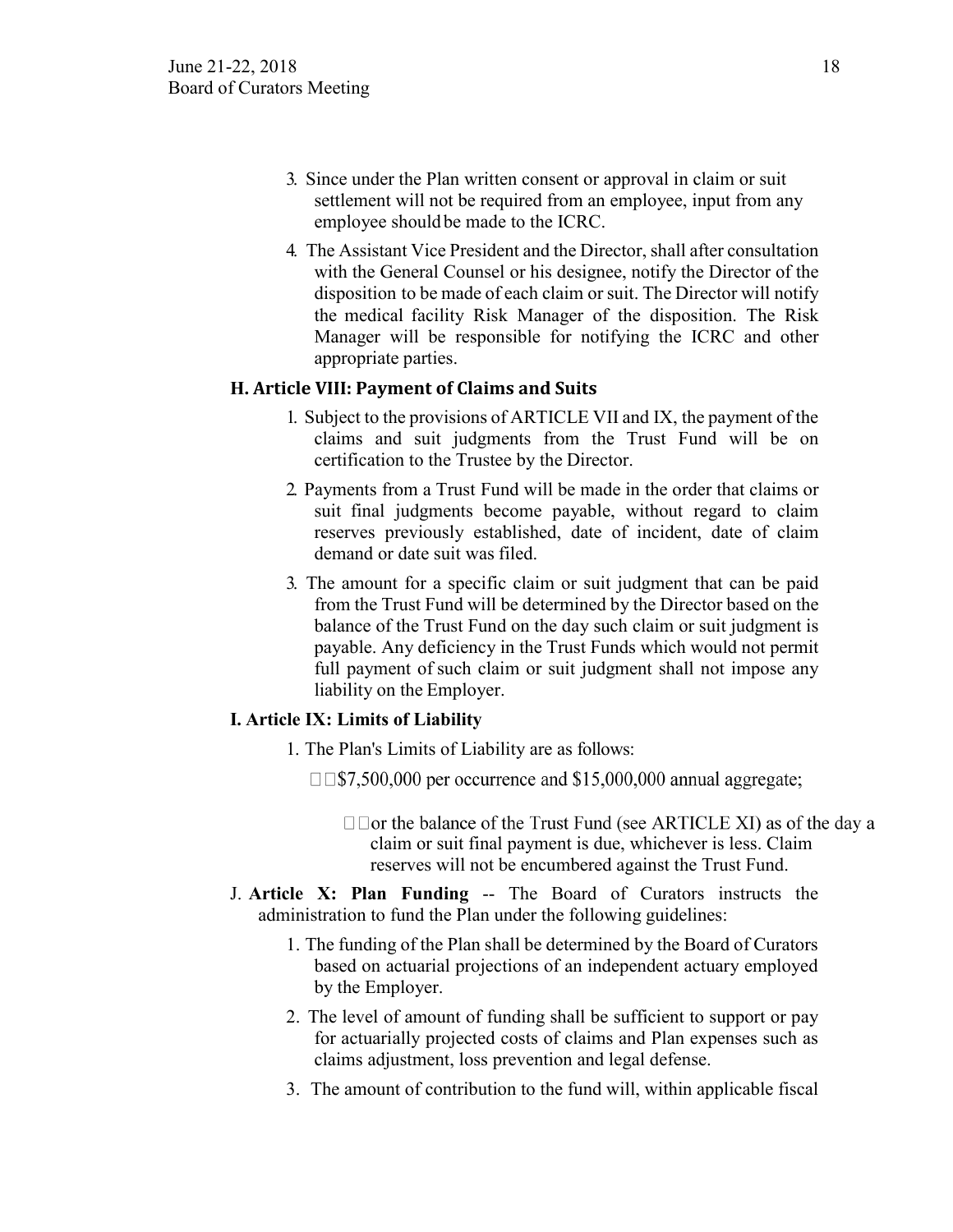3. Since under the Plan written consent or approval in claim or suit settlement will not be required from an employee, input from any employee should be made to the ICRC.
4. The Assistant Vice President and the Director, shall after consultation with the General Counsel or his designee, notify the Director of the disposition to be made of each claim or suit. The Director will notify the medical facility Risk Manager of the disposition. The Risk Manager will be responsible for notifying the ICRC and other appropriate parties.

### H. Article VIII: Payment of Claims and Suits

1. Subject to the provisions of ARTICLE VII and IX, the payment of the claims and suit judgments from the Trust Fund will be on certification to the Trustee by the Director.
2. Payments from a Trust Fund will be made in the order that claims or suit final judgments become payable, without regard to claim reserves previously established, date of incident, date of claim demand or date suit was filed.
3. The amount for a specific claim or suit judgment that can be paid from the Trust Fund will be determined by the Director based on the balance of the Trust Fund on the day such claim or suit judgment is payable. Any deficiency in the Trust Funds which would not permit full payment of such claim or suit judgment shall not impose any liability on the Employer.

### I. Article IX: Limits of Liability

1. The Plan's Limits of Liability are as follows:
   - $7,500,000 per occurrence and $15,000,000 annual aggregate;
     - or the balance of the Trust Fund (see ARTICLE XI) as of the day a claim or suit final payment is due, whichever is less. Claim reserves will not be encumbered against the Trust Fund.

J. **Article X: Plan Funding** -- The Board of Curators instructs the administration to fund the Plan under the following guidelines:

1. The funding of the Plan shall be determined by the Board of Curators based on actuarial projections of an independent actuary employed by the Employer.
2. The level of amount of funding shall be sufficient to support or pay for actuarially projected costs of claims and Plan expenses such as claims adjustment, loss prevention and legal defense.
3. The amount of contribution to the fund will, within applicable fiscal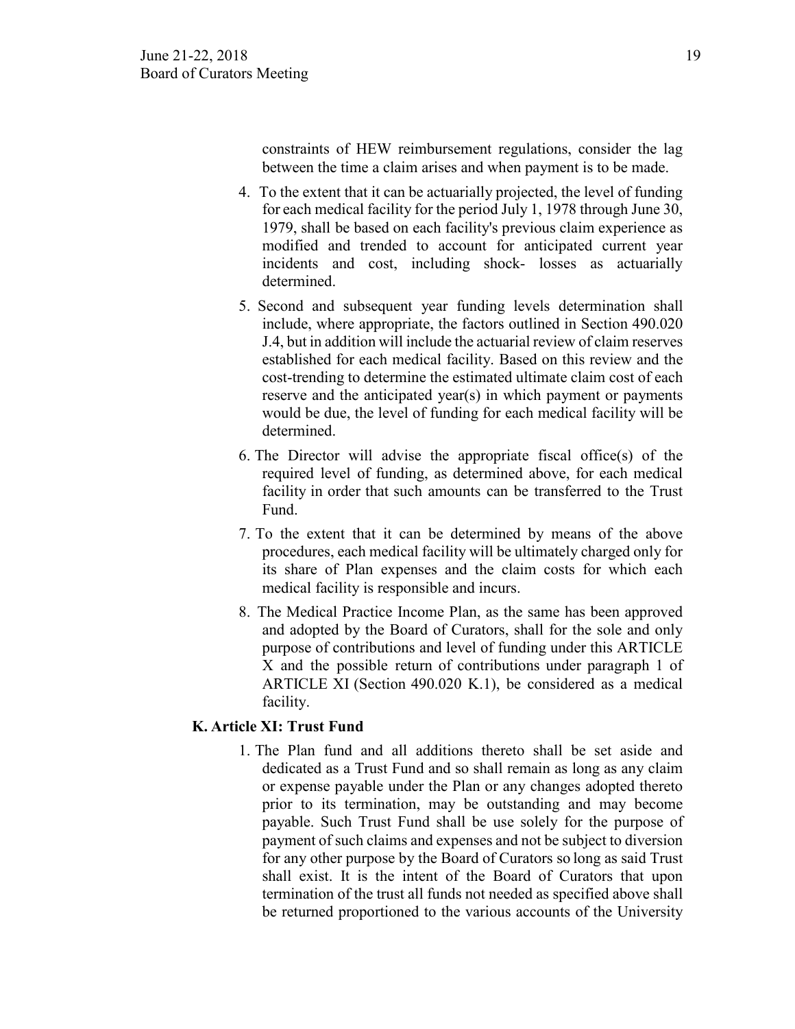constraints of HEW reimbursement regulations, consider the lag between the time a claim arises and when payment is to be made.

4. To the extent that it can be actuarially projected, the level of funding for each medical facility for the period July 1, 1978 through June 30, 1979, shall be based on each facility's previous claim experience as modified and trended to account for anticipated current year incidents and cost, including shock- losses as actuarially determined.
5. Second and subsequent year funding levels determination shall include, where appropriate, the factors outlined in Section 490.020 J.4, but in addition will include the actuarial review of claim reserves established for each medical facility. Based on this review and the cost-trending to determine the estimated ultimate claim cost of each reserve and the anticipated year(s) in which payment or payments would be due, the level of funding for each medical facility will be determined.
6. The Director will advise the appropriate fiscal office(s) of the required level of funding, as determined above, for each medical facility in order that such amounts can be transferred to the Trust Fund.
7. To the extent that it can be determined by means of the above procedures, each medical facility will be ultimately charged only for its share of Plan expenses and the claim costs for which each medical facility is responsible and incurs.
8. The Medical Practice Income Plan, as the same has been approved and adopted by the Board of Curators, shall for the sole and only purpose of contributions and level of funding under this ARTICLE X and the possible return of contributions under paragraph 1 of ARTICLE XI (Section 490.020 K.1), be considered as a medical facility.

**K. Article XI: Trust Fund**

1. The Plan fund and all additions thereto shall be set aside and dedicated as a Trust Fund and so shall remain as long as any claim or expense payable under the Plan or any changes adopted thereto prior to its termination, may be outstanding and may become payable. Such Trust Fund shall be use solely for the purpose of payment of such claims and expenses and not be subject to diversion for any other purpose by the Board of Curators so long as said Trust shall exist. It is the intent of the Board of Curators that upon termination of the trust all funds not needed as specified above shall be returned proportioned to the various accounts of the University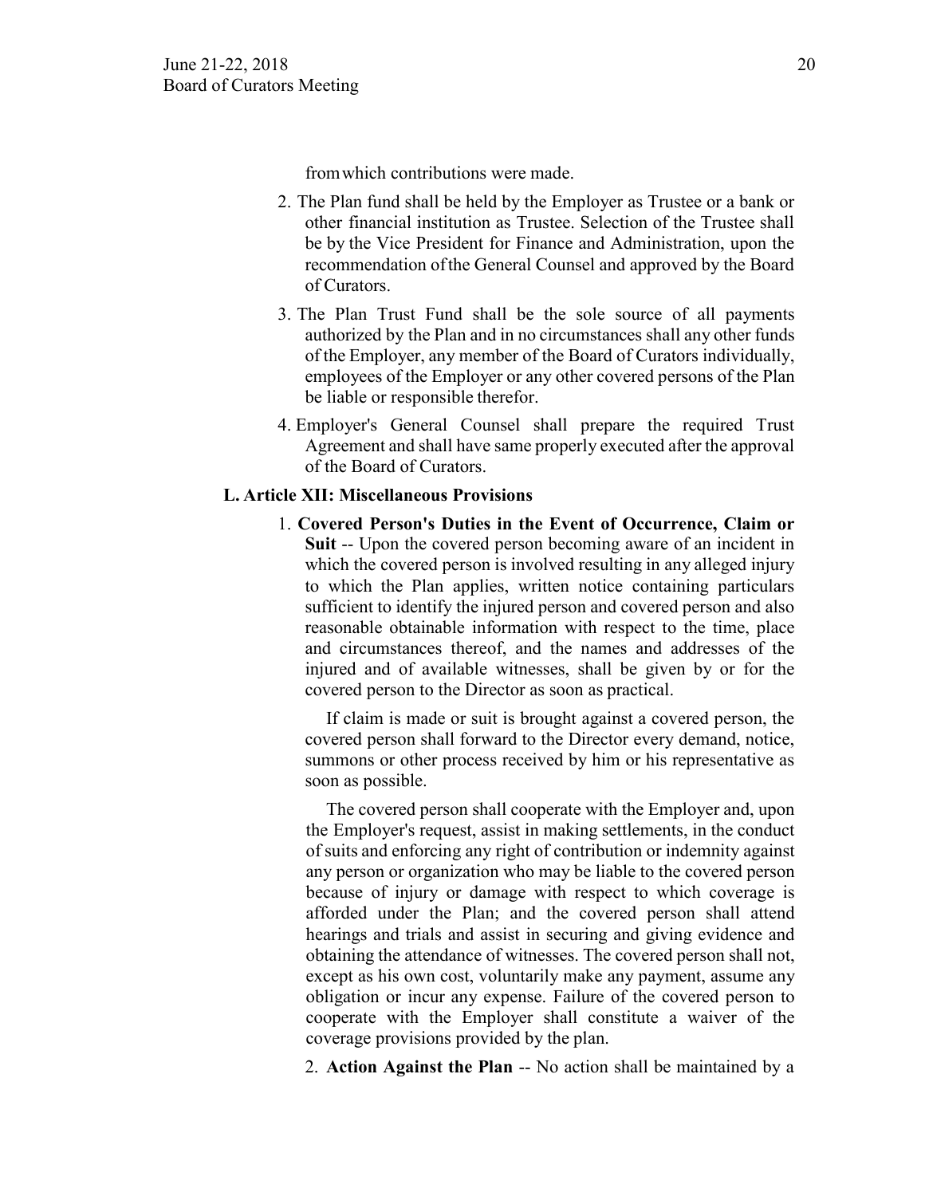from which contributions were made.

2. The Plan fund shall be held by the Employer as Trustee or a bank or other financial institution as Trustee. Selection of the Trustee shall be by the Vice President for Finance and Administration, upon the recommendation of the General Counsel and approved by the Board of Curators.
3. The Plan Trust Fund shall be the sole source of all payments authorized by the Plan and in no circumstances shall any other funds of the Employer, any member of the Board of Curators individually, employees of the Employer or any other covered persons of the Plan be liable or responsible therefor.
4. Employer's General Counsel shall prepare the required Trust Agreement and shall have same properly executed after the approval of the Board of Curators.

**L. Article XII: Miscellaneous Provisions**

1. **Covered Person's Duties in the Event of Occurrence, Claim or Suit** -- Upon the covered person becoming aware of an incident in which the covered person is involved resulting in any alleged injury to which the Plan applies, written notice containing particulars sufficient to identify the injured person and covered person and also reasonable obtainable information with respect to the time, place and circumstances thereof, and the names and addresses of the injured and of available witnesses, shall be given by or for the covered person to the Director as soon as practical.

   If claim is made or suit is brought against a covered person, the covered person shall forward to the Director every demand, notice, summons or other process received by him or his representative as soon as possible.

   The covered person shall cooperate with the Employer and, upon the Employer's request, assist in making settlements, in the conduct of suits and enforcing any right of contribution or indemnity against any person or organization who may be liable to the covered person because of injury or damage with respect to which coverage is afforded under the Plan; and the covered person shall attend hearings and trials and assist in securing and giving evidence and obtaining the attendance of witnesses. The covered person shall not, except as his own cost, voluntarily make any payment, assume any obligation or incur any expense. Failure of the covered person to cooperate with the Employer shall constitute a waiver of the coverage provisions provided by the plan.

2. **Action Against the Plan** -- No action shall be maintained by a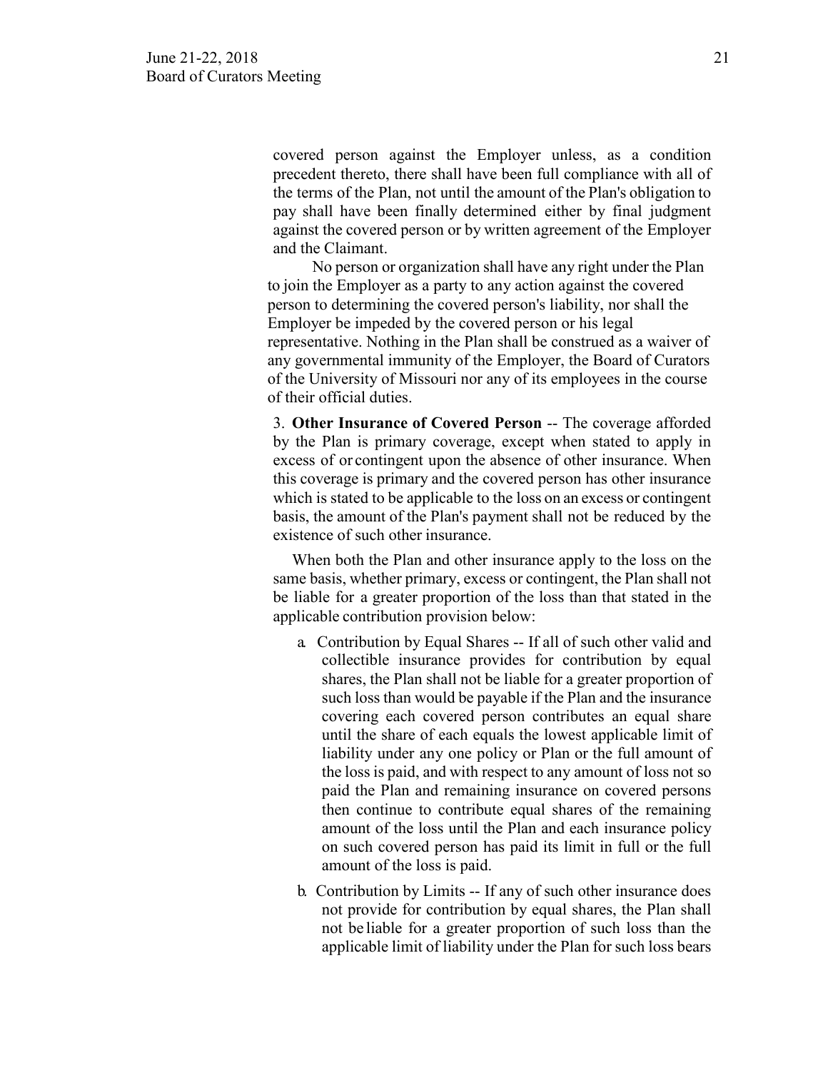covered person against the Employer unless, as a condition precedent thereto, there shall have been full compliance with all of the terms of the Plan, not until the amount of the Plan's obligation to pay shall have been finally determined either by final judgment against the covered person or by written agreement of the Employer and the Claimant.

No person or organization shall have any right under the Plan to join the Employer as a party to any action against the covered person to determining the covered person's liability, nor shall the Employer be impeded by the covered person or his legal representative. Nothing in the Plan shall be construed as a waiver of any governmental immunity of the Employer, the Board of Curators of the University of Missouri nor any of its employees in the course of their official duties.

3. **Other Insurance of Covered Person** -- The coverage afforded by the Plan is primary coverage, except when stated to apply in excess of or contingent upon the absence of other insurance. When this coverage is primary and the covered person has other insurance which is stated to be applicable to the loss on an excess or contingent basis, the amount of the Plan's payment shall not be reduced by the existence of such other insurance.

When both the Plan and other insurance apply to the loss on the same basis, whether primary, excess or contingent, the Plan shall not be liable for a greater proportion of the loss than that stated in the applicable contribution provision below:

a. Contribution by Equal Shares -- If all of such other valid and collectible insurance provides for contribution by equal shares, the Plan shall not be liable for a greater proportion of such loss than would be payable if the Plan and the insurance covering each covered person contributes an equal share until the share of each equals the lowest applicable limit of liability under any one policy or Plan or the full amount of the loss is paid, and with respect to any amount of loss not so paid the Plan and remaining insurance on covered persons then continue to contribute equal shares of the remaining amount of the loss until the Plan and each insurance policy on such covered person has paid its limit in full or the full amount of the loss is paid.

b. Contribution by Limits -- If any of such other insurance does not provide for contribution by equal shares, the Plan shall not be liable for a greater proportion of such loss than the applicable limit of liability under the Plan for such loss bears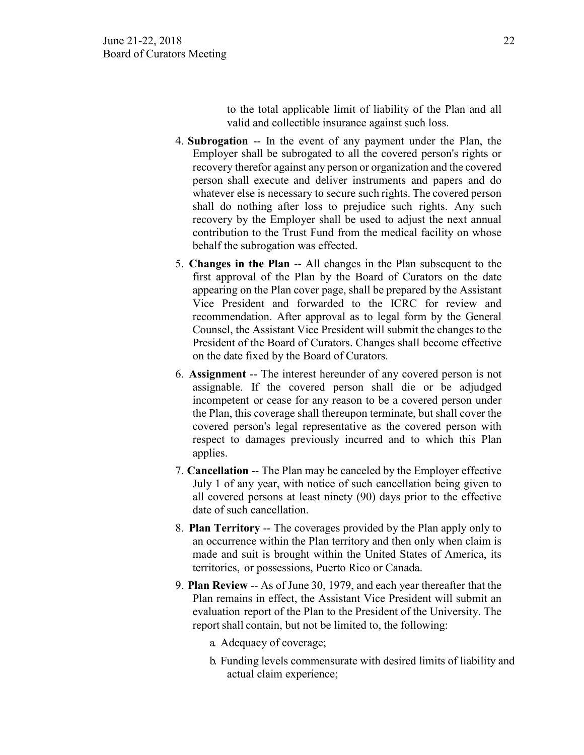to the total applicable limit of liability of the Plan and all valid and collectible insurance against such loss.

4. **Subrogation** -- In the event of any payment under the Plan, the Employer shall be subrogated to all the covered person's rights or recovery therefor against any person or organization and the covered person shall execute and deliver instruments and papers and do whatever else is necessary to secure such rights. The covered person shall do nothing after loss to prejudice such rights. Any such recovery by the Employer shall be used to adjust the next annual contribution to the Trust Fund from the medical facility on whose behalf the subrogation was effected.

5. **Changes in the Plan** -- All changes in the Plan subsequent to the first approval of the Plan by the Board of Curators on the date appearing on the Plan cover page, shall be prepared by the Assistant Vice President and forwarded to the ICRC for review and recommendation. After approval as to legal form by the General Counsel, the Assistant Vice President will submit the changes to the President of the Board of Curators. Changes shall become effective on the date fixed by the Board of Curators.

6. **Assignment** -- The interest hereunder of any covered person is not assignable. If the covered person shall die or be adjudged incompetent or cease for any reason to be a covered person under the Plan, this coverage shall thereupon terminate, but shall cover the covered person's legal representative as the covered person with respect to damages previously incurred and to which this Plan applies.

7. **Cancellation** -- The Plan may be canceled by the Employer effective July 1 of any year, with notice of such cancellation being given to all covered persons at least ninety (90) days prior to the effective date of such cancellation.

8. **Plan Territory** -- The coverages provided by the Plan apply only to an occurrence within the Plan territory and then only when claim is made and suit is brought within the United States of America, its territories, or possessions, Puerto Rico or Canada.

9. **Plan Review** -- As of June 30, 1979, and each year thereafter that the Plan remains in effect, the Assistant Vice President will submit an evaluation report of the Plan to the President of the University. The report shall contain, but not be limited to, the following:

   a. Adequacy of coverage;

   b. Funding levels commensurate with desired limits of liability and actual claim experience;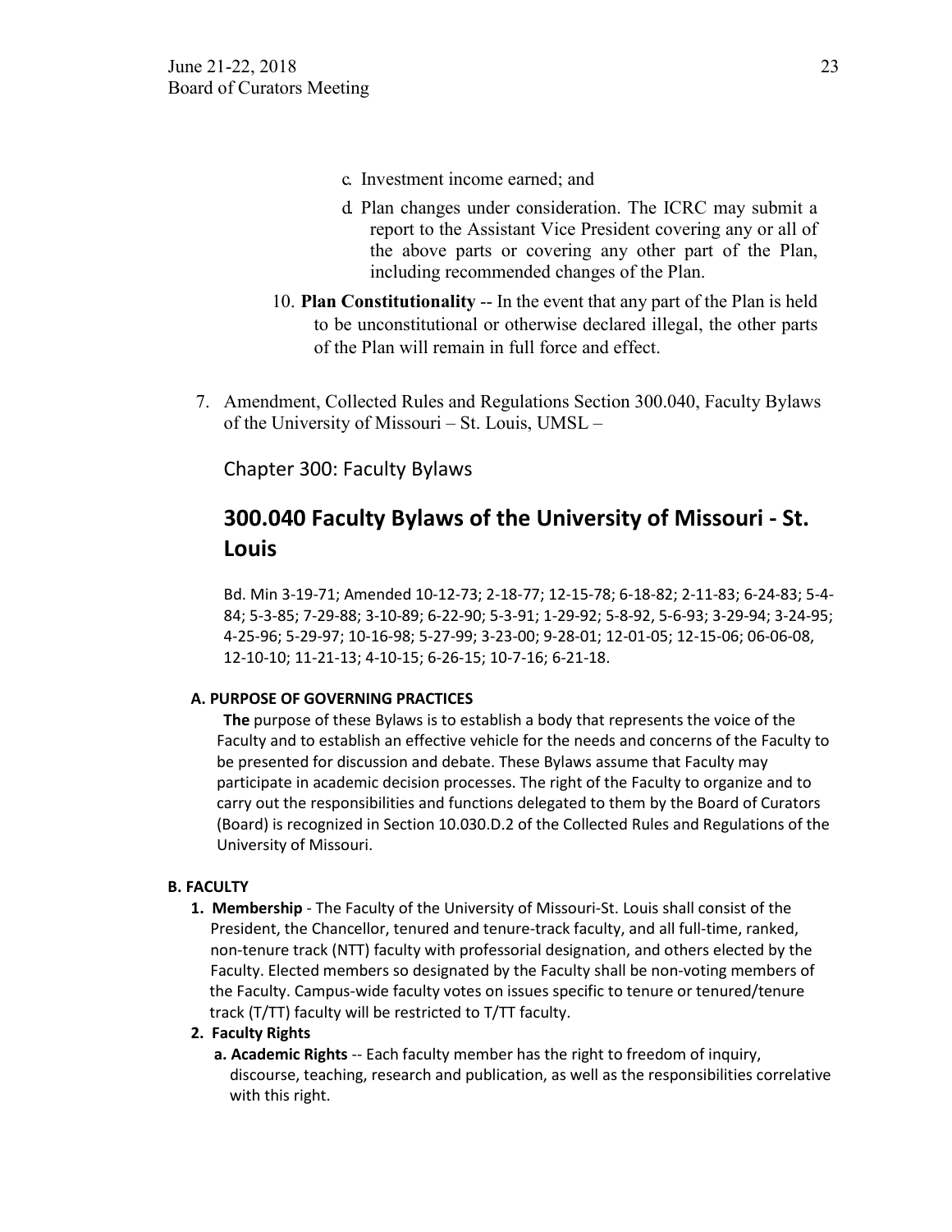c. Investment income earned; and

d. Plan changes under consideration. The ICRC may submit a report to the Assistant Vice President covering any or all of the above parts or covering any other part of the Plan, including recommended changes of the Plan.

10. **Plan Constitutionality** -- In the event that any part of the Plan is held to be unconstitutional or otherwise declared illegal, the other parts of the Plan will remain in full force and effect.

7. Amendment, Collected Rules and Regulations Section 300.040, Faculty Bylaws of the University of Missouri – St. Louis, UMSL –

Chapter 300: Faculty Bylaws

# 300.040 Faculty Bylaws of the University of Missouri - St. Louis

Bd. Min 3-19-71; Amended 10-12-73; 2-18-77; 12-15-78; 6-18-82; 2-11-83; 6-24-83; 5-4-84; 5-3-85; 7-29-88; 3-10-89; 6-22-90; 5-3-91; 1-29-92; 5-8-92, 5-6-93; 3-29-94; 3-24-95; 4-25-96; 5-29-97; 10-16-98; 5-27-99; 3-23-00; 9-28-01; 12-01-05; 12-15-06; 06-06-08, 12-10-10; 11-21-13; 4-10-15; 6-26-15; 10-7-16; 6-21-18.

**A. PURPOSE OF GOVERNING PRACTICES**

**The** purpose of these Bylaws is to establish a body that represents the voice of the Faculty and to establish an effective vehicle for the needs and concerns of the Faculty to be presented for discussion and debate. These Bylaws assume that Faculty may participate in academic decision processes. The right of the Faculty to organize and to carry out the responsibilities and functions delegated to them by the Board of Curators (Board) is recognized in Section 10.030.D.2 of the Collected Rules and Regulations of the University of Missouri.

**B. FACULTY**

1. **Membership** - The Faculty of the University of Missouri-St. Louis shall consist of the President, the Chancellor, tenured and tenure-track faculty, and all full-time, ranked, non-tenure track (NTT) faculty with professorial designation, and others elected by the Faculty. Elected members so designated by the Faculty shall be non-voting members of the Faculty. Campus-wide faculty votes on issues specific to tenure or tenured/tenure track (T/TT) faculty will be restricted to T/TT faculty.
2. **Faculty Rights**
   - **a. Academic Rights** -- Each faculty member has the right to freedom of inquiry, discourse, teaching, research and publication, as well as the responsibilities correlative with this right.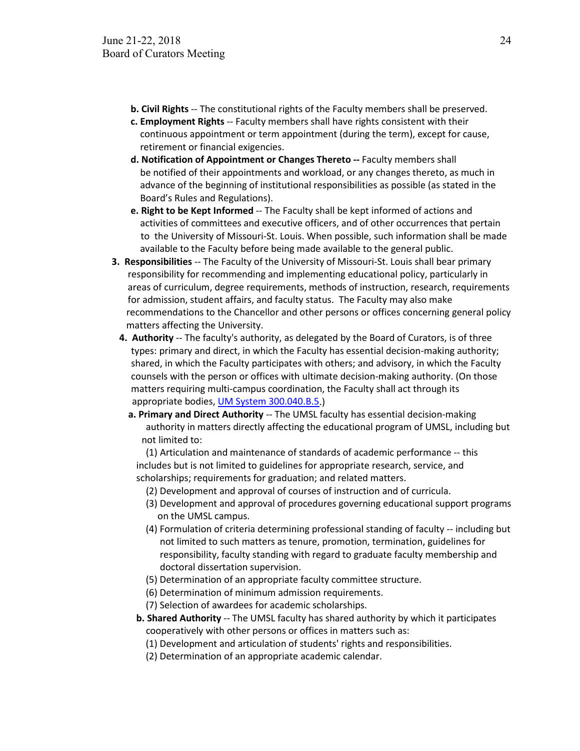- **b. Civil Rights** -- The constitutional rights of the Faculty members shall be preserved.
- **c. Employment Rights** -- Faculty members shall have rights consistent with their continuous appointment or term appointment (during the term), except for cause, retirement or financial exigencies.
- **d. Notification of Appointment or Changes Thereto --** Faculty members shall be notified of their appointments and workload, or any changes thereto, as much in advance of the beginning of institutional responsibilities as possible (as stated in the Board's Rules and Regulations).
- **e. Right to be Kept Informed** -- The Faculty shall be kept informed of actions and activities of committees and executive officers, and of other occurrences that pertain to the University of Missouri-St. Louis. When possible, such information shall be made available to the Faculty before being made available to the general public.

**3. Responsibilities** -- The Faculty of the University of Missouri-St. Louis shall bear primary responsibility for recommending and implementing educational policy, particularly in areas of curriculum, degree requirements, methods of instruction, research, requirements for admission, student affairs, and faculty status. The Faculty may also make recommendations to the Chancellor and other persons or offices concerning general policy matters affecting the University.

**4. Authority** -- The faculty's authority, as delegated by the Board of Curators, is of three types: primary and direct, in which the Faculty has essential decision-making authority; shared, in which the Faculty participates with others; and advisory, in which the Faculty counsels with the person or offices with ultimate decision-making authority. (On those matters requiring multi-campus coordination, the Faculty shall act through its appropriate bodies, UM System 300.040.B.5.)

**a. Primary and Direct Authority** -- The UMSL faculty has essential decision-making authority in matters directly affecting the educational program of UMSL, including but not limited to:

(1) Articulation and maintenance of standards of academic performance -- this includes but is not limited to guidelines for appropriate research, service, and scholarships; requirements for graduation; and related matters.

(2) Development and approval of courses of instruction and of curricula.

(3) Development and approval of procedures governing educational support programs on the UMSL campus.

(4) Formulation of criteria determining professional standing of faculty -- including but not limited to such matters as tenure, promotion, termination, guidelines for responsibility, faculty standing with regard to graduate faculty membership and doctoral dissertation supervision.

(5) Determination of an appropriate faculty committee structure.

(6) Determination of minimum admission requirements.

(7) Selection of awardees for academic scholarships.

**b. Shared Authority** -- The UMSL faculty has shared authority by which it participates cooperatively with other persons or offices in matters such as:

(1) Development and articulation of students' rights and responsibilities.

(2) Determination of an appropriate academic calendar.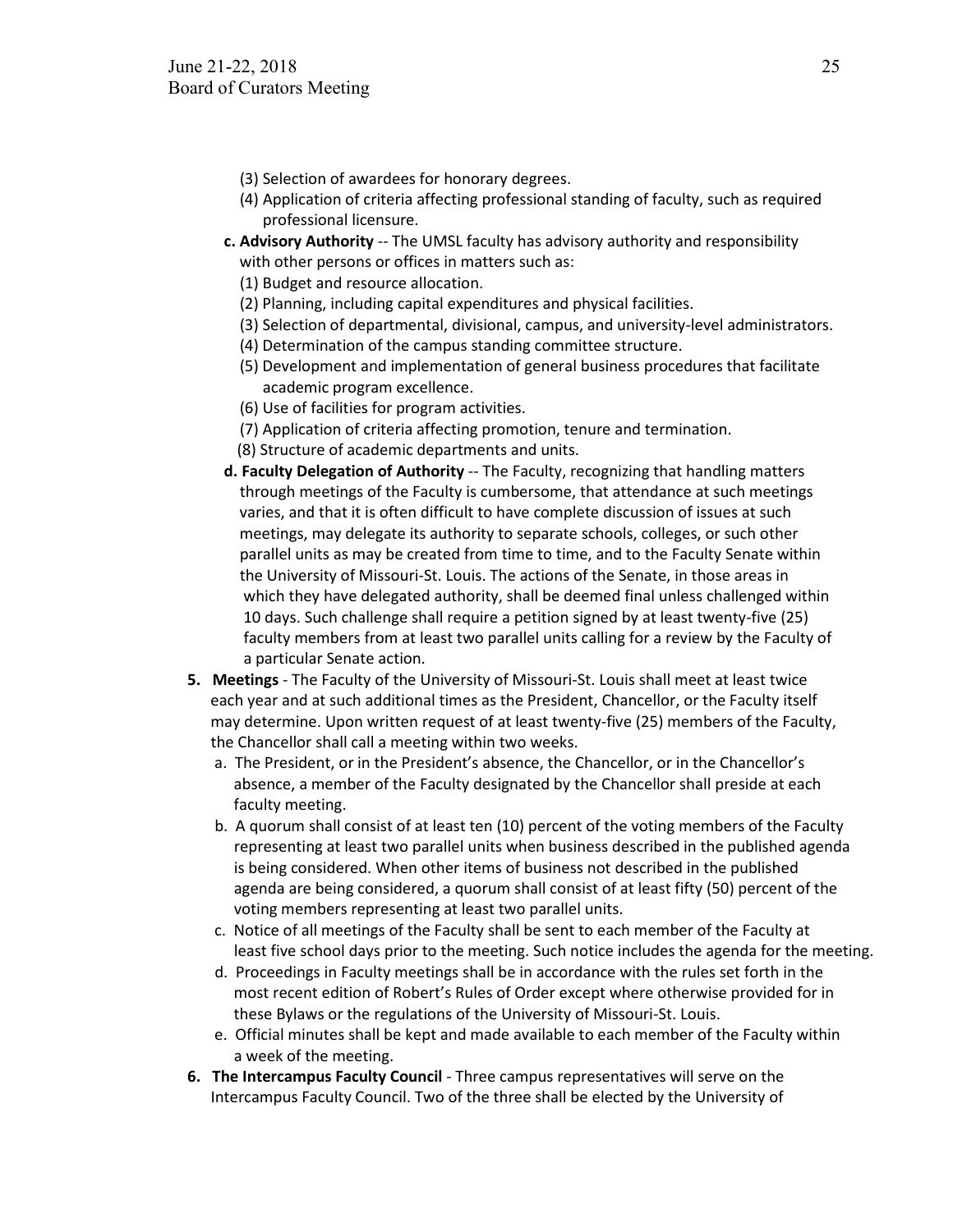(3) Selection of awardees for honorary degrees.
   (4) Application of criteria affecting professional standing of faculty, such as required professional licensure.

  **c. Advisory Authority** -- The UMSL faculty has advisory authority and responsibility with other persons or offices in matters such as:
   (1) Budget and resource allocation.
   (2) Planning, including capital expenditures and physical facilities.
   (3) Selection of departmental, divisional, campus, and university-level administrators.
   (4) Determination of the campus standing committee structure.
   (5) Development and implementation of general business procedures that facilitate academic program excellence.
   (6) Use of facilities for program activities.
   (7) Application of criteria affecting promotion, tenure and termination.
   (8) Structure of academic departments and units.

  **d. Faculty Delegation of Authority** -- The Faculty, recognizing that handling matters through meetings of the Faculty is cumbersome, that attendance at such meetings varies, and that it is often difficult to have complete discussion of issues at such meetings, may delegate its authority to separate schools, colleges, or such other parallel units as may be created from time to time, and to the Faculty Senate within the University of Missouri-St. Louis. The actions of the Senate, in those areas in which they have delegated authority, shall be deemed final unless challenged within 10 days. Such challenge shall require a petition signed by at least twenty-five (25) faculty members from at least two parallel units calling for a review by the Faculty of a particular Senate action.

5. **Meetings** - The Faculty of the University of Missouri-St. Louis shall meet at least twice each year and at such additional times as the President, Chancellor, or the Faculty itself may determine. Upon written request of at least twenty-five (25) members of the Faculty, the Chancellor shall call a meeting within two weeks.
   a. The President, or in the President's absence, the Chancellor, or in the Chancellor's absence, a member of the Faculty designated by the Chancellor shall preside at each faculty meeting.
   b. A quorum shall consist of at least ten (10) percent of the voting members of the Faculty representing at least two parallel units when business described in the published agenda is being considered. When other items of business not described in the published agenda are being considered, a quorum shall consist of at least fifty (50) percent of the voting members representing at least two parallel units.
   c. Notice of all meetings of the Faculty shall be sent to each member of the Faculty at least five school days prior to the meeting. Such notice includes the agenda for the meeting.
   d. Proceedings in Faculty meetings shall be in accordance with the rules set forth in the most recent edition of Robert's Rules of Order except where otherwise provided for in these Bylaws or the regulations of the University of Missouri-St. Louis.
   e. Official minutes shall be kept and made available to each member of the Faculty within a week of the meeting.

6. **The Intercampus Faculty Council** - Three campus representatives will serve on the Intercampus Faculty Council. Two of the three shall be elected by the University of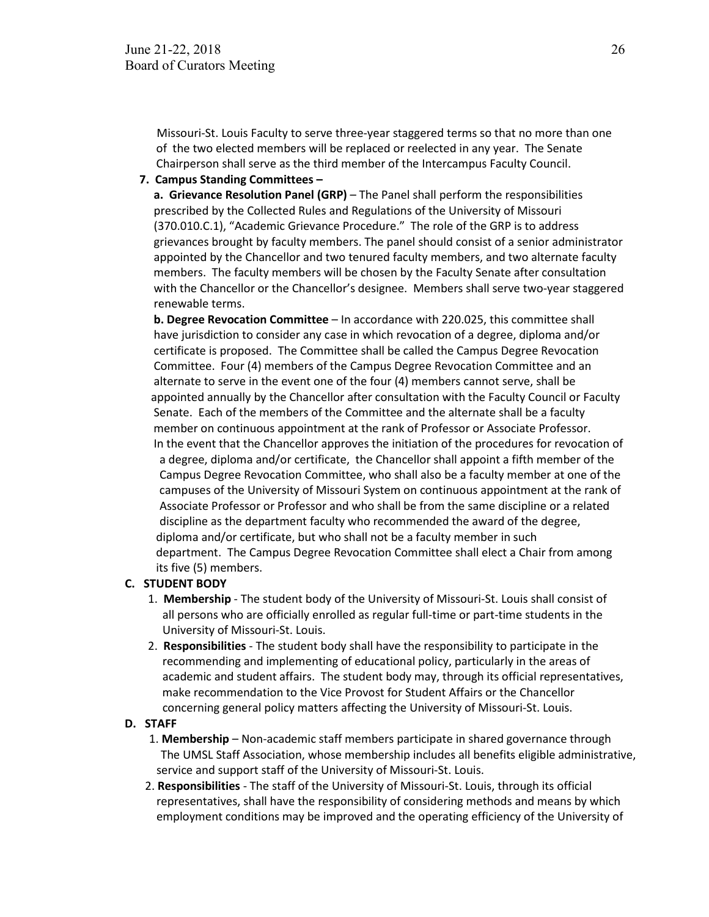Missouri-St. Louis Faculty to serve three-year staggered terms so that no more than one of the two elected members will be replaced or reelected in any year. The Senate Chairperson shall serve as the third member of the Intercampus Faculty Council.

**7. Campus Standing Committees –**

**a. Grievance Resolution Panel (GRP)** – The Panel shall perform the responsibilities prescribed by the Collected Rules and Regulations of the University of Missouri (370.010.C.1), "Academic Grievance Procedure." The role of the GRP is to address grievances brought by faculty members. The panel should consist of a senior administrator appointed by the Chancellor and two tenured faculty members, and two alternate faculty members. The faculty members will be chosen by the Faculty Senate after consultation with the Chancellor or the Chancellor's designee. Members shall serve two-year staggered renewable terms.

**b. Degree Revocation Committee** – In accordance with 220.025, this committee shall have jurisdiction to consider any case in which revocation of a degree, diploma and/or certificate is proposed. The Committee shall be called the Campus Degree Revocation Committee. Four (4) members of the Campus Degree Revocation Committee and an alternate to serve in the event one of the four (4) members cannot serve, shall be appointed annually by the Chancellor after consultation with the Faculty Council or Faculty Senate. Each of the members of the Committee and the alternate shall be a faculty member on continuous appointment at the rank of Professor or Associate Professor. In the event that the Chancellor approves the initiation of the procedures for revocation of a degree, diploma and/or certificate, the Chancellor shall appoint a fifth member of the Campus Degree Revocation Committee, who shall also be a faculty member at one of the campuses of the University of Missouri System on continuous appointment at the rank of Associate Professor or Professor and who shall be from the same discipline or a related discipline as the department faculty who recommended the award of the degree, diploma and/or certificate, but who shall not be a faculty member in such department. The Campus Degree Revocation Committee shall elect a Chair from among its five (5) members.

**C. STUDENT BODY**

1. **Membership** - The student body of the University of Missouri-St. Louis shall consist of all persons who are officially enrolled as regular full-time or part-time students in the University of Missouri-St. Louis.
2. **Responsibilities** - The student body shall have the responsibility to participate in the recommending and implementing of educational policy, particularly in the areas of academic and student affairs. The student body may, through its official representatives, make recommendation to the Vice Provost for Student Affairs or the Chancellor concerning general policy matters affecting the University of Missouri-St. Louis.

**D. STAFF**

1. **Membership** – Non-academic staff members participate in shared governance through The UMSL Staff Association, whose membership includes all benefits eligible administrative, service and support staff of the University of Missouri-St. Louis.
2. **Responsibilities** - The staff of the University of Missouri-St. Louis, through its official representatives, shall have the responsibility of considering methods and means by which employment conditions may be improved and the operating efficiency of the University of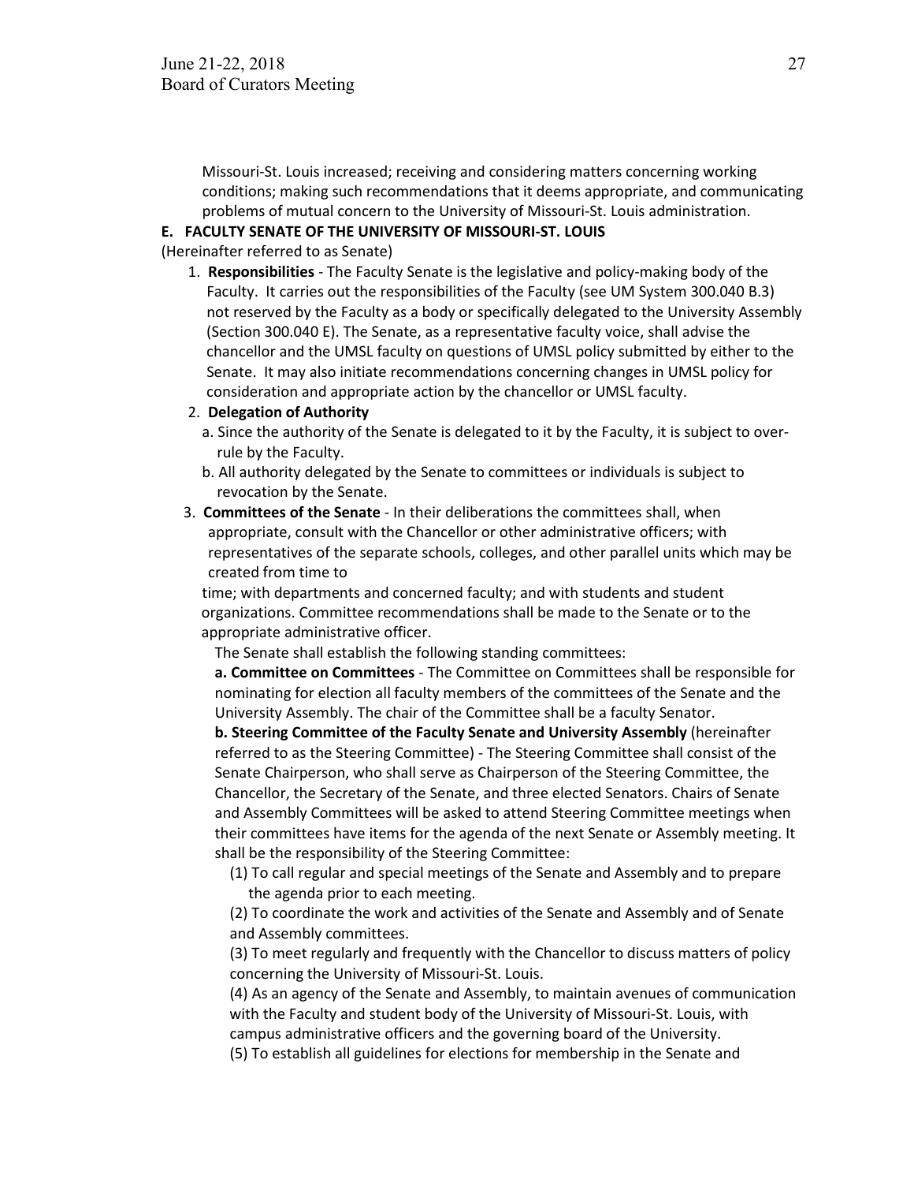Missouri-St. Louis increased; receiving and considering matters concerning working conditions; making such recommendations that it deems appropriate, and communicating problems of mutual concern to the University of Missouri-St. Louis administration.

**E. FACULTY SENATE OF THE UNIVERSITY OF MISSOURI-ST. LOUIS**

(Hereinafter referred to as Senate)

1. **Responsibilities** - The Faculty Senate is the legislative and policy-making body of the Faculty. It carries out the responsibilities of the Faculty (see UM System 300.040 B.3) not reserved by the Faculty as a body or specifically delegated to the University Assembly (Section 300.040 E). The Senate, as a representative faculty voice, shall advise the chancellor and the UMSL faculty on questions of UMSL policy submitted by either to the Senate. It may also initiate recommendations concerning changes in UMSL policy for consideration and appropriate action by the chancellor or UMSL faculty.
2. **Delegation of Authority**
   a. Since the authority of the Senate is delegated to it by the Faculty, it is subject to over-rule by the Faculty.
   b. All authority delegated by the Senate to committees or individuals is subject to revocation by the Senate.
3. **Committees of the Senate** - In their deliberations the committees shall, when appropriate, consult with the Chancellor or other administrative officers; with representatives of the separate schools, colleges, and other parallel units which may be created from time to time; with departments and concerned faculty; and with students and student organizations. Committee recommendations shall be made to the Senate or to the appropriate administrative officer.

   The Senate shall establish the following standing committees:

   **a. Committee on Committees** - The Committee on Committees shall be responsible for nominating for election all faculty members of the committees of the Senate and the University Assembly. The chair of the Committee shall be a faculty Senator.

   **b. Steering Committee of the Faculty Senate and University Assembly** (hereinafter referred to as the Steering Committee) - The Steering Committee shall consist of the Senate Chairperson, who shall serve as Chairperson of the Steering Committee, the Chancellor, the Secretary of the Senate, and three elected Senators. Chairs of Senate and Assembly Committees will be asked to attend Steering Committee meetings when their committees have items for the agenda of the next Senate or Assembly meeting. It shall be the responsibility of the Steering Committee:

   (1) To call regular and special meetings of the Senate and Assembly and to prepare the agenda prior to each meeting.

   (2) To coordinate the work and activities of the Senate and Assembly and of Senate and Assembly committees.

   (3) To meet regularly and frequently with the Chancellor to discuss matters of policy concerning the University of Missouri-St. Louis.

   (4) As an agency of the Senate and Assembly, to maintain avenues of communication with the Faculty and student body of the University of Missouri-St. Louis, with campus administrative officers and the governing board of the University.

   (5) To establish all guidelines for elections for membership in the Senate and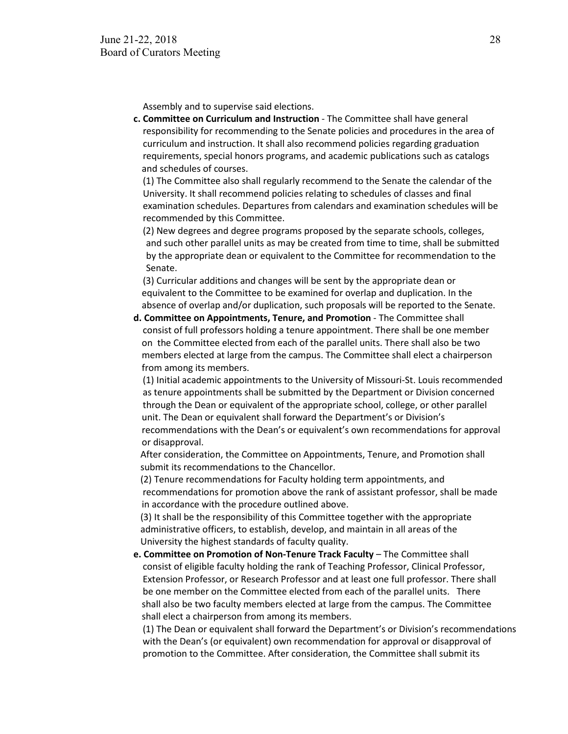Assembly and to supervise said elections.

**c. Committee on Curriculum and Instruction** - The Committee shall have general responsibility for recommending to the Senate policies and procedures in the area of curriculum and instruction. It shall also recommend policies regarding graduation requirements, special honors programs, and academic publications such as catalogs and schedules of courses.

(1) The Committee also shall regularly recommend to the Senate the calendar of the University. It shall recommend policies relating to schedules of classes and final examination schedules. Departures from calendars and examination schedules will be recommended by this Committee.

(2) New degrees and degree programs proposed by the separate schools, colleges, and such other parallel units as may be created from time to time, shall be submitted by the appropriate dean or equivalent to the Committee for recommendation to the Senate.

(3) Curricular additions and changes will be sent by the appropriate dean or equivalent to the Committee to be examined for overlap and duplication. In the absence of overlap and/or duplication, such proposals will be reported to the Senate.

**d. Committee on Appointments, Tenure, and Promotion** - The Committee shall consist of full professors holding a tenure appointment. There shall be one member on the Committee elected from each of the parallel units. There shall also be two members elected at large from the campus. The Committee shall elect a chairperson from among its members.

(1) Initial academic appointments to the University of Missouri-St. Louis recommended as tenure appointments shall be submitted by the Department or Division concerned through the Dean or equivalent of the appropriate school, college, or other parallel unit. The Dean or equivalent shall forward the Department's or Division's recommendations with the Dean's or equivalent's own recommendations for approval or disapproval.

After consideration, the Committee on Appointments, Tenure, and Promotion shall submit its recommendations to the Chancellor.

(2) Tenure recommendations for Faculty holding term appointments, and recommendations for promotion above the rank of assistant professor, shall be made in accordance with the procedure outlined above.

(3) It shall be the responsibility of this Committee together with the appropriate administrative officers, to establish, develop, and maintain in all areas of the University the highest standards of faculty quality.

**e. Committee on Promotion of Non-Tenure Track Faculty** – The Committee shall consist of eligible faculty holding the rank of Teaching Professor, Clinical Professor, Extension Professor, or Research Professor and at least one full professor. There shall be one member on the Committee elected from each of the parallel units. There shall also be two faculty members elected at large from the campus. The Committee shall elect a chairperson from among its members.

(1) The Dean or equivalent shall forward the Department's or Division's recommendations with the Dean's (or equivalent) own recommendation for approval or disapproval of promotion to the Committee. After consideration, the Committee shall submit its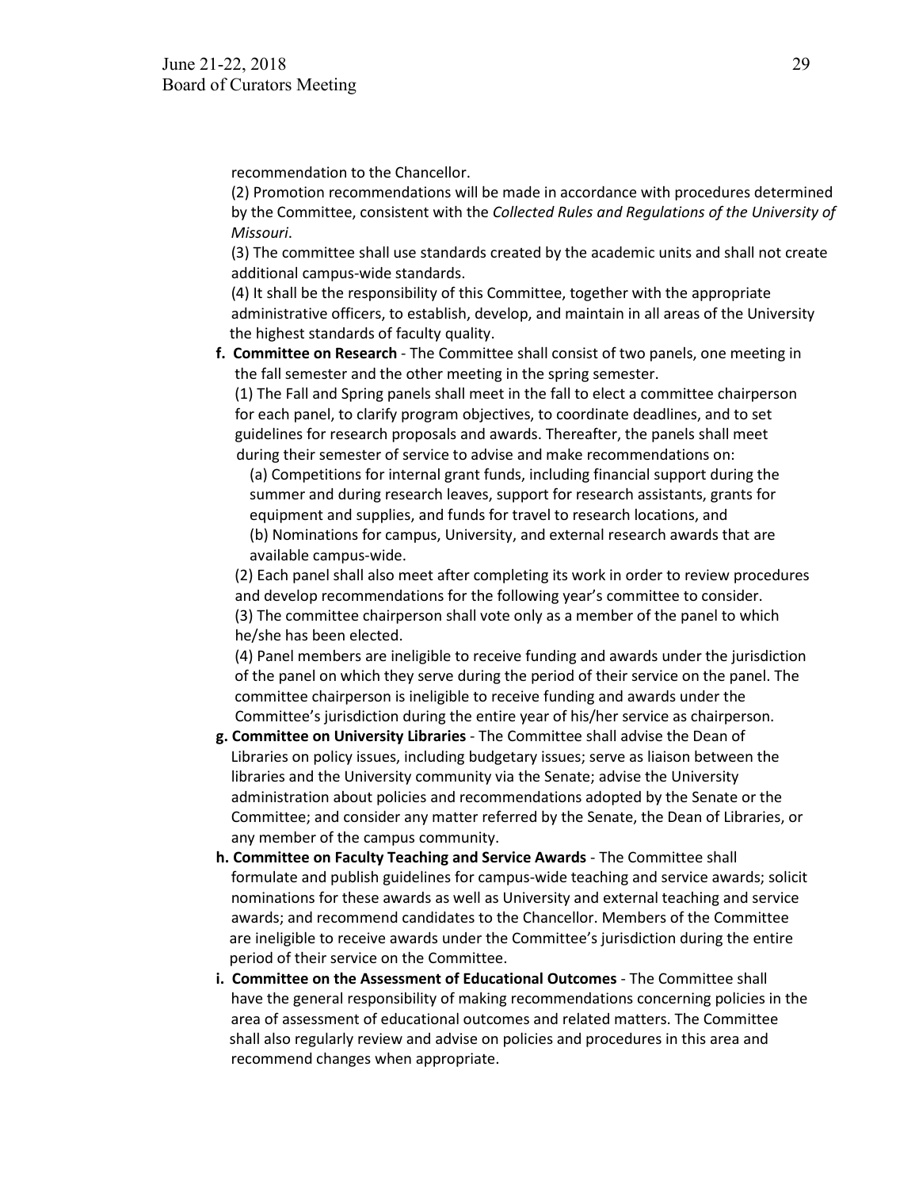recommendation to the Chancellor.

(2) Promotion recommendations will be made in accordance with procedures determined by the Committee, consistent with the *Collected Rules and Regulations of the University of Missouri*.

(3) The committee shall use standards created by the academic units and shall not create additional campus-wide standards.

(4) It shall be the responsibility of this Committee, together with the appropriate administrative officers, to establish, develop, and maintain in all areas of the University the highest standards of faculty quality.

**f. Committee on Research** - The Committee shall consist of two panels, one meeting in the fall semester and the other meeting in the spring semester.

(1) The Fall and Spring panels shall meet in the fall to elect a committee chairperson for each panel, to clarify program objectives, to coordinate deadlines, and to set guidelines for research proposals and awards. Thereafter, the panels shall meet during their semester of service to advise and make recommendations on:

(a) Competitions for internal grant funds, including financial support during the summer and during research leaves, support for research assistants, grants for equipment and supplies, and funds for travel to research locations, and

(b) Nominations for campus, University, and external research awards that are available campus-wide.

(2) Each panel shall also meet after completing its work in order to review procedures and develop recommendations for the following year's committee to consider.

(3) The committee chairperson shall vote only as a member of the panel to which he/she has been elected.

(4) Panel members are ineligible to receive funding and awards under the jurisdiction of the panel on which they serve during the period of their service on the panel. The committee chairperson is ineligible to receive funding and awards under the Committee's jurisdiction during the entire year of his/her service as chairperson.

**g. Committee on University Libraries** - The Committee shall advise the Dean of Libraries on policy issues, including budgetary issues; serve as liaison between the libraries and the University community via the Senate; advise the University administration about policies and recommendations adopted by the Senate or the Committee; and consider any matter referred by the Senate, the Dean of Libraries, or any member of the campus community.

**h. Committee on Faculty Teaching and Service Awards** - The Committee shall formulate and publish guidelines for campus-wide teaching and service awards; solicit nominations for these awards as well as University and external teaching and service awards; and recommend candidates to the Chancellor. Members of the Committee are ineligible to receive awards under the Committee's jurisdiction during the entire period of their service on the Committee.

**i. Committee on the Assessment of Educational Outcomes** - The Committee shall have the general responsibility of making recommendations concerning policies in the area of assessment of educational outcomes and related matters. The Committee shall also regularly review and advise on policies and procedures in this area and recommend changes when appropriate.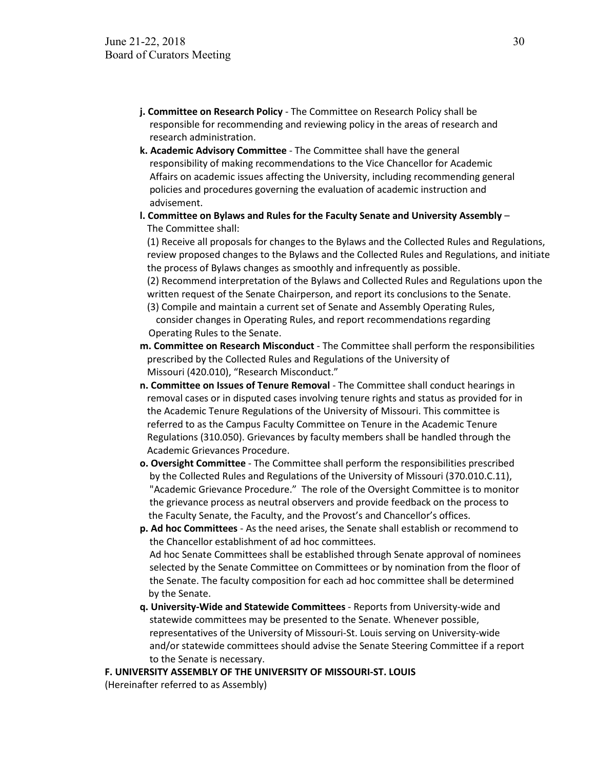**j. Committee on Research Policy** - The Committee on Research Policy shall be responsible for recommending and reviewing policy in the areas of research and research administration.

**k. Academic Advisory Committee** - The Committee shall have the general responsibility of making recommendations to the Vice Chancellor for Academic Affairs on academic issues affecting the University, including recommending general policies and procedures governing the evaluation of academic instruction and advisement.

**l. Committee on Bylaws and Rules for the Faculty Senate and University Assembly** – The Committee shall:

(1) Receive all proposals for changes to the Bylaws and the Collected Rules and Regulations, review proposed changes to the Bylaws and the Collected Rules and Regulations, and initiate the process of Bylaws changes as smoothly and infrequently as possible.

(2) Recommend interpretation of the Bylaws and Collected Rules and Regulations upon the written request of the Senate Chairperson, and report its conclusions to the Senate.

(3) Compile and maintain a current set of Senate and Assembly Operating Rules, consider changes in Operating Rules, and report recommendations regarding Operating Rules to the Senate.

**m. Committee on Research Misconduct** - The Committee shall perform the responsibilities prescribed by the Collected Rules and Regulations of the University of Missouri (420.010), “Research Misconduct.”

**n. Committee on Issues of Tenure Removal** - The Committee shall conduct hearings in removal cases or in disputed cases involving tenure rights and status as provided for in the Academic Tenure Regulations of the University of Missouri. This committee is referred to as the Campus Faculty Committee on Tenure in the Academic Tenure Regulations (310.050). Grievances by faculty members shall be handled through the Academic Grievances Procedure.

**o. Oversight Committee** - The Committee shall perform the responsibilities prescribed by the Collected Rules and Regulations of the University of Missouri (370.010.C.11), "Academic Grievance Procedure.” The role of the Oversight Committee is to monitor the grievance process as neutral observers and provide feedback on the process to the Faculty Senate, the Faculty, and the Provost’s and Chancellor’s offices.

**p. Ad hoc Committees** - As the need arises, the Senate shall establish or recommend to the Chancellor establishment of ad hoc committees.
Ad hoc Senate Committees shall be established through Senate approval of nominees selected by the Senate Committee on Committees or by nomination from the floor of the Senate. The faculty composition for each ad hoc committee shall be determined by the Senate.

**q. University-Wide and Statewide Committees** - Reports from University-wide and statewide committees may be presented to the Senate. Whenever possible, representatives of the University of Missouri-St. Louis serving on University-wide and/or statewide committees should advise the Senate Steering Committee if a report to the Senate is necessary.

**F. UNIVERSITY ASSEMBLY OF THE UNIVERSITY OF MISSOURI-ST. LOUIS**
(Hereinafter referred to as Assembly)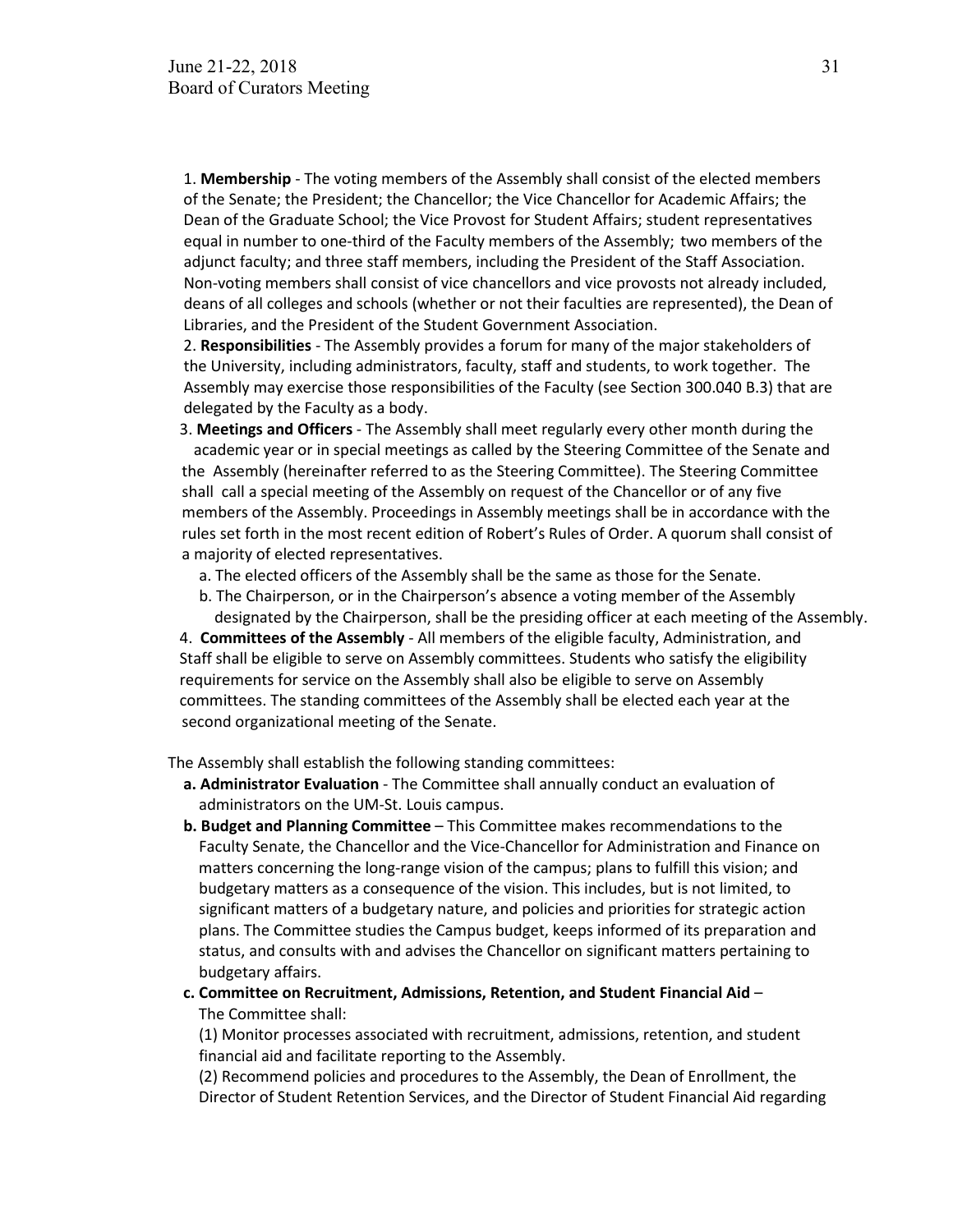1. **Membership** - The voting members of the Assembly shall consist of the elected members of the Senate; the President; the Chancellor; the Vice Chancellor for Academic Affairs; the Dean of the Graduate School; the Vice Provost for Student Affairs; student representatives equal in number to one-third of the Faculty members of the Assembly; two members of the adjunct faculty; and three staff members, including the President of the Staff Association. Non-voting members shall consist of vice chancellors and vice provosts not already included, deans of all colleges and schools (whether or not their faculties are represented), the Dean of Libraries, and the President of the Student Government Association.

2. **Responsibilities** - The Assembly provides a forum for many of the major stakeholders of the University, including administrators, faculty, staff and students, to work together. The Assembly may exercise those responsibilities of the Faculty (see Section 300.040 B.3) that are delegated by the Faculty as a body.

3. **Meetings and Officers** - The Assembly shall meet regularly every other month during the academic year or in special meetings as called by the Steering Committee of the Senate and the Assembly (hereinafter referred to as the Steering Committee). The Steering Committee shall call a special meeting of the Assembly on request of the Chancellor or of any five members of the Assembly. Proceedings in Assembly meetings shall be in accordance with the rules set forth in the most recent edition of Robert's Rules of Order. A quorum shall consist of a majority of elected representatives.
   a. The elected officers of the Assembly shall be the same as those for the Senate.
   b. The Chairperson, or in the Chairperson's absence a voting member of the Assembly designated by the Chairperson, shall be the presiding officer at each meeting of the Assembly.

4. **Committees of the Assembly** - All members of the eligible faculty, Administration, and Staff shall be eligible to serve on Assembly committees. Students who satisfy the eligibility requirements for service on the Assembly shall also be eligible to serve on Assembly committees. The standing committees of the Assembly shall be elected each year at the second organizational meeting of the Senate.

The Assembly shall establish the following standing committees:

a. **Administrator Evaluation** - The Committee shall annually conduct an evaluation of administrators on the UM-St. Louis campus.

b. **Budget and Planning Committee** – This Committee makes recommendations to the Faculty Senate, the Chancellor and the Vice-Chancellor for Administration and Finance on matters concerning the long-range vision of the campus; plans to fulfill this vision; and budgetary matters as a consequence of the vision. This includes, but is not limited, to significant matters of a budgetary nature, and policies and priorities for strategic action plans. The Committee studies the Campus budget, keeps informed of its preparation and status, and consults with and advises the Chancellor on significant matters pertaining to budgetary affairs.

c. **Committee on Recruitment, Admissions, Retention, and Student Financial Aid** – The Committee shall:

(1) Monitor processes associated with recruitment, admissions, retention, and student financial aid and facilitate reporting to the Assembly.

(2) Recommend policies and procedures to the Assembly, the Dean of Enrollment, the Director of Student Retention Services, and the Director of Student Financial Aid regarding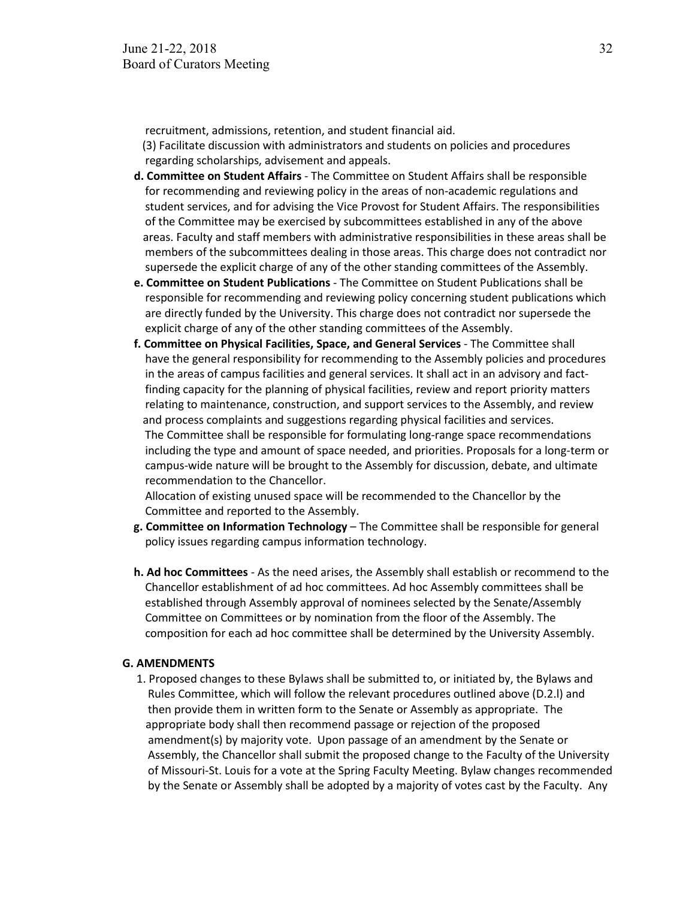recruitment, admissions, retention, and student financial aid.

(3) Facilitate discussion with administrators and students on policies and procedures regarding scholarships, advisement and appeals.

**d. Committee on Student Affairs** - The Committee on Student Affairs shall be responsible for recommending and reviewing policy in the areas of non-academic regulations and student services, and for advising the Vice Provost for Student Affairs. The responsibilities of the Committee may be exercised by subcommittees established in any of the above areas. Faculty and staff members with administrative responsibilities in these areas shall be members of the subcommittees dealing in those areas. This charge does not contradict nor supersede the explicit charge of any of the other standing committees of the Assembly.

**e. Committee on Student Publications** - The Committee on Student Publications shall be responsible for recommending and reviewing policy concerning student publications which are directly funded by the University. This charge does not contradict nor supersede the explicit charge of any of the other standing committees of the Assembly.

**f. Committee on Physical Facilities, Space, and General Services** - The Committee shall have the general responsibility for recommending to the Assembly policies and procedures in the areas of campus facilities and general services. It shall act in an advisory and fact-finding capacity for the planning of physical facilities, review and report priority matters relating to maintenance, construction, and support services to the Assembly, and review and process complaints and suggestions regarding physical facilities and services.

The Committee shall be responsible for formulating long-range space recommendations including the type and amount of space needed, and priorities. Proposals for a long-term or campus-wide nature will be brought to the Assembly for discussion, debate, and ultimate recommendation to the Chancellor.

Allocation of existing unused space will be recommended to the Chancellor by the Committee and reported to the Assembly.

**g. Committee on Information Technology** – The Committee shall be responsible for general policy issues regarding campus information technology.

**h. Ad hoc Committees** - As the need arises, the Assembly shall establish or recommend to the Chancellor establishment of ad hoc committees. Ad hoc Assembly committees shall be established through Assembly approval of nominees selected by the Senate/Assembly Committee on Committees or by nomination from the floor of the Assembly. The composition for each ad hoc committee shall be determined by the University Assembly.

**G. AMENDMENTS**

1. Proposed changes to these Bylaws shall be submitted to, or initiated by, the Bylaws and Rules Committee, which will follow the relevant procedures outlined above (D.2.l) and then provide them in written form to the Senate or Assembly as appropriate. The appropriate body shall then recommend passage or rejection of the proposed amendment(s) by majority vote. Upon passage of an amendment by the Senate or Assembly, the Chancellor shall submit the proposed change to the Faculty of the University of Missouri-St. Louis for a vote at the Spring Faculty Meeting. Bylaw changes recommended by the Senate or Assembly shall be adopted by a majority of votes cast by the Faculty. Any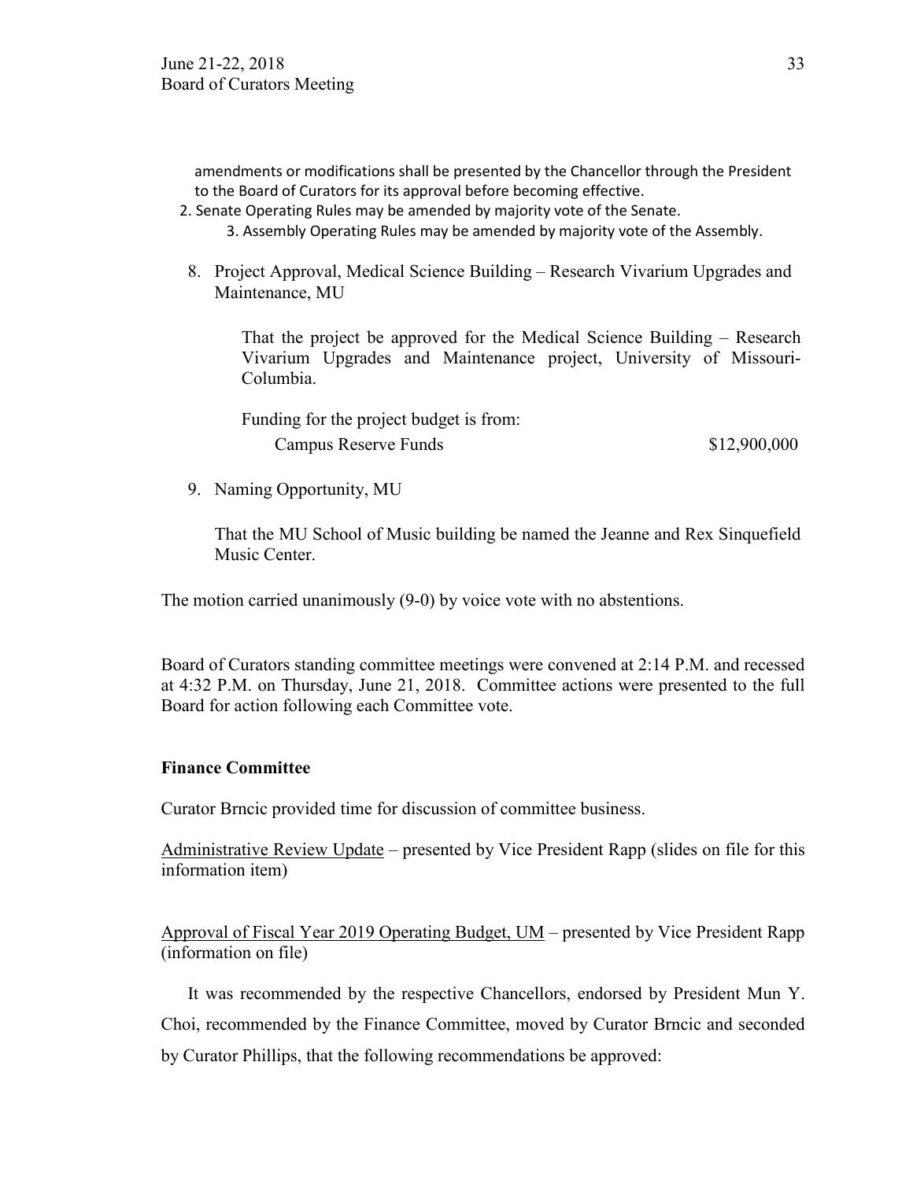amendments or modifications shall be presented by the Chancellor through the President to the Board of Curators for its approval before becoming effective.

2. Senate Operating Rules may be amended by majority vote of the Senate.
3. Assembly Operating Rules may be amended by majority vote of the Assembly.

8. Project Approval, Medical Science Building – Research Vivarium Upgrades and Maintenance, MU

   That the project be approved for the Medical Science Building – Research Vivarium Upgrades and Maintenance project, University of Missouri-Columbia.

   Funding for the project budget is from:

   | | |
   |---|---|
   | Campus Reserve Funds | $12,900,000 |

9. Naming Opportunity, MU

   That the MU School of Music building be named the Jeanne and Rex Sinquefield Music Center.

The motion carried unanimously (9-0) by voice vote with no abstentions.

Board of Curators standing committee meetings were convened at 2:14 P.M. and recessed at 4:32 P.M. on Thursday, June 21, 2018. Committee actions were presented to the full Board for action following each Committee vote.

**Finance Committee**

Curator Brncic provided time for discussion of committee business.

Administrative Review Update – presented by Vice President Rapp (slides on file for this information item)

Approval of Fiscal Year 2019 Operating Budget, UM – presented by Vice President Rapp (information on file)

It was recommended by the respective Chancellors, endorsed by President Mun Y. Choi, recommended by the Finance Committee, moved by Curator Brncic and seconded by Curator Phillips, that the following recommendations be approved: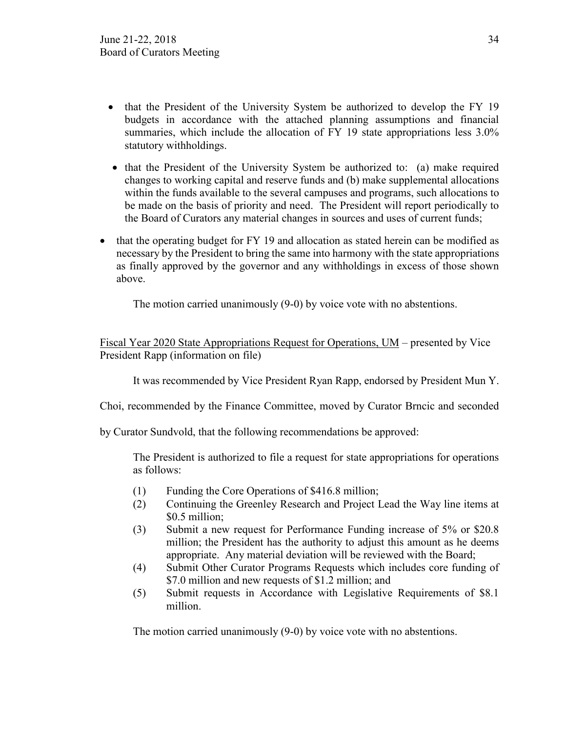- that the President of the University System be authorized to develop the FY 19 budgets in accordance with the attached planning assumptions and financial summaries, which include the allocation of FY 19 state appropriations less 3.0% statutory withholdings.
- that the President of the University System be authorized to: (a) make required changes to working capital and reserve funds and (b) make supplemental allocations within the funds available to the several campuses and programs, such allocations to be made on the basis of priority and need. The President will report periodically to the Board of Curators any material changes in sources and uses of current funds;

- that the operating budget for FY 19 and allocation as stated herein can be modified as necessary by the President to bring the same into harmony with the state appropriations as finally approved by the governor and any withholdings in excess of those shown above.

The motion carried unanimously (9-0) by voice vote with no abstentions.

Fiscal Year 2020 State Appropriations Request for Operations, UM – presented by Vice President Rapp (information on file)

It was recommended by Vice President Ryan Rapp, endorsed by President Mun Y. Choi, recommended by the Finance Committee, moved by Curator Brncic and seconded by Curator Sundvold, that the following recommendations be approved:

The President is authorized to file a request for state appropriations for operations as follows:

(1) Funding the Core Operations of $416.8 million;

(2) Continuing the Greenley Research and Project Lead the Way line items at $0.5 million;

(3) Submit a new request for Performance Funding increase of 5% or $20.8 million; the President has the authority to adjust this amount as he deems appropriate. Any material deviation will be reviewed with the Board;

(4) Submit Other Curator Programs Requests which includes core funding of $7.0 million and new requests of $1.2 million; and

(5) Submit requests in Accordance with Legislative Requirements of $8.1 million.

The motion carried unanimously (9-0) by voice vote with no abstentions.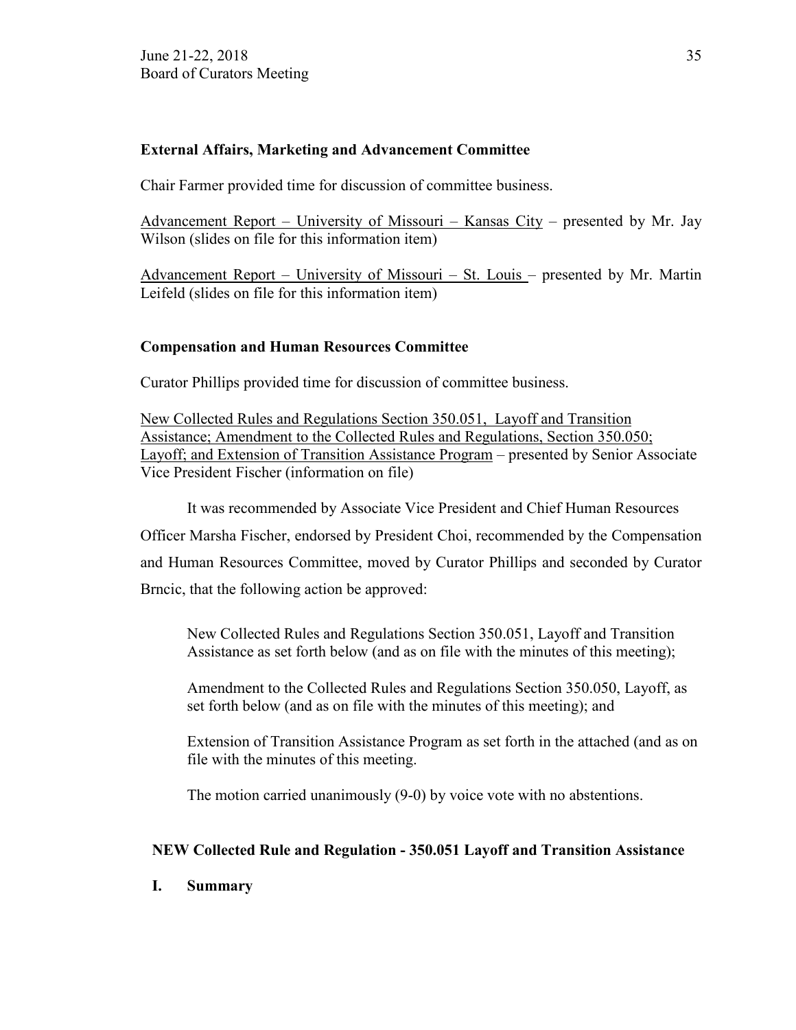**External Affairs, Marketing and Advancement Committee**

Chair Farmer provided time for discussion of committee business.

Advancement Report – University of Missouri – Kansas City – presented by Mr. Jay Wilson (slides on file for this information item)

Advancement Report – University of Missouri – St. Louis – presented by Mr. Martin Leifeld (slides on file for this information item)

**Compensation and Human Resources Committee**

Curator Phillips provided time for discussion of committee business.

New Collected Rules and Regulations Section 350.051, Layoff and Transition Assistance; Amendment to the Collected Rules and Regulations, Section 350.050; Layoff; and Extension of Transition Assistance Program – presented by Senior Associate Vice President Fischer (information on file)

It was recommended by Associate Vice President and Chief Human Resources Officer Marsha Fischer, endorsed by President Choi, recommended by the Compensation and Human Resources Committee, moved by Curator Phillips and seconded by Curator Brncic, that the following action be approved:

> New Collected Rules and Regulations Section 350.051, Layoff and Transition Assistance as set forth below (and as on file with the minutes of this meeting);
>
> Amendment to the Collected Rules and Regulations Section 350.050, Layoff, as set forth below (and as on file with the minutes of this meeting); and
>
> Extension of Transition Assistance Program as set forth in the attached (and as on file with the minutes of this meeting.
>
> The motion carried unanimously (9-0) by voice vote with no abstentions.

**NEW Collected Rule and Regulation - 350.051 Layoff and Transition Assistance**

**I. Summary**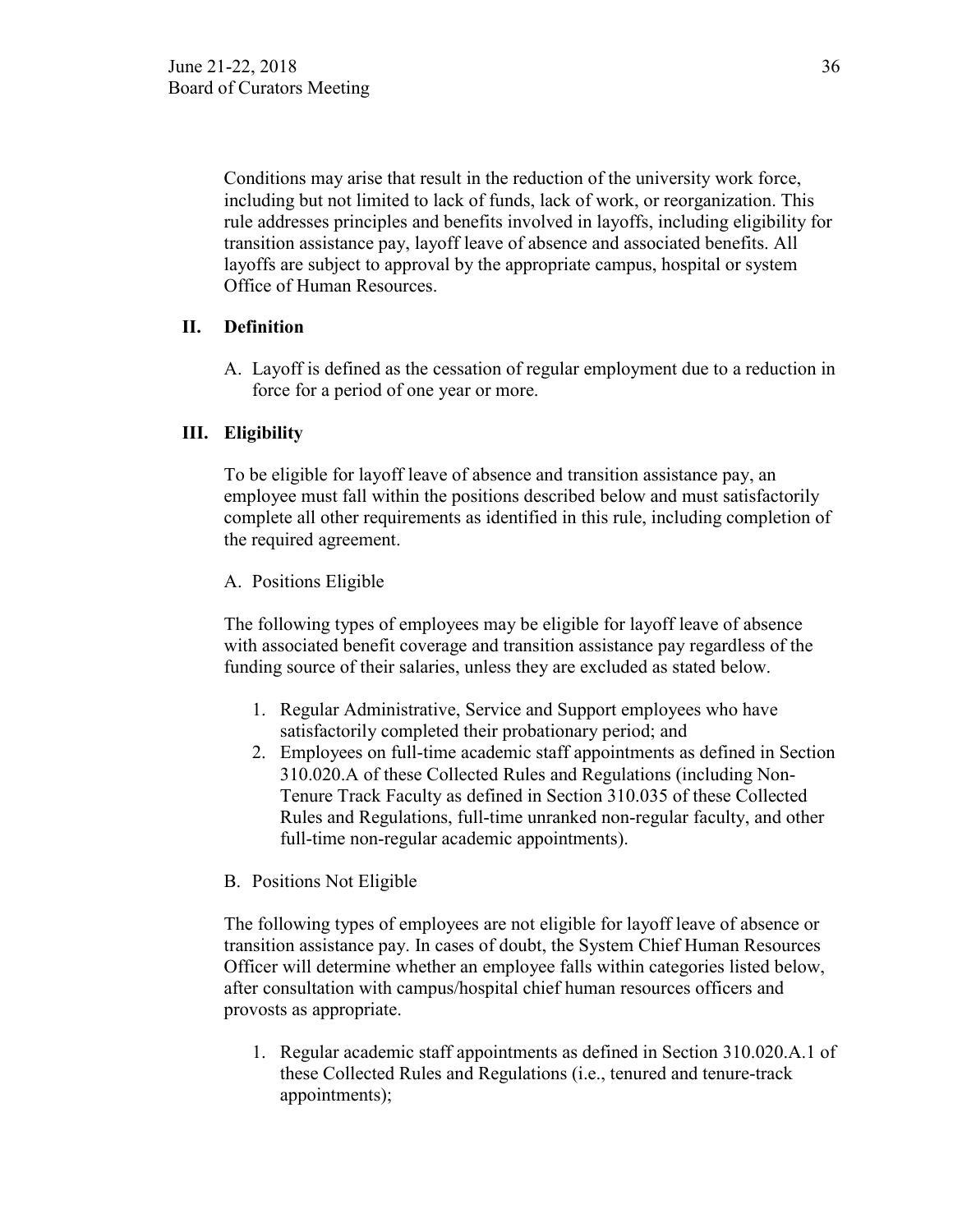Conditions may arise that result in the reduction of the university work force, including but not limited to lack of funds, lack of work, or reorganization. This rule addresses principles and benefits involved in layoffs, including eligibility for transition assistance pay, layoff leave of absence and associated benefits. All layoffs are subject to approval by the appropriate campus, hospital or system Office of Human Resources.

## II. Definition

A. Layoff is defined as the cessation of regular employment due to a reduction in force for a period of one year or more.

## III. Eligibility

To be eligible for layoff leave of absence and transition assistance pay, an employee must fall within the positions described below and must satisfactorily complete all other requirements as identified in this rule, including completion of the required agreement.

A. Positions Eligible

The following types of employees may be eligible for layoff leave of absence with associated benefit coverage and transition assistance pay regardless of the funding source of their salaries, unless they are excluded as stated below.

1. Regular Administrative, Service and Support employees who have satisfactorily completed their probationary period; and
2. Employees on full-time academic staff appointments as defined in Section 310.020.A of these Collected Rules and Regulations (including Non-Tenure Track Faculty as defined in Section 310.035 of these Collected Rules and Regulations, full-time unranked non-regular faculty, and other full-time non-regular academic appointments).

B. Positions Not Eligible

The following types of employees are not eligible for layoff leave of absence or transition assistance pay. In cases of doubt, the System Chief Human Resources Officer will determine whether an employee falls within categories listed below, after consultation with campus/hospital chief human resources officers and provosts as appropriate.

1. Regular academic staff appointments as defined in Section 310.020.A.1 of these Collected Rules and Regulations (i.e., tenured and tenure-track appointments);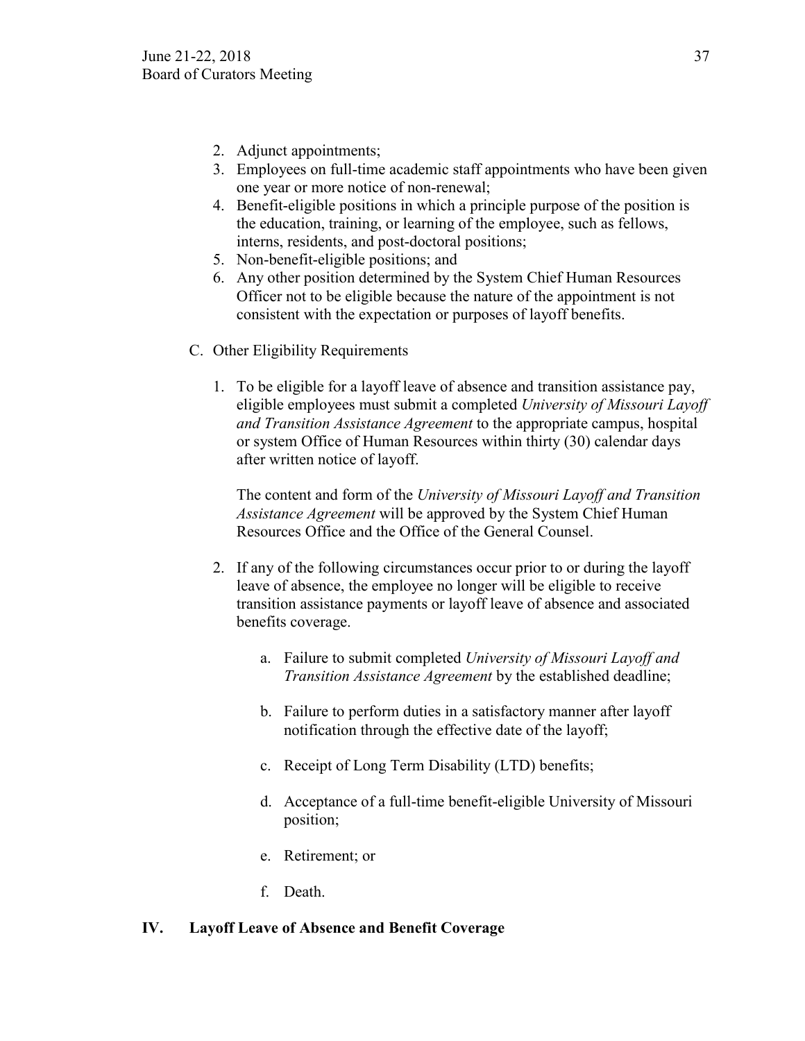2. Adjunct appointments;
3. Employees on full-time academic staff appointments who have been given one year or more notice of non-renewal;
4. Benefit-eligible positions in which a principle purpose of the position is the education, training, or learning of the employee, such as fellows, interns, residents, and post-doctoral positions;
5. Non-benefit-eligible positions; and
6. Any other position determined by the System Chief Human Resources Officer not to be eligible because the nature of the appointment is not consistent with the expectation or purposes of layoff benefits.

C. Other Eligibility Requirements

1. To be eligible for a layoff leave of absence and transition assistance pay, eligible employees must submit a completed *University of Missouri Layoff and Transition Assistance Agreement* to the appropriate campus, hospital or system Office of Human Resources within thirty (30) calendar days after written notice of layoff.

   The content and form of the *University of Missouri Layoff and Transition Assistance Agreement* will be approved by the System Chief Human Resources Office and the Office of the General Counsel.

2. If any of the following circumstances occur prior to or during the layoff leave of absence, the employee no longer will be eligible to receive transition assistance payments or layoff leave of absence and associated benefits coverage.

   a. Failure to submit completed *University of Missouri Layoff and Transition Assistance Agreement* by the established deadline;

   b. Failure to perform duties in a satisfactory manner after layoff notification through the effective date of the layoff;

   c. Receipt of Long Term Disability (LTD) benefits;

   d. Acceptance of a full-time benefit-eligible University of Missouri position;

   e. Retirement; or

   f. Death.

## IV. Layoff Leave of Absence and Benefit Coverage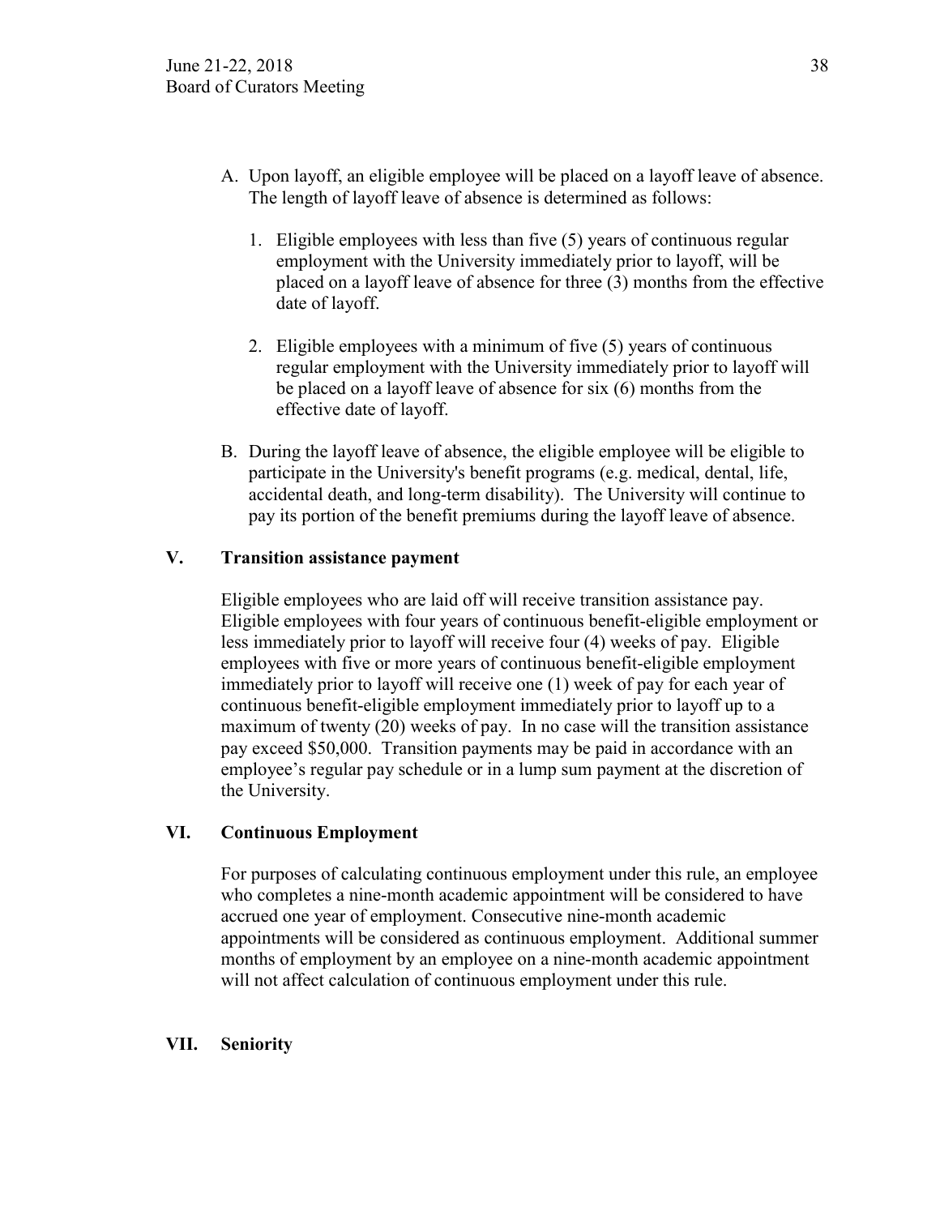A. Upon layoff, an eligible employee will be placed on a layoff leave of absence. The length of layoff leave of absence is determined as follows:

   1. Eligible employees with less than five (5) years of continuous regular employment with the University immediately prior to layoff, will be placed on a layoff leave of absence for three (3) months from the effective date of layoff.

   2. Eligible employees with a minimum of five (5) years of continuous regular employment with the University immediately prior to layoff will be placed on a layoff leave of absence for six (6) months from the effective date of layoff.

B. During the layoff leave of absence, the eligible employee will be eligible to participate in the University's benefit programs (e.g. medical, dental, life, accidental death, and long-term disability). The University will continue to pay its portion of the benefit premiums during the layoff leave of absence.

## V. Transition assistance payment

Eligible employees who are laid off will receive transition assistance pay. Eligible employees with four years of continuous benefit-eligible employment or less immediately prior to layoff will receive four (4) weeks of pay. Eligible employees with five or more years of continuous benefit-eligible employment immediately prior to layoff will receive one (1) week of pay for each year of continuous benefit-eligible employment immediately prior to layoff up to a maximum of twenty (20) weeks of pay. In no case will the transition assistance pay exceed $50,000. Transition payments may be paid in accordance with an employee's regular pay schedule or in a lump sum payment at the discretion of the University.

## VI. Continuous Employment

For purposes of calculating continuous employment under this rule, an employee who completes a nine-month academic appointment will be considered to have accrued one year of employment. Consecutive nine-month academic appointments will be considered as continuous employment. Additional summer months of employment by an employee on a nine-month academic appointment will not affect calculation of continuous employment under this rule.

## VII. Seniority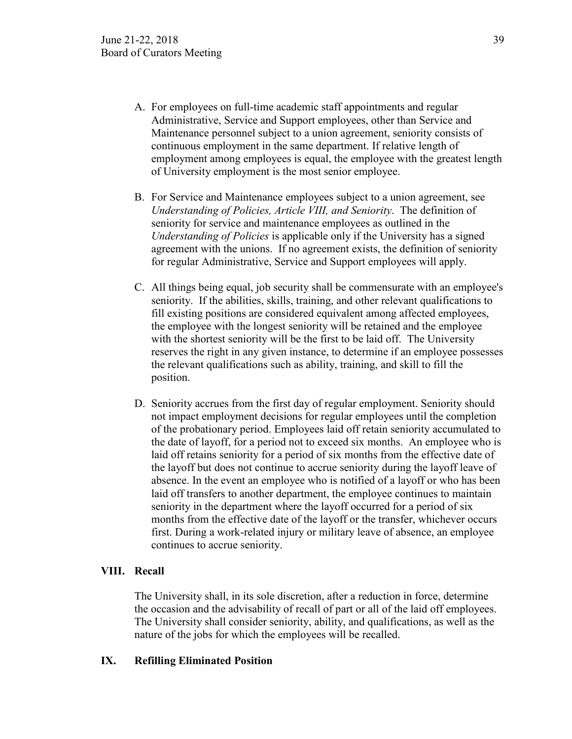A. For employees on full-time academic staff appointments and regular Administrative, Service and Support employees, other than Service and Maintenance personnel subject to a union agreement, seniority consists of continuous employment in the same department. If relative length of employment among employees is equal, the employee with the greatest length of University employment is the most senior employee.

B. For Service and Maintenance employees subject to a union agreement, see *Understanding of Policies, Article VIII, and Seniority*. The definition of seniority for service and maintenance employees as outlined in the *Understanding of Policies* is applicable only if the University has a signed agreement with the unions. If no agreement exists, the definition of seniority for regular Administrative, Service and Support employees will apply.

C. All things being equal, job security shall be commensurate with an employee's seniority. If the abilities, skills, training, and other relevant qualifications to fill existing positions are considered equivalent among affected employees, the employee with the longest seniority will be retained and the employee with the shortest seniority will be the first to be laid off. The University reserves the right in any given instance, to determine if an employee possesses the relevant qualifications such as ability, training, and skill to fill the position.

D. Seniority accrues from the first day of regular employment. Seniority should not impact employment decisions for regular employees until the completion of the probationary period. Employees laid off retain seniority accumulated to the date of layoff, for a period not to exceed six months. An employee who is laid off retains seniority for a period of six months from the effective date of the layoff but does not continue to accrue seniority during the layoff leave of absence. In the event an employee who is notified of a layoff or who has been laid off transfers to another department, the employee continues to maintain seniority in the department where the layoff occurred for a period of six months from the effective date of the layoff or the transfer, whichever occurs first. During a work-related injury or military leave of absence, an employee continues to accrue seniority.

## VIII. Recall

The University shall, in its sole discretion, after a reduction in force, determine the occasion and the advisability of recall of part or all of the laid off employees. The University shall consider seniority, ability, and qualifications, as well the nature of the jobs for which the employees will be recalled.

## IX. Refilling Eliminated Position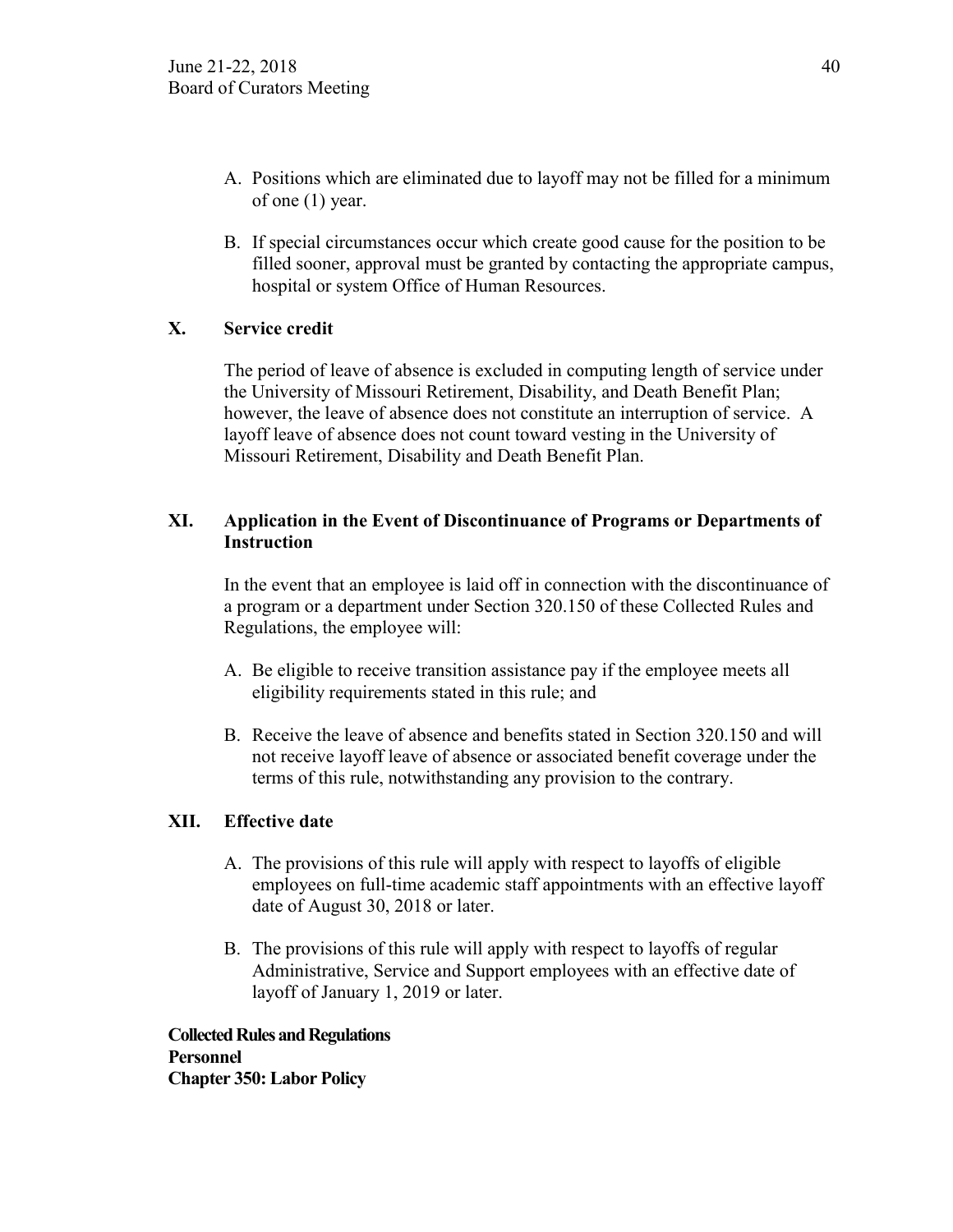A. Positions which are eliminated due to layoff may not be filled for a minimum of one (1) year.

B. If special circumstances occur which create good cause for the position to be filled sooner, approval must be granted by contacting the appropriate campus, hospital or system Office of Human Resources.

## X. Service credit

The period of leave of absence is excluded in computing length of service under the University of Missouri Retirement, Disability, and Death Benefit Plan; however, the leave of absence does not constitute an interruption of service. A layoff leave of absence does not count toward vesting in the University of Missouri Retirement, Disability and Death Benefit Plan.

## XI. Application in the Event of Discontinuance of Programs or Departments of Instruction

In the event that an employee is laid off in connection with the discontinuance of a program or a department under Section 320.150 of these Collected Rules and Regulations, the employee will:

A. Be eligible to receive transition assistance pay if the employee meets all eligibility requirements stated in this rule; and

B. Receive the leave of absence and benefits stated in Section 320.150 and will not receive layoff leave of absence or associated benefit coverage under the terms of this rule, notwithstanding any provision to the contrary.

## XII. Effective date

A. The provisions of this rule will apply with respect to layoffs of eligible employees on full-time academic staff appointments with an effective layoff date of August 30, 2018 or later.

B. The provisions of this rule will apply with respect to layoffs of regular Administrative, Service and Support employees with an effective date of layoff of January 1, 2019 or later.

**Collected Rules and Regulations**
**Personnel**
**Chapter 350: Labor Policy**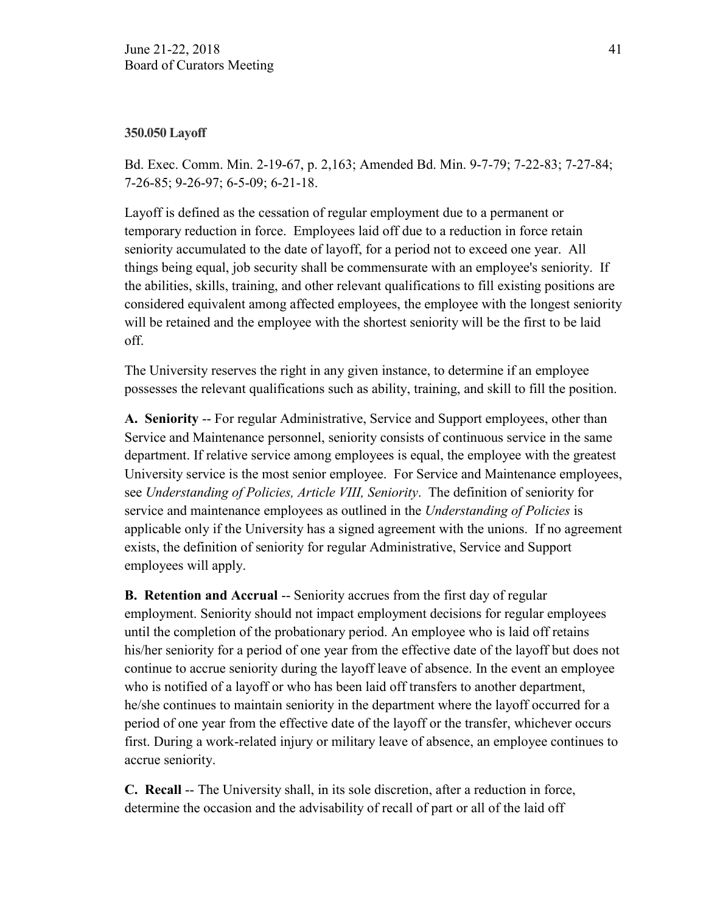**350.050 Layoff**

Bd. Exec. Comm. Min. 2-19-67, p. 2,163; Amended Bd. Min. 9-7-79; 7-22-83; 7-27-84; 7-26-85; 9-26-97; 6-5-09; 6-21-18.

Layoff is defined as the cessation of regular employment due to a permanent or temporary reduction in force. Employees laid off due to a reduction in force retain seniority accumulated to the date of layoff, for a period not to exceed one year. All things being equal, job security shall be commensurate with an employee's seniority. If the abilities, skills, training, and other relevant qualifications to fill existing positions are considered equivalent among affected employees, the employee with the longest seniority will be retained and the employee with the shortest seniority will be the first to be laid off.

The University reserves the right in any given instance, to determine if an employee possesses the relevant qualifications such as ability, training, and skill to fill the position.

**A. Seniority** -- For regular Administrative, Service and Support employees, other than Service and Maintenance personnel, seniority consists of continuous service in the same department. If relative service among employees is equal, the employee with the greatest University service is the most senior employee. For Service and Maintenance employees, see *Understanding of Policies, Article VIII, Seniority*. The definition of seniority for service and maintenance employees as outlined in the *Understanding of Policies* is applicable only if the University has a signed agreement with the unions. If no agreement exists, the definition of seniority for regular Administrative, Service and Support employees will apply.

**B. Retention and Accrual** -- Seniority accrues from the first day of regular employment. Seniority should not impact employment decisions for regular employees until the completion of the probationary period. An employee who is laid off retains his/her seniority for a period of one year from the effective date of the layoff but does not continue to accrue seniority during the layoff leave of absence. In the event an employee who is notified of a layoff or who has been laid off transfers to another department, he/she continues to maintain seniority in the department where the layoff occurred for a period of one year from the effective date of the layoff or the transfer, whichever occurs first. During a work-related injury or military leave of absence, an employee continues to accrue seniority.

**C. Recall** -- The University shall, in its sole discretion, after a reduction in force, determine the occasion and the advisability of recall of part or all of the laid off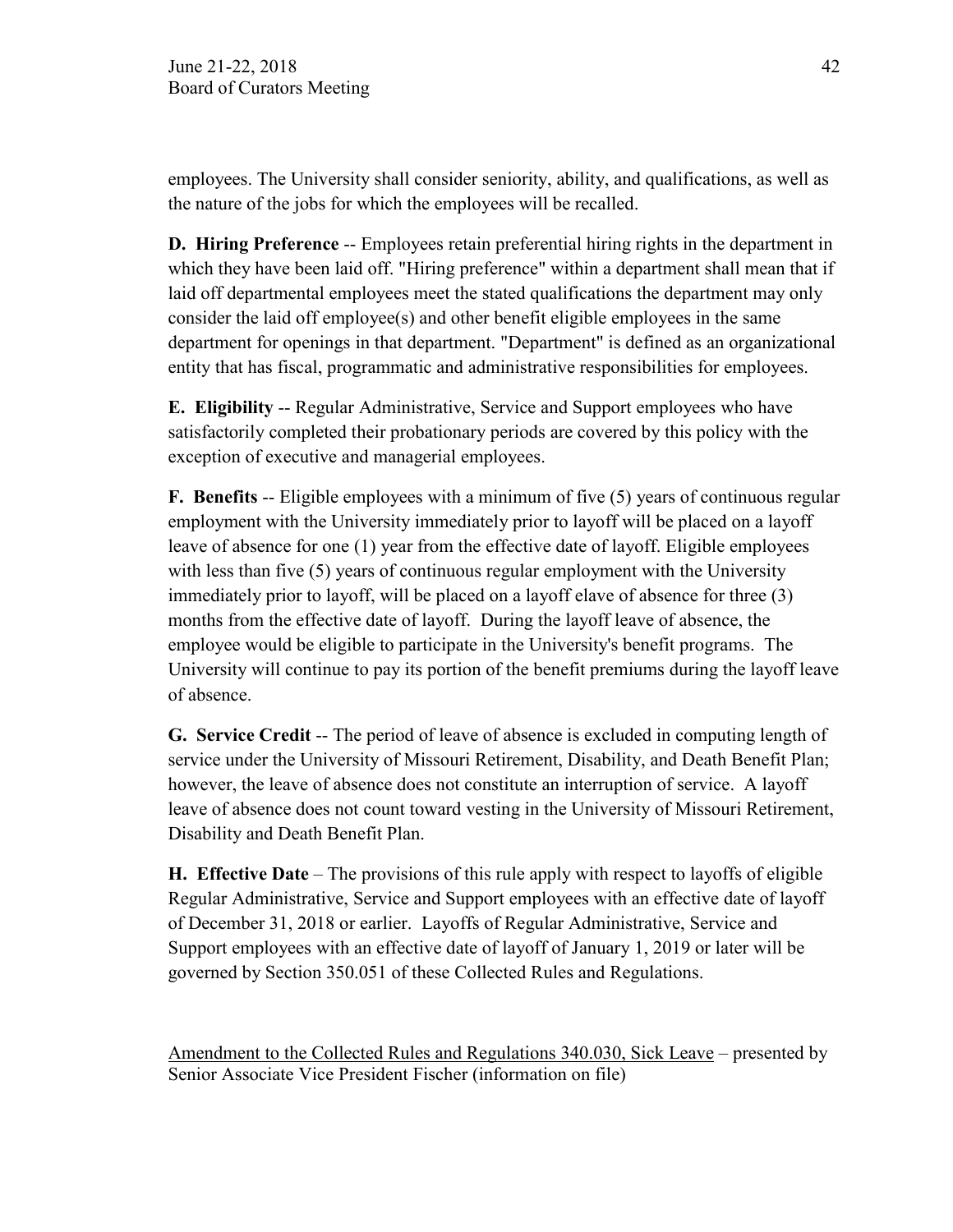employees. The University shall consider seniority, ability, and qualifications, as well as the nature of the jobs for which the employees will be recalled.

**D. Hiring Preference** -- Employees retain preferential hiring rights in the department in which they have been laid off. "Hiring preference" within a department shall mean that if laid off departmental employees meet the stated qualifications the department may only consider the laid off employee(s) and other benefit eligible employees in the same department for openings in that department. "Department" is defined as an organizational entity that has fiscal, programmatic and administrative responsibilities for employees.

**E. Eligibility** -- Regular Administrative, Service and Support employees who have satisfactorily completed their probationary periods are covered by this policy with the exception of executive and managerial employees.

**F. Benefits** -- Eligible employees with a minimum of five (5) years of continuous regular employment with the University immediately prior to layoff will be placed on a layoff leave of absence for one (1) year from the effective date of layoff. Eligible employees with less than five (5) years of continuous regular employment with the University immediately prior to layoff, will be placed on a layoff elave of absence for three (3) months from the effective date of layoff. During the layoff leave of absence, the employee would be eligible to participate in the University's benefit programs. The University will continue to pay its portion of the benefit premiums during the layoff leave of absence.

**G. Service Credit** -- The period of leave of absence is excluded in computing length of service under the University of Missouri Retirement, Disability, and Death Benefit Plan; however, the leave of absence does not constitute an interruption of service. A layoff leave of absence does not count toward vesting in the University of Missouri Retirement, Disability and Death Benefit Plan.

**H. Effective Date** – The provisions of this rule apply with respect to layoffs of eligible Regular Administrative, Service and Support employees with an effective date of layoff of December 31, 2018 or earlier. Layoffs of Regular Administrative, Service and Support employees with an effective date of layoff of January 1, 2019 or later will be governed by Section 350.051 of these Collected Rules and Regulations.

<u>Amendment to the Collected Rules and Regulations 340.030, Sick Leave</u> – presented by Senior Associate Vice President Fischer (information on file)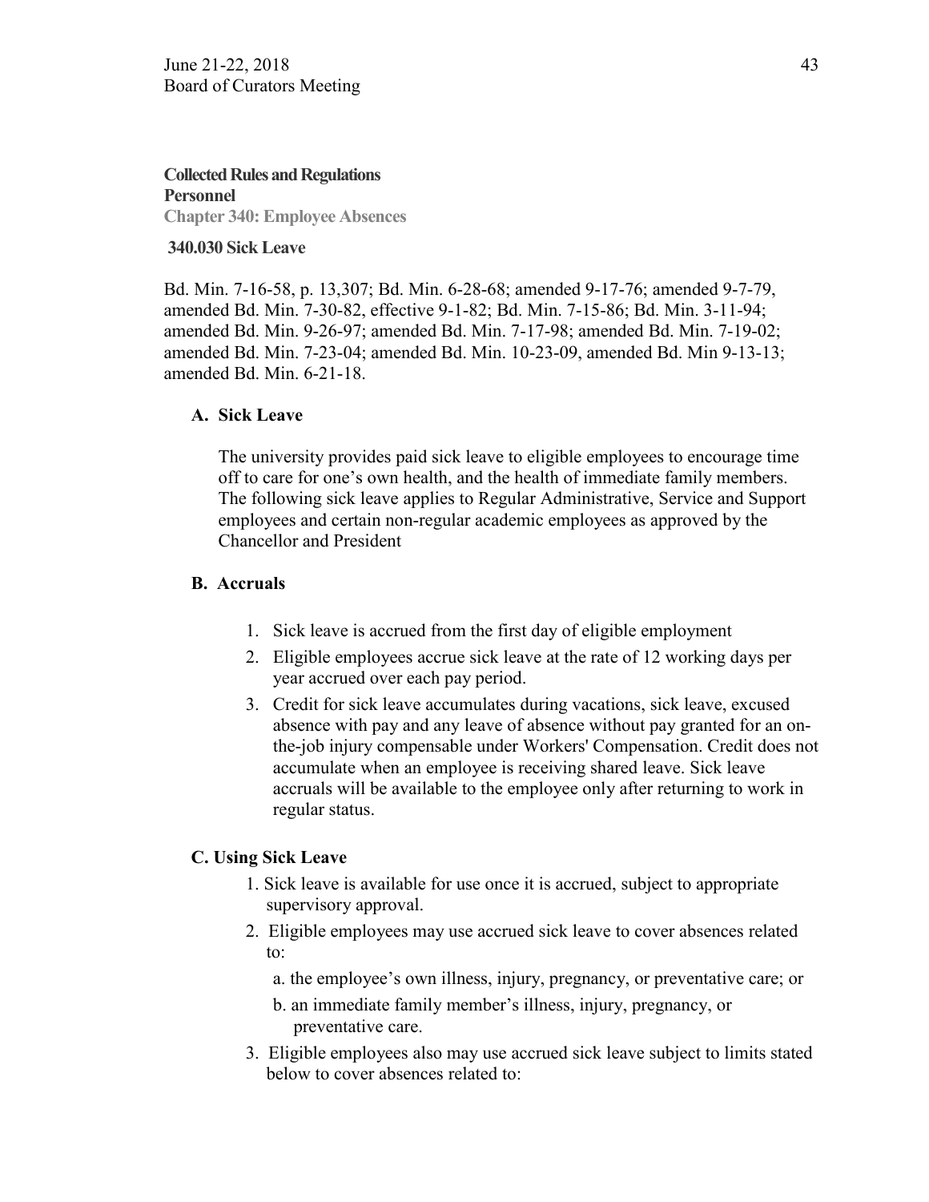**Collected Rules and Regulations**
**Personnel**
**Chapter 340: Employee Absences**

**340.030 Sick Leave**

Bd. Min. 7-16-58, p. 13,307; Bd. Min. 6-28-68; amended 9-17-76; amended 9-7-79, amended Bd. Min. 7-30-82, effective 9-1-82; Bd. Min. 7-15-86; Bd. Min. 3-11-94; amended Bd. Min. 9-26-97; amended Bd. Min. 7-17-98; amended Bd. Min. 7-19-02; amended Bd. Min. 7-23-04; amended Bd. Min. 10-23-09, amended Bd. Min 9-13-13; amended Bd. Min. 6-21-18.

**A. Sick Leave**

The university provides paid sick leave to eligible employees to encourage time off to care for one's own health, and the health of immediate family members. The following sick leave applies to Regular Administrative, Service and Support employees and certain non-regular academic employees as approved by the Chancellor and President

**B. Accruals**

1. Sick leave is accrued from the first day of eligible employment
2. Eligible employees accrue sick leave at the rate of 12 working days per year accrued over each pay period.
3. Credit for sick leave accumulates during vacations, sick leave, excused absence with pay and any leave of absence without pay granted for an on-the-job injury compensable under Workers' Compensation. Credit does not accumulate when an employee is receiving shared leave. Sick leave accruals will be available to the employee only after returning to work in regular status.

**C. Using Sick Leave**

1. Sick leave is available for use once it is accrued, subject to appropriate supervisory approval.
2. Eligible employees may use accrued sick leave to cover absences related to:
   a. the employee's own illness, injury, pregnancy, or preventative care; or
   b. an immediate family member's illness, injury, pregnancy, or preventative care.
3. Eligible employees also may use accrued sick leave subject to limits stated below to cover absences related to: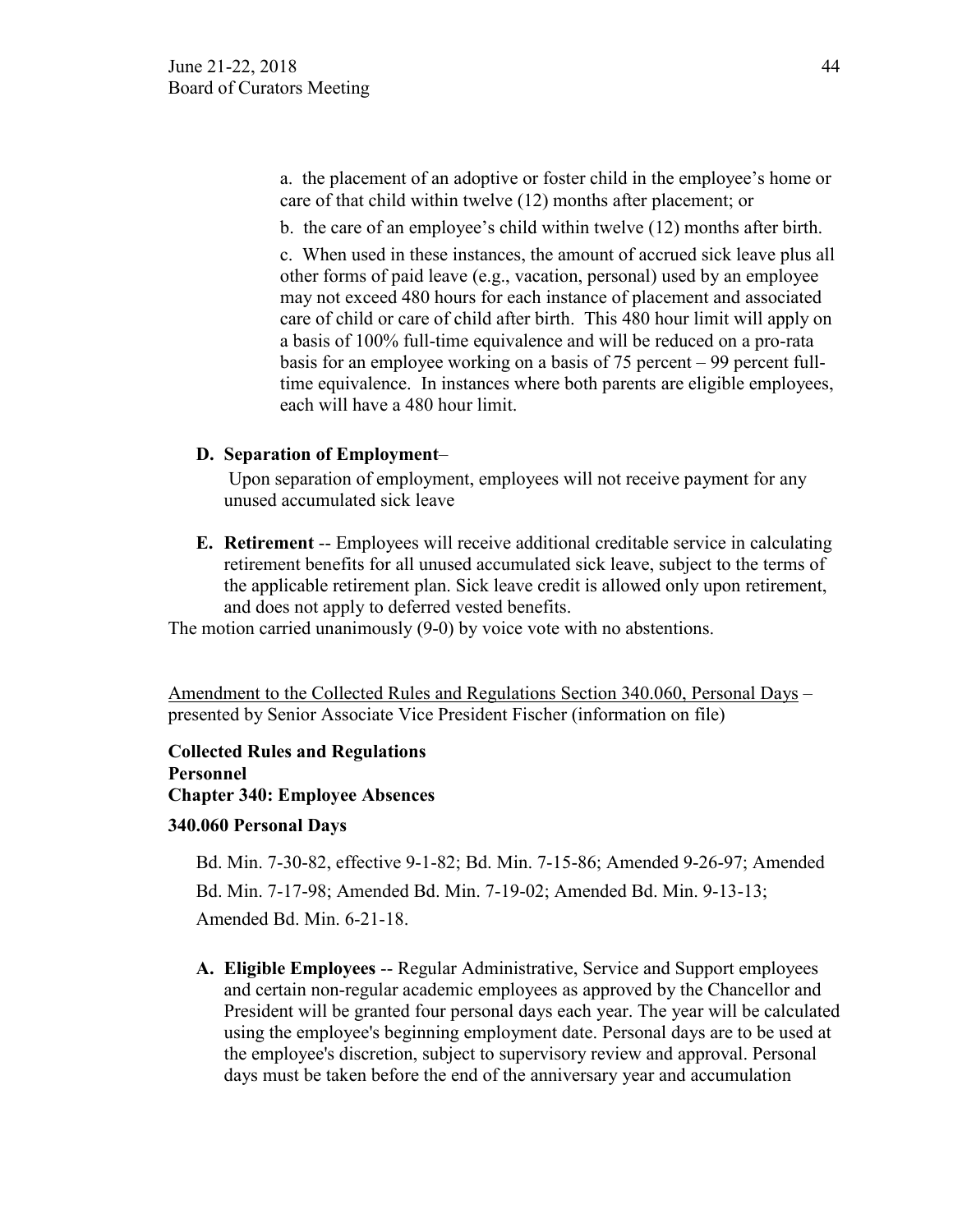a. the placement of an adoptive or foster child in the employee's home or care of that child within twelve (12) months after placement; or

b. the care of an employee's child within twelve (12) months after birth.

c. When used in these instances, the amount of accrued sick leave plus all other forms of paid leave (e.g., vacation, personal) used by an employee may not exceed 480 hours for each instance of placement and associated care of child or care of child after birth. This 480 hour limit will apply on a basis of 100% full-time equivalence and will be reduced on a pro-rata basis for an employee working on a basis of 75 percent – 99 percent full-time equivalence. In instances where both parents are eligible employees, each will have a 480 hour limit.

**D. Separation of Employment**–

Upon separation of employment, employees will not receive payment for any unused accumulated sick leave

**E. Retirement** -- Employees will receive additional creditable service in calculating retirement benefits for all unused accumulated sick leave, subject to the terms of the applicable retirement plan. Sick leave credit is allowed only upon retirement, and does not apply to deferred vested benefits.

The motion carried unanimously (9-0) by voice vote with no abstentions.

Amendment to the Collected Rules and Regulations Section 340.060, Personal Days – presented by Senior Associate Vice President Fischer (information on file)

**Collected Rules and Regulations**
**Personnel**
**Chapter 340: Employee Absences**

**340.060 Personal Days**

Bd. Min. 7-30-82, effective 9-1-82; Bd. Min. 7-15-86; Amended 9-26-97; Amended Bd. Min. 7-17-98; Amended Bd. Min. 7-19-02; Amended Bd. Min. 9-13-13; Amended Bd. Min. 6-21-18.

**A. Eligible Employees** -- Regular Administrative, Service and Support employees and certain non-regular academic employees as approved by the Chancellor and President will be granted four personal days each year. The year will be calculated using the employee's beginning employment date. Personal days are to be used at the employee's discretion, subject to supervisory review and approval. Personal days must be taken before the end of the anniversary year and accumulation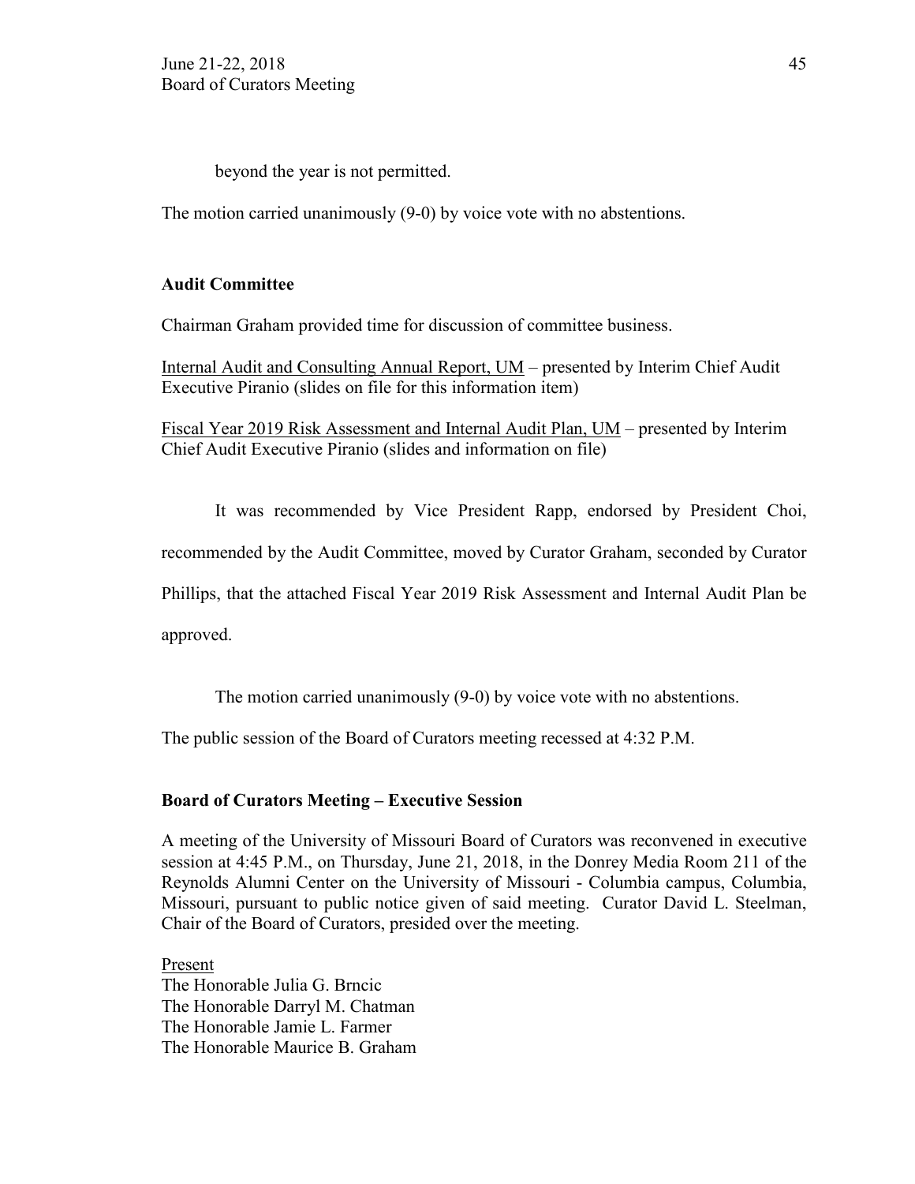beyond the year is not permitted.

The motion carried unanimously (9-0) by voice vote with no abstentions.

**Audit Committee**

Chairman Graham provided time for discussion of committee business.

Internal Audit and Consulting Annual Report, UM – presented by Interim Chief Audit Executive Piranio (slides on file for this information item)

Fiscal Year 2019 Risk Assessment and Internal Audit Plan, UM – presented by Interim Chief Audit Executive Piranio (slides and information on file)

It was recommended by Vice President Rapp, endorsed by President Choi, recommended by the Audit Committee, moved by Curator Graham, seconded by Curator Phillips, that the attached Fiscal Year 2019 Risk Assessment and Internal Audit Plan be approved.

The motion carried unanimously (9-0) by voice vote with no abstentions.

The public session of the Board of Curators meeting recessed at 4:32 P.M.

**Board of Curators Meeting – Executive Session**

A meeting of the University of Missouri Board of Curators was reconvened in executive session at 4:45 P.M., on Thursday, June 21, 2018, in the Donrey Media Room 211 of the Reynolds Alumni Center on the University of Missouri - Columbia campus, Columbia, Missouri, pursuant to public notice given of said meeting. Curator David L. Steelman, Chair of the Board of Curators, presided over the meeting.

Present
The Honorable Julia G. Brncic
The Honorable Darryl M. Chatman
The Honorable Jamie L. Farmer
The Honorable Maurice B. Graham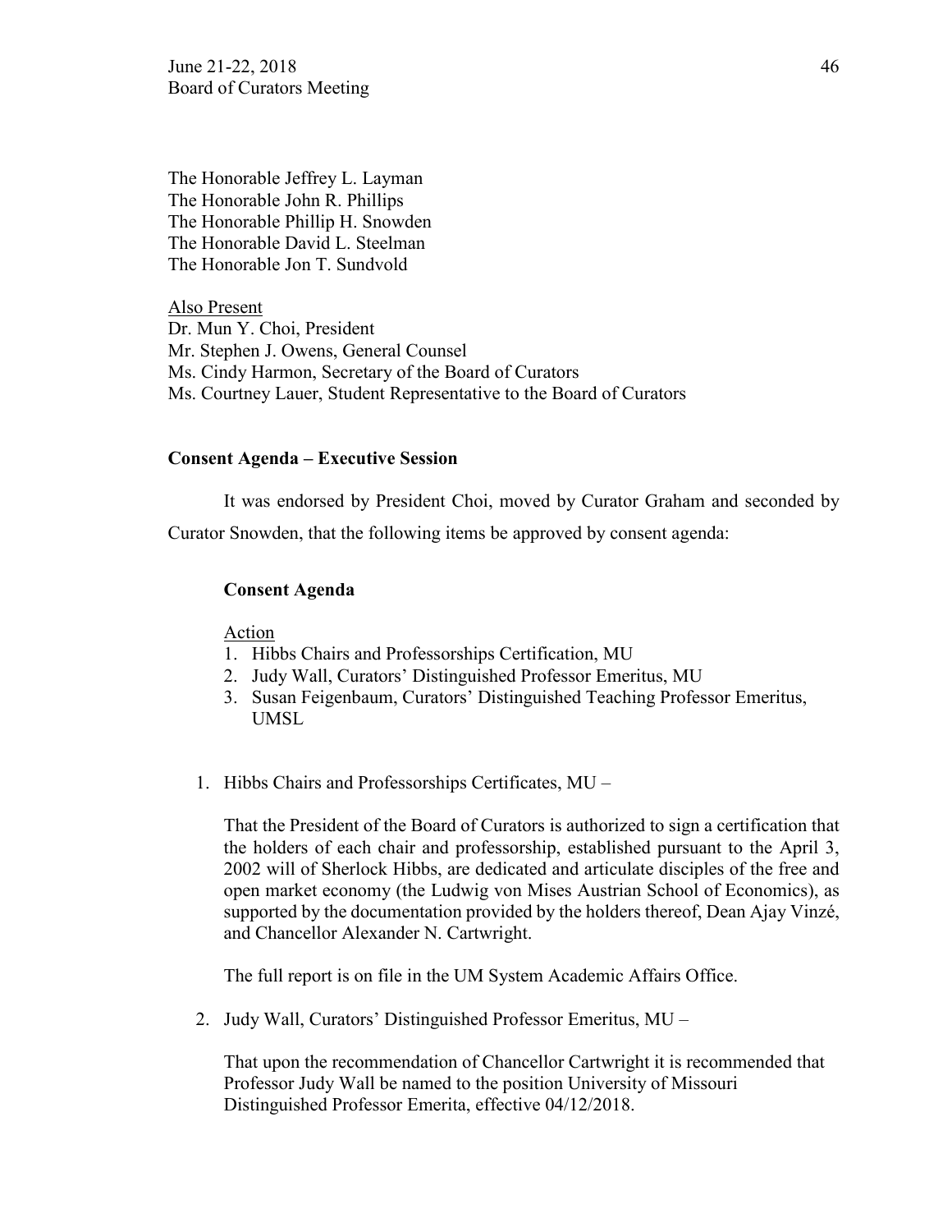The Honorable Jeffrey L. Layman
The Honorable John R. Phillips
The Honorable Phillip H. Snowden
The Honorable David L. Steelman
The Honorable Jon T. Sundvold

Also Present
Dr. Mun Y. Choi, President
Mr. Stephen J. Owens, General Counsel
Ms. Cindy Harmon, Secretary of the Board of Curators
Ms. Courtney Lauer, Student Representative to the Board of Curators

**Consent Agenda – Executive Session**

It was endorsed by President Choi, moved by Curator Graham and seconded by Curator Snowden, that the following items be approved by consent agenda:

**Consent Agenda**

Action

1. Hibbs Chairs and Professorships Certification, MU
2. Judy Wall, Curators' Distinguished Professor Emeritus, MU
3. Susan Feigenbaum, Curators' Distinguished Teaching Professor Emeritus, UMSL

1. Hibbs Chairs and Professorships Certificates, MU –

   That the President of the Board of Curators is authorized to sign a certification that the holders of each chair and professorship, established pursuant to the April 3, 2002 will of Sherlock Hibbs, are dedicated and articulate disciples of the free and open market economy (the Ludwig von Mises Austrian School of Economics), as supported by the documentation provided by the holders thereof, Dean Ajay Vinzé, and Chancellor Alexander N. Cartwright.

   The full report is on file in the UM System Academic Affairs Office.

2. Judy Wall, Curators' Distinguished Professor Emeritus, MU –

   That upon the recommendation of Chancellor Cartwright it is recommended that Professor Judy Wall be named to the position University of Missouri Distinguished Professor Emerita, effective 04/12/2018.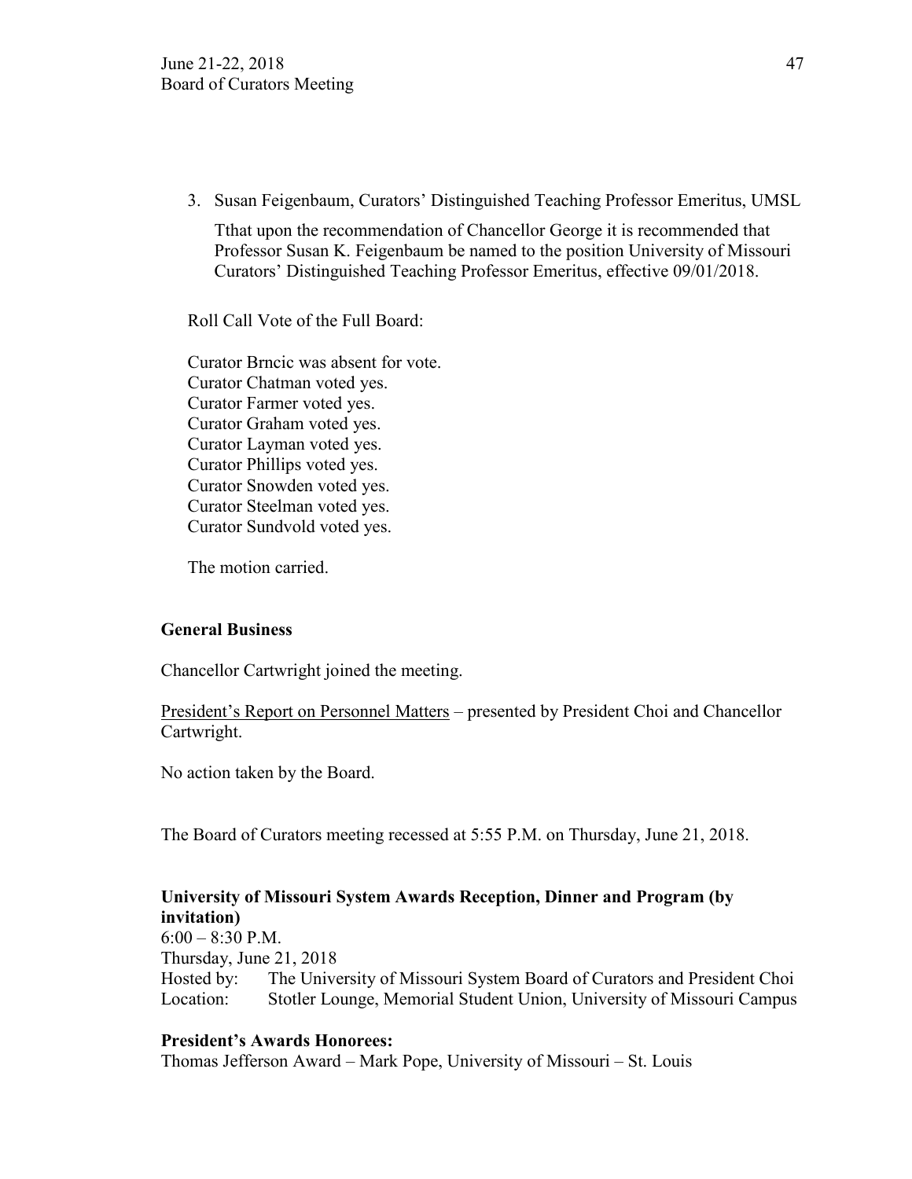3. Susan Feigenbaum, Curators' Distinguished Teaching Professor Emeritus, UMSL

   Tthat upon the recommendation of Chancellor George it is recommended that Professor Susan K. Feigenbaum be named to the position University of Missouri Curators' Distinguished Teaching Professor Emeritus, effective 09/01/2018.

Roll Call Vote of the Full Board:

Curator Brncic was absent for vote.
Curator Chatman voted yes.
Curator Farmer voted yes.
Curator Graham voted yes.
Curator Layman voted yes.
Curator Phillips voted yes.
Curator Snowden voted yes.
Curator Steelman voted yes.
Curator Sundvold voted yes.

The motion carried.

**General Business**

Chancellor Cartwright joined the meeting.

President's Report on Personnel Matters – presented by President Choi and Chancellor Cartwright.

No action taken by the Board.

The Board of Curators meeting recessed at 5:55 P.M. on Thursday, June 21, 2018.

**University of Missouri System Awards Reception, Dinner and Program (by invitation)**
6:00 – 8:30 P.M.
Thursday, June 21, 2018
Hosted by: The University of Missouri System Board of Curators and President Choi
Location: Stotler Lounge, Memorial Student Union, University of Missouri Campus

**President's Awards Honorees:**
Thomas Jefferson Award – Mark Pope, University of Missouri – St. Louis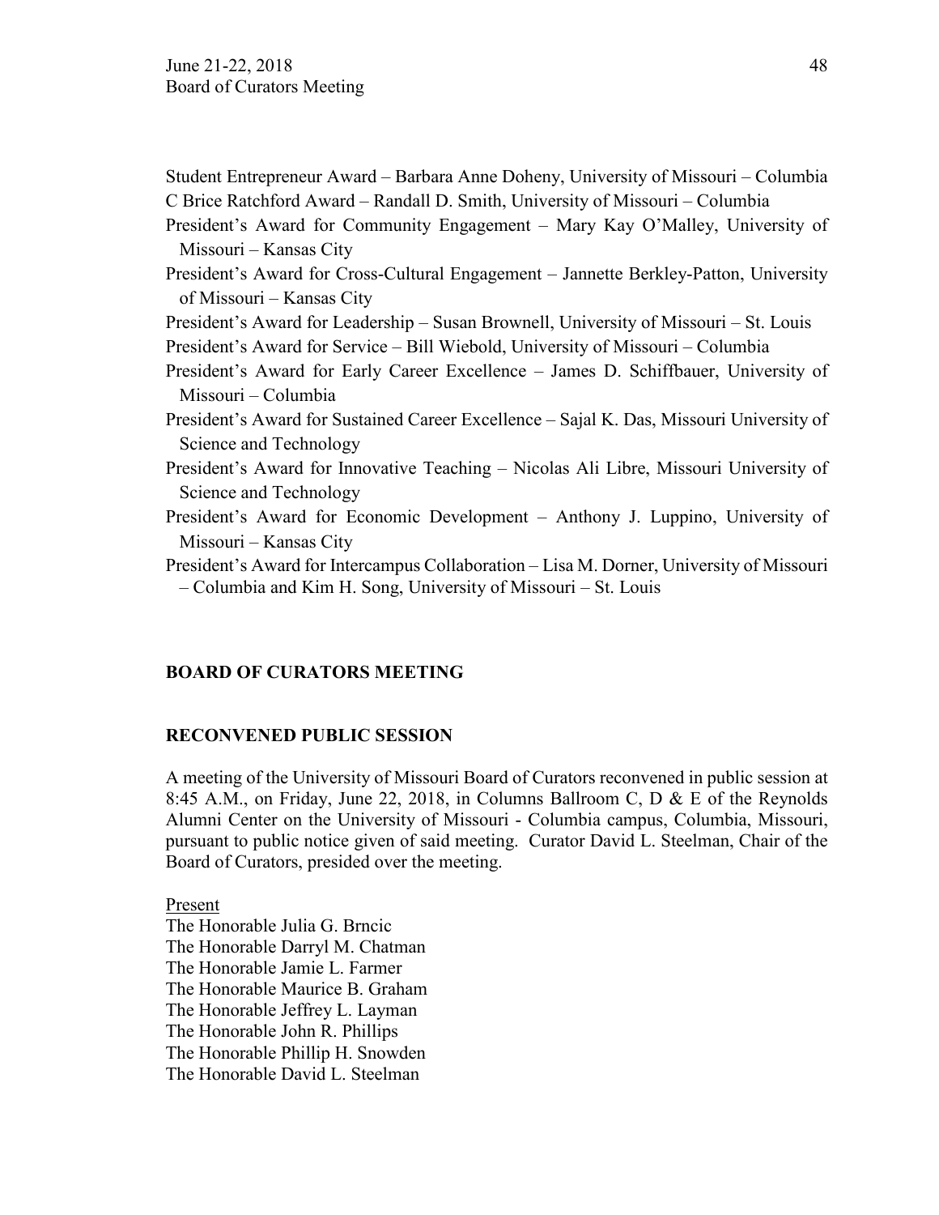Student Entrepreneur Award – Barbara Anne Doheny, University of Missouri – Columbia

C Brice Ratchford Award – Randall D. Smith, University of Missouri – Columbia

President's Award for Community Engagement – Mary Kay O'Malley, University of Missouri – Kansas City

President's Award for Cross-Cultural Engagement – Jannette Berkley-Patton, University of Missouri – Kansas City

President's Award for Leadership – Susan Brownell, University of Missouri – St. Louis

President's Award for Service – Bill Wiebold, University of Missouri – Columbia

President's Award for Early Career Excellence – James D. Schiffbauer, University of Missouri – Columbia

President's Award for Sustained Career Excellence – Sajal K. Das, Missouri University of Science and Technology

President's Award for Innovative Teaching – Nicolas Ali Libre, Missouri University of Science and Technology

President's Award for Economic Development – Anthony J. Luppino, University of Missouri – Kansas City

President's Award for Intercampus Collaboration – Lisa M. Dorner, University of Missouri – Columbia and Kim H. Song, University of Missouri – St. Louis

**BOARD OF CURATORS MEETING**

**RECONVENED PUBLIC SESSION**

A meeting of the University of Missouri Board of Curators reconvened in public session at 8:45 A.M., on Friday, June 22, 2018, in Columns Ballroom C, D & E of the Reynolds Alumni Center on the University of Missouri - Columbia campus, Columbia, Missouri, pursuant to public notice given of said meeting. Curator David L. Steelman, Chair of the Board of Curators, presided over the meeting.

Present

The Honorable Julia G. Brncic
The Honorable Darryl M. Chatman
The Honorable Jamie L. Farmer
The Honorable Maurice B. Graham
The Honorable Jeffrey L. Layman
The Honorable John R. Phillips
The Honorable Phillip H. Snowden
The Honorable David L. Steelman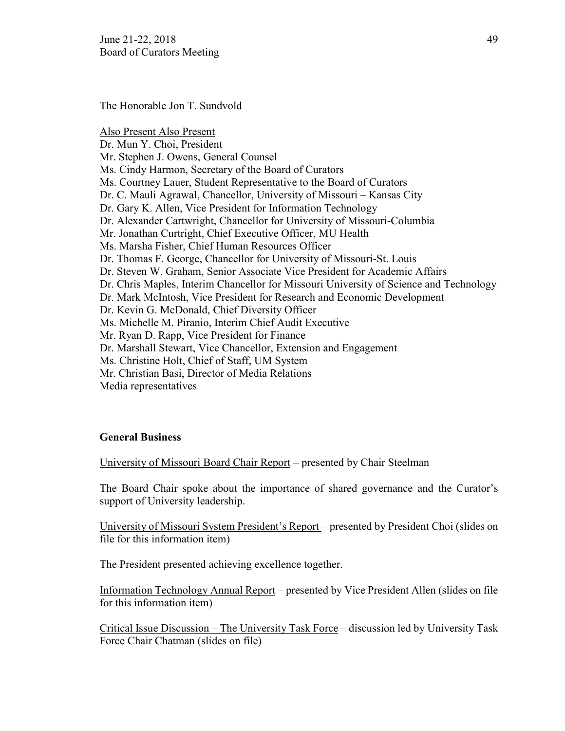The Honorable Jon T. Sundvold

Also Present Also Present

Dr. Mun Y. Choi, President
Mr. Stephen J. Owens, General Counsel
Ms. Cindy Harmon, Secretary of the Board of Curators
Ms. Courtney Lauer, Student Representative to the Board of Curators
Dr. C. Mauli Agrawal, Chancellor, University of Missouri – Kansas City
Dr. Gary K. Allen, Vice President for Information Technology
Dr. Alexander Cartwright, Chancellor for University of Missouri-Columbia
Mr. Jonathan Curtright, Chief Executive Officer, MU Health
Ms. Marsha Fisher, Chief Human Resources Officer
Dr. Thomas F. George, Chancellor for University of Missouri-St. Louis
Dr. Steven W. Graham, Senior Associate Vice President for Academic Affairs
Dr. Chris Maples, Interim Chancellor for Missouri University of Science and Technology
Dr. Mark McIntosh, Vice President for Research and Economic Development
Dr. Kevin G. McDonald, Chief Diversity Officer
Ms. Michelle M. Piranio, Interim Chief Audit Executive
Mr. Ryan D. Rapp, Vice President for Finance
Dr. Marshall Stewart, Vice Chancellor, Extension and Engagement
Ms. Christine Holt, Chief of Staff, UM System
Mr. Christian Basi, Director of Media Relations
Media representatives

**General Business**

University of Missouri Board Chair Report – presented by Chair Steelman

The Board Chair spoke about the importance of shared governance and the Curator's support of University leadership.

University of Missouri System President's Report – presented by President Choi (slides on file for this information item)

The President presented achieving excellence together.

Information Technology Annual Report – presented by Vice President Allen (slides on file for this information item)

Critical Issue Discussion – The University Task Force – discussion led by University Task Force Chair Chatman (slides on file)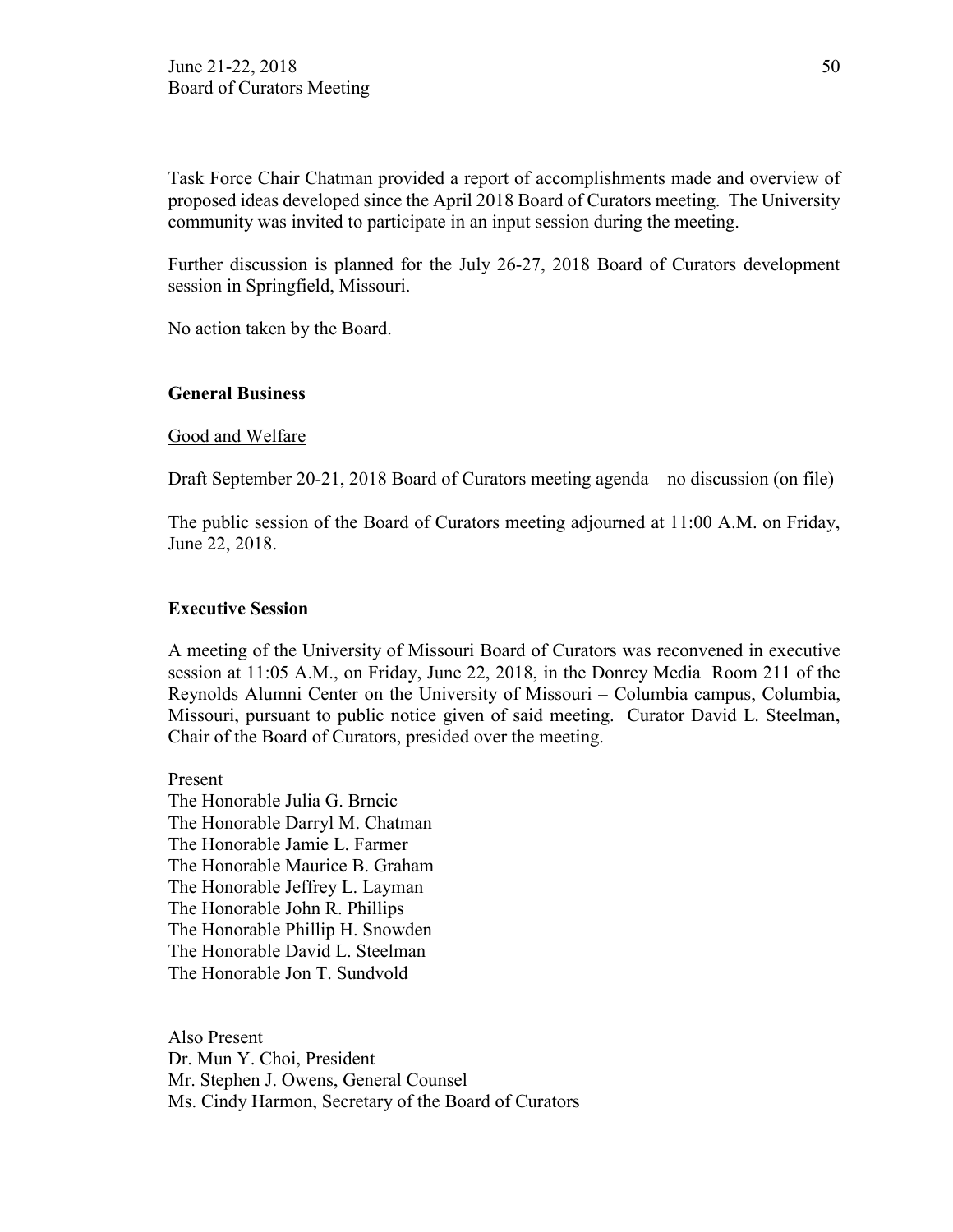Task Force Chair Chatman provided a report of accomplishments made and overview of proposed ideas developed since the April 2018 Board of Curators meeting. The University community was invited to participate in an input session during the meeting.

Further discussion is planned for the July 26-27, 2018 Board of Curators development session in Springfield, Missouri.

No action taken by the Board.

## General Business

Good and Welfare

Draft September 20-21, 2018 Board of Curators meeting agenda – no discussion (on file)

The public session of the Board of Curators meeting adjourned at 11:00 A.M. on Friday, June 22, 2018.

## Executive Session

A meeting of the University of Missouri Board of Curators was reconvened in executive session at 11:05 A.M., on Friday, June 22, 2018, in the Donrey Media Room 211 of the Reynolds Alumni Center on the University of Missouri – Columbia campus, Columbia, Missouri, pursuant to public notice given of said meeting. Curator David L. Steelman, Chair of the Board of Curators, presided over the meeting.

Present

The Honorable Julia G. Brncic
The Honorable Darryl M. Chatman
The Honorable Jamie L. Farmer
The Honorable Maurice B. Graham
The Honorable Jeffrey L. Layman
The Honorable John R. Phillips
The Honorable Phillip H. Snowden
The Honorable David L. Steelman
The Honorable Jon T. Sundvold

Also Present

Dr. Mun Y. Choi, President
Mr. Stephen J. Owens, General Counsel
Ms. Cindy Harmon, Secretary of the Board of Curators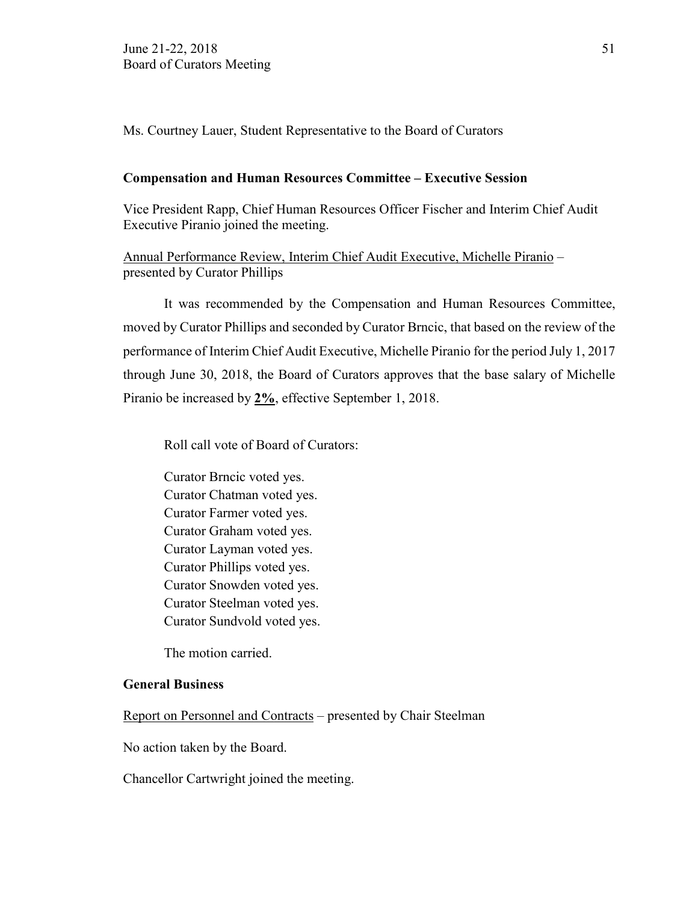Ms. Courtney Lauer, Student Representative to the Board of Curators

**Compensation and Human Resources Committee – Executive Session**

Vice President Rapp, Chief Human Resources Officer Fischer and Interim Chief Audit Executive Piranio joined the meeting.

Annual Performance Review, Interim Chief Audit Executive, Michelle Piranio – presented by Curator Phillips

It was recommended by the Compensation and Human Resources Committee, moved by Curator Phillips and seconded by Curator Brncic, that based on the review of the performance of Interim Chief Audit Executive, Michelle Piranio for the period July 1, 2017 through June 30, 2018, the Board of Curators approves that the base salary of Michelle Piranio be increased by **2%**, effective September 1, 2018.

Roll call vote of Board of Curators:

Curator Brncic voted yes.
Curator Chatman voted yes.
Curator Farmer voted yes.
Curator Graham voted yes.
Curator Layman voted yes.
Curator Phillips voted yes.
Curator Snowden voted yes.
Curator Steelman voted yes.
Curator Sundvold voted yes.

The motion carried.

**General Business**

Report on Personnel and Contracts – presented by Chair Steelman

No action taken by the Board.

Chancellor Cartwright joined the meeting.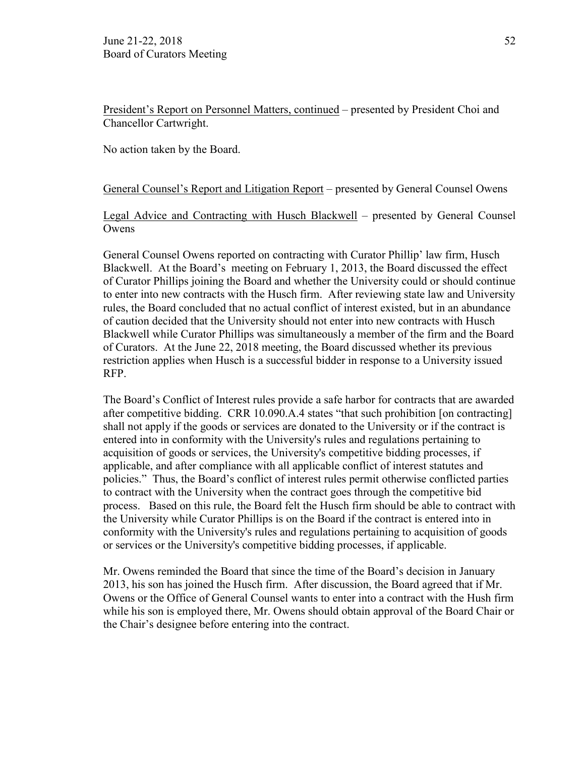<u>President's Report on Personnel Matters, continued</u> – presented by President Choi and Chancellor Cartwright.

No action taken by the Board.

<u>General Counsel's Report and Litigation Report</u> – presented by General Counsel Owens

<u>Legal Advice and Contracting with Husch Blackwell</u> – presented by General Counsel Owens

General Counsel Owens reported on contracting with Curator Phillip' law firm, Husch Blackwell. At the Board's meeting on February 1, 2013, the Board discussed the effect of Curator Phillips joining the Board and whether the University could or should continue to enter into new contracts with the Husch firm. After reviewing state law and University rules, the Board concluded that no actual conflict of interest existed, but in an abundance of caution decided that the University should not enter into new contracts with Husch Blackwell while Curator Phillips was simultaneously a member of the firm and the Board of Curators. At the June 22, 2018 meeting, the Board discussed whether its previous restriction applies when Husch is a successful bidder in response to a University issued RFP.

The Board's Conflict of Interest rules provide a safe harbor for contracts that are awarded after competitive bidding. CRR 10.090.A.4 states "that such prohibition [on contracting] shall not apply if the goods or services are donated to the University or if the contract is entered into in conformity with the University's rules and regulations pertaining to acquisition of goods or services, the University's competitive bidding processes, if applicable, and after compliance with all applicable conflict of interest statutes and policies." Thus, the Board's conflict of interest rules permit otherwise conflicted parties to contract with the University when the contract goes through the competitive bid process. Based on this rule, the Board felt the Husch firm should be able to contract with the University while Curator Phillips is on the Board if the contract is entered into in conformity with the University's rules and regulations pertaining to acquisition of goods or services or the University's competitive bidding processes, if applicable.

Mr. Owens reminded the Board that since the time of the Board's decision in January 2013, his son has joined the Husch firm. After discussion, the Board agreed that if Mr. Owens or the Office of General Counsel wants to enter into a contract with the Hush firm while his son is employed there, Mr. Owens should obtain approval of the Board Chair or the Chair's designee before entering into the contract.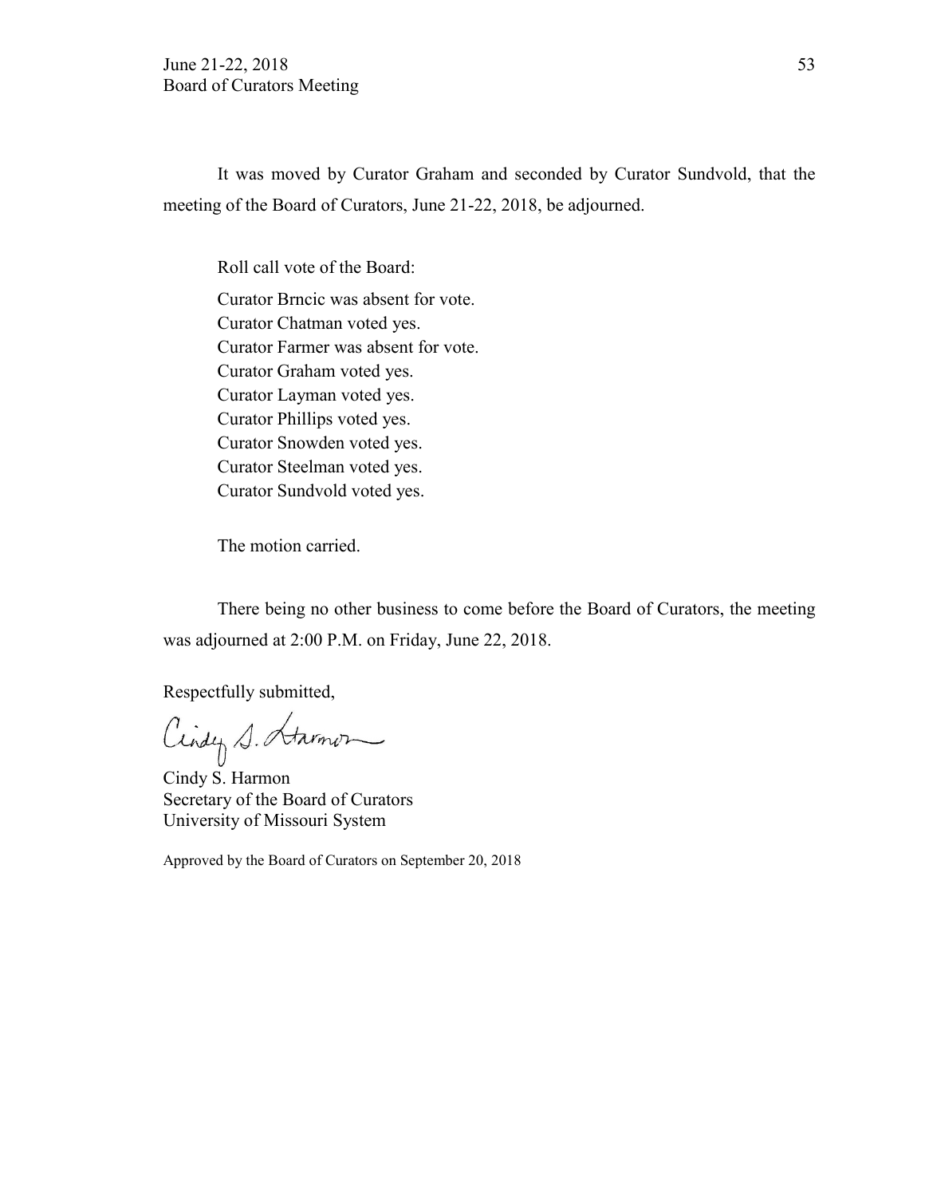It was moved by Curator Graham and seconded by Curator Sundvold, that the meeting of the Board of Curators, June 21-22, 2018, be adjourned.

Roll call vote of the Board:

Curator Brncic was absent for vote.  
Curator Chatman voted yes.  
Curator Farmer was absent for vote.  
Curator Graham voted yes.  
Curator Layman voted yes.  
Curator Phillips voted yes.  
Curator Snowden voted yes.  
Curator Steelman voted yes.  
Curator Sundvold voted yes.

The motion carried.

There being no other business to come before the Board of Curators, the meeting was adjourned at 2:00 P.M. on Friday, June 22, 2018.

Respectfully submitted,

Cindy S. Harmon  
Secretary of the Board of Curators  
University of Missouri System

Approved by the Board of Curators on September 20, 2018